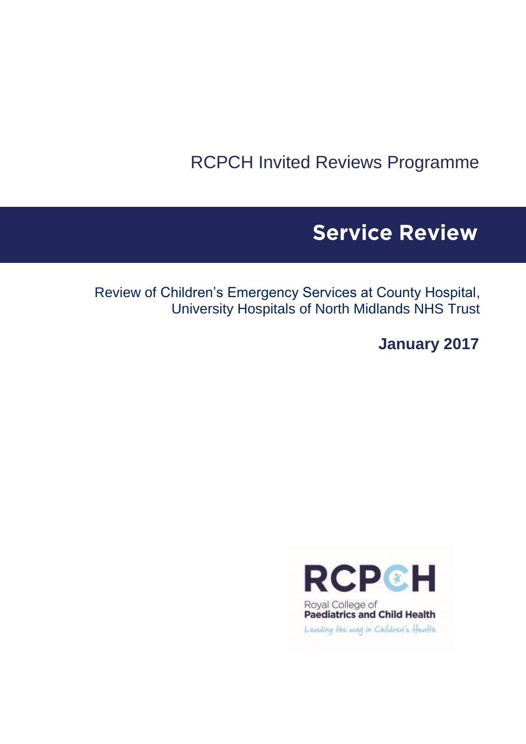RCPCH Invited Reviews Programme

# Service Review

Review of Children's Emergency Services at County Hospital, University Hospitals of North Midlands NHS Trust

**January 2017**

**RCPCH**

Royal College of
**Paediatrics and Child Health**

*Leading the way in Children's Health*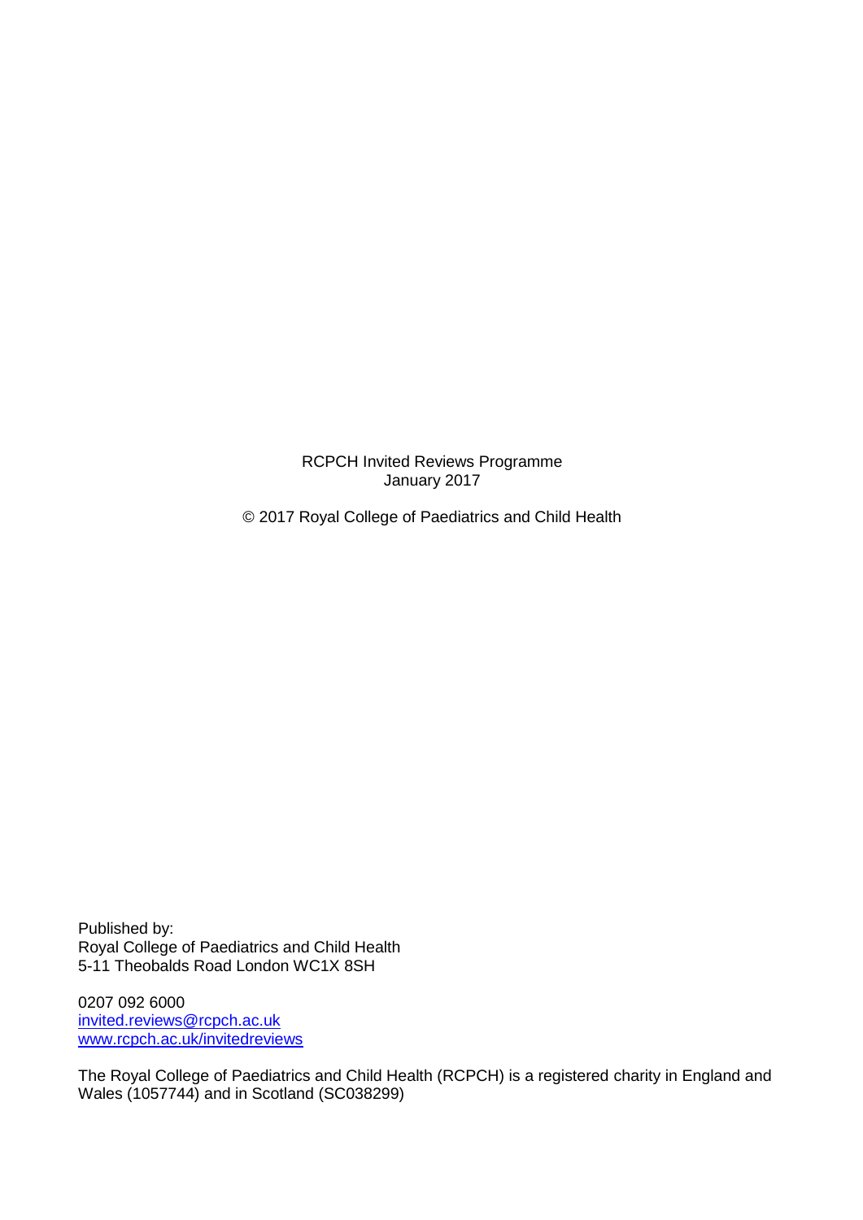RCPCH Invited Reviews Programme
January 2017

© 2017 Royal College of Paediatrics and Child Health

Published by:
Royal College of Paediatrics and Child Health
5-11 Theobalds Road London WC1X 8SH

0207 092 6000
[invited.reviews@rcpch.ac.uk](mailto:invited.reviews@rcpch.ac.uk)
[www.rcpch.ac.uk/invitedreviews](http://www.rcpch.ac.uk/invitedreviews)

The Royal College of Paediatrics and Child Health (RCPCH) is a registered charity in England and Wales (1057744) and in Scotland (SC038299)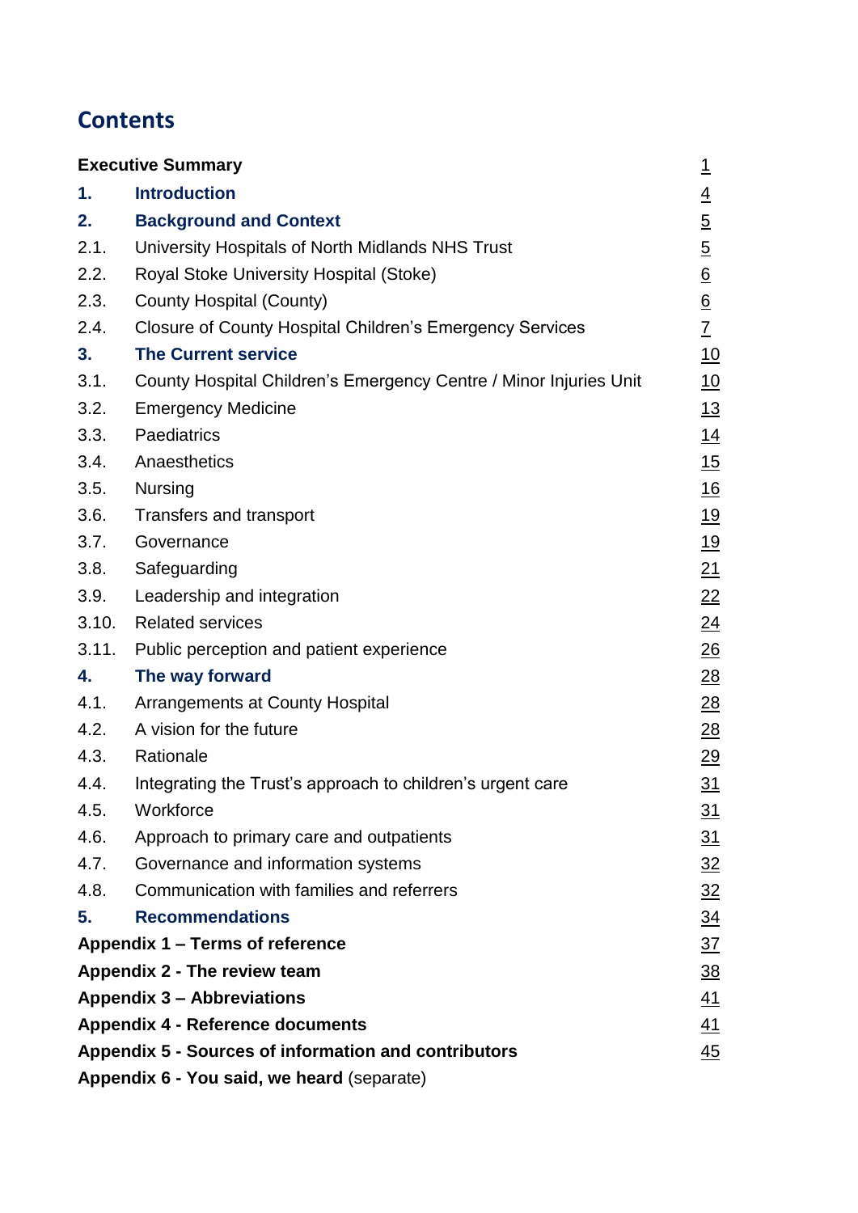# Contents

| | | |
|---|---|---|
| **Executive Summary** | | 1 |
| **1.** | **Introduction** | 4 |
| **2.** | **Background and Context** | 5 |
| 2.1. | University Hospitals of North Midlands NHS Trust | 5 |
| 2.2. | Royal Stoke University Hospital (Stoke) | 6 |
| 2.3. | County Hospital (County) | 6 |
| 2.4. | Closure of County Hospital Children's Emergency Services | 7 |
| **3.** | **The Current service** | 10 |
| 3.1. | County Hospital Children's Emergency Centre / Minor Injuries Unit | 10 |
| 3.2. | Emergency Medicine | 13 |
| 3.3. | Paediatrics | 14 |
| 3.4. | Anaesthetics | 15 |
| 3.5. | Nursing | 16 |
| 3.6. | Transfers and transport | 19 |
| 3.7. | Governance | 19 |
| 3.8. | Safeguarding | 21 |
| 3.9. | Leadership and integration | 22 |
| 3.10. | Related services | 24 |
| 3.11. | Public perception and patient experience | 26 |
| **4.** | **The way forward** | 28 |
| 4.1. | Arrangements at County Hospital | 28 |
| 4.2. | A vision for the future | 28 |
| 4.3. | Rationale | 29 |
| 4.4. | Integrating the Trust's approach to children's urgent care | 31 |
| 4.5. | Workforce | 31 |
| 4.6. | Approach to primary care and outpatients | 31 |
| 4.7. | Governance and information systems | 32 |
| 4.8. | Communication with families and referrers | 32 |
| **5.** | **Recommendations** | 34 |
| **Appendix 1 – Terms of reference** | | 37 |
| **Appendix 2 - The review team** | | 38 |
| **Appendix 3 – Abbreviations** | | 41 |
| **Appendix 4 - Reference documents** | | 41 |
| **Appendix 5 - Sources of information and contributors** | | 45 |
| **Appendix 6 - You said, we heard** (separate) | | |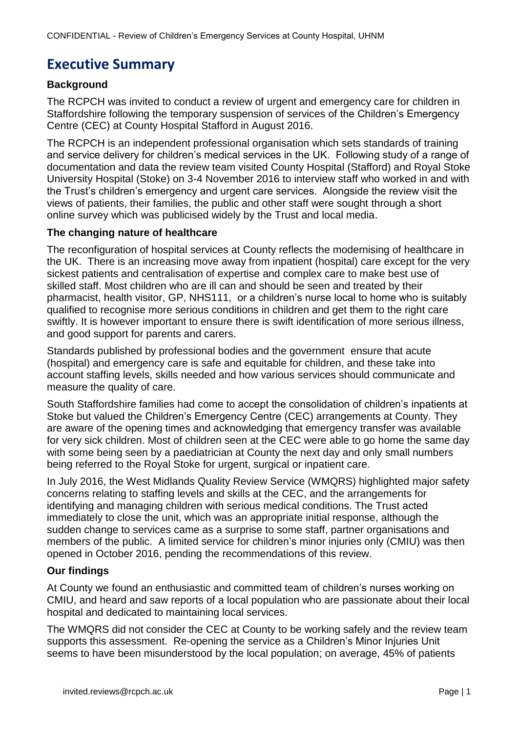# Executive Summary

### Background

The RCPCH was invited to conduct a review of urgent and emergency care for children in Staffordshire following the temporary suspension of services of the Children's Emergency Centre (CEC) at County Hospital Stafford in August 2016.

The RCPCH is an independent professional organisation which sets standards of training and service delivery for children's medical services in the UK. Following study of a range of documentation and data the review team visited County Hospital (Stafford) and Royal Stoke University Hospital (Stoke) on 3-4 November 2016 to interview staff who worked in and with the Trust's children's emergency and urgent care services. Alongside the review visit the views of patients, their families, the public and other staff were sought through a short online survey which was publicised widely by the Trust and local media.

### The changing nature of healthcare

The reconfiguration of hospital services at County reflects the modernising of healthcare in the UK. There is an increasing move away from inpatient (hospital) care except for the very sickest patients and centralisation of expertise and complex care to make best use of skilled staff. Most children who are ill can and should be seen and treated by their pharmacist, health visitor, GP, NHS111, or a children's nurse local to home who is suitably qualified to recognise more serious conditions in children and get them to the right care swiftly. It is however important to ensure there is swift identification of more serious illness, and good support for parents and carers.

Standards published by professional bodies and the government ensure that acute (hospital) and emergency care is safe and equitable for children, and these take into account staffing levels, skills needed and how various services should communicate and measure the quality of care.

South Staffordshire families had come to accept the consolidation of children's inpatients at Stoke but valued the Children's Emergency Centre (CEC) arrangements at County. They are aware of the opening times and acknowledging that emergency transfer was available for very sick children. Most of children seen at the CEC were able to go home the same day with some being seen by a paediatrician at County the next day and only small numbers being referred to the Royal Stoke for urgent, surgical or inpatient care.

In July 2016, the West Midlands Quality Review Service (WMQRS) highlighted major safety concerns relating to staffing levels and skills at the CEC, and the arrangements for identifying and managing children with serious medical conditions. The Trust acted immediately to close the unit, which was an appropriate initial response, although the sudden change to services came as a surprise to some staff, partner organisations and members of the public. A limited service for children's minor injuries only (CMIU) was then opened in October 2016, pending the recommendations of this review.

### Our findings

At County we found an enthusiastic and committed team of children's nurses working on CMIU, and heard and saw reports of a local population who are passionate about their local hospital and dedicated to maintaining local services.

The WMQRS did not consider the CEC at County to be working safely and the review team supports this assessment. Re-opening the service as a Children's Minor Injuries Unit seems to have been misunderstood by the local population; on average, 45% of patients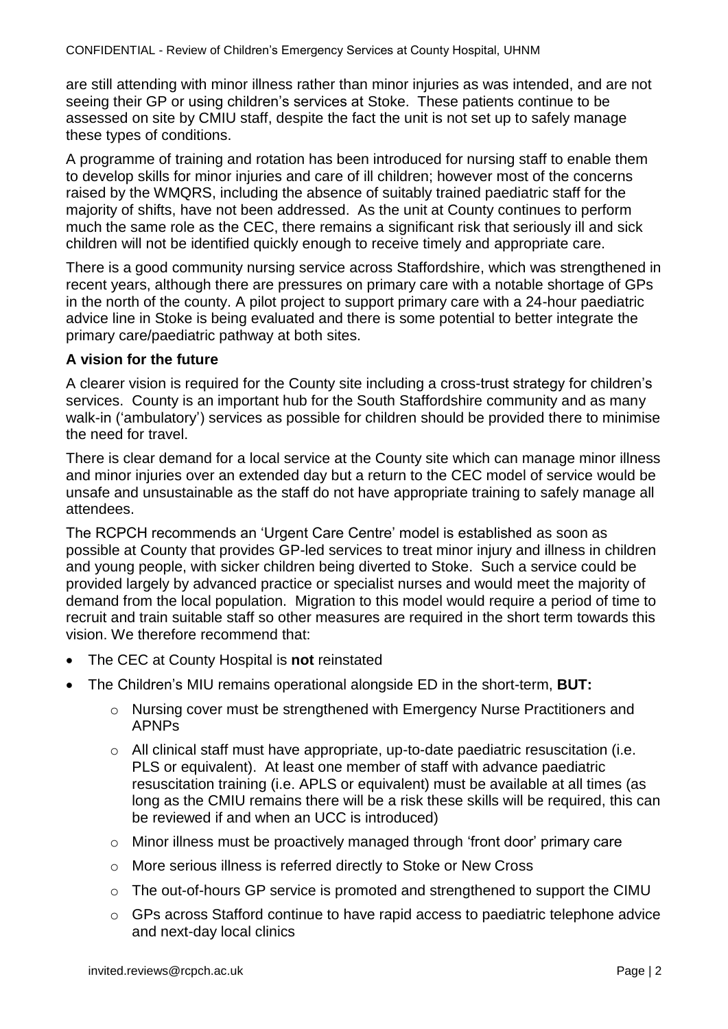are still attending with minor illness rather than minor injuries as was intended, and are not seeing their GP or using children's services at Stoke. These patients continue to be assessed on site by CMIU staff, despite the fact the unit is not set up to safely manage these types of conditions.

A programme of training and rotation has been introduced for nursing staff to enable them to develop skills for minor injuries and care of ill children; however most of the concerns raised by the WMQRS, including the absence of suitably trained paediatric staff for the majority of shifts, have not been addressed. As the unit at County continues to perform much the same role as the CEC, there remains a significant risk that seriously ill and sick children will not be identified quickly enough to receive timely and appropriate care.

There is a good community nursing service across Staffordshire, which was strengthened in recent years, although there are pressures on primary care with a notable shortage of GPs in the north of the county. A pilot project to support primary care with a 24-hour paediatric advice line in Stoke is being evaluated and there is some potential to better integrate the primary care/paediatric pathway at both sites.

**A vision for the future**

A clearer vision is required for the County site including a cross-trust strategy for children's services. County is an important hub for the South Staffordshire community and as many walk-in ('ambulatory') services as possible for children should be provided there to minimise the need for travel.

There is clear demand for a local service at the County site which can manage minor illness and minor injuries over an extended day but a return to the CEC model of service would be unsafe and unsustainable as the staff do not have appropriate training to safely manage all attendees.

The RCPCH recommends an 'Urgent Care Centre' model is established as soon as possible at County that provides GP-led services to treat minor injury and illness in children and young people, with sicker children being diverted to Stoke. Such a service could be provided largely by advanced practice or specialist nurses and would meet the majority of demand from the local population. Migration to this model would require a period of time to recruit and train suitable staff so other measures are required in the short term towards this vision. We therefore recommend that:

- The CEC at County Hospital is **not** reinstated
- The Children's MIU remains operational alongside ED in the short-term, **BUT:**
  - Nursing cover must be strengthened with Emergency Nurse Practitioners and APNPs
  - All clinical staff must have appropriate, up-to-date paediatric resuscitation (i.e. PLS or equivalent). At least one member of staff with advance paediatric resuscitation training (i.e. APLS or equivalent) must be available at all times (as long as the CMIU remains there will be a risk these skills will be required, this can be reviewed if and when an UCC is introduced)
  - Minor illness must be proactively managed through 'front door' primary care
  - More serious illness is referred directly to Stoke or New Cross
  - The out-of-hours GP service is promoted and strengthened to support the CIMU
  - GPs across Stafford continue to have rapid access to paediatric telephone advice and next-day local clinics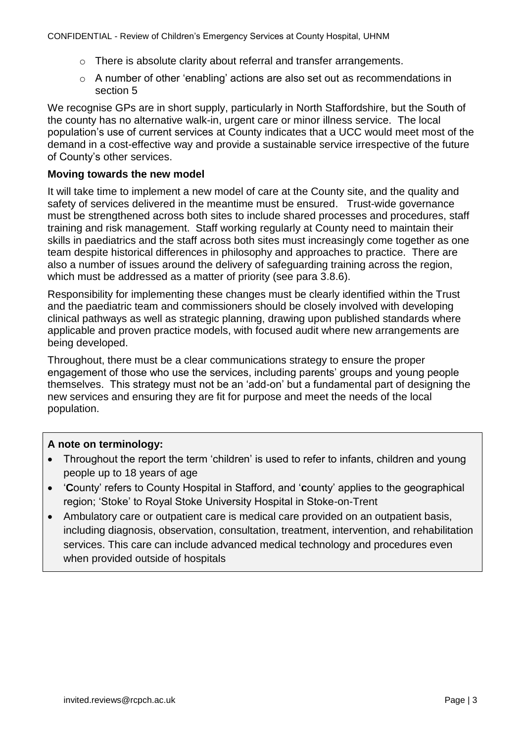- There is absolute clarity about referral and transfer arrangements.
- A number of other 'enabling' actions are also set out as recommendations in section 5

We recognise GPs are in short supply, particularly in North Staffordshire, but the South of the county has no alternative walk-in, urgent care or minor illness service. The local population's use of current services at County indicates that a UCC would meet most of the demand in a cost-effective way and provide a sustainable service irrespective of the future of County's other services.

**Moving towards the new model**

It will take time to implement a new model of care at the County site, and the quality and safety of services delivered in the meantime must be ensured. Trust-wide governance must be strengthened across both sites to include shared processes and procedures, staff training and risk management. Staff working regularly at County need to maintain their skills in paediatrics and the staff across both sites must increasingly come together as one team despite historical differences in philosophy and approaches to practice. There are also a number of issues around the delivery of safeguarding training across the region, which must be addressed as a matter of priority (see para 3.8.6).

Responsibility for implementing these changes must be clearly identified within the Trust and the paediatric team and commissioners should be closely involved with developing clinical pathways as well as strategic planning, drawing upon published standards where applicable and proven practice models, with focused audit where new arrangements are being developed.

Throughout, there must be a clear communications strategy to ensure the proper engagement of those who use the services, including parents' groups and young people themselves. This strategy must not be an 'add-on' but a fundamental part of designing the new services and ensuring they are fit for purpose and meet the needs of the local population.

**A note on terminology:**

- Throughout the report the term 'children' is used to refer to infants, children and young people up to 18 years of age
- '**C**ounty' refers to County Hospital in Stafford, and '**c**ounty' applies to the geographical region; 'Stoke' to Royal Stoke University Hospital in Stoke-on-Trent
- Ambulatory care or outpatient care is medical care provided on an outpatient basis, including diagnosis, observation, consultation, treatment, intervention, and rehabilitation services. This care can include advanced medical technology and procedures even when provided outside of hospitals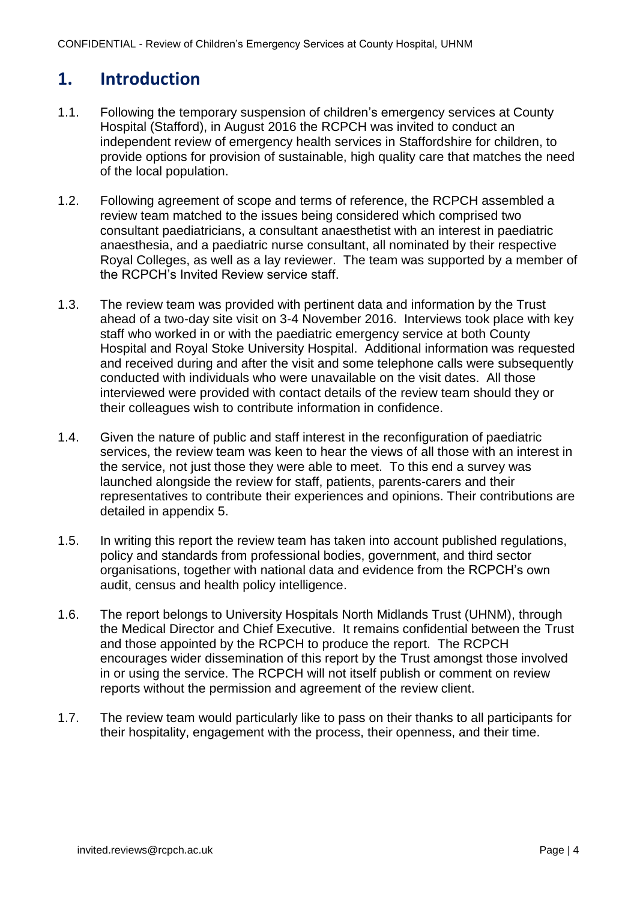# 1. Introduction

1.1. Following the temporary suspension of children's emergency services at County Hospital (Stafford), in August 2016 the RCPCH was invited to conduct an independent review of emergency health services in Staffordshire for children, to provide options for provision of sustainable, high quality care that matches the need of the local population.

1.2. Following agreement of scope and terms of reference, the RCPCH assembled a review team matched to the issues being considered which comprised two consultant paediatricians, a consultant anaesthetist with an interest in paediatric anaesthesia, and a paediatric nurse consultant, all nominated by their respective Royal Colleges, as well as a lay reviewer. The team was supported by a member of the RCPCH's Invited Review service staff.

1.3. The review team was provided with pertinent data and information by the Trust ahead of a two-day site visit on 3-4 November 2016. Interviews took place with key staff who worked in or with the paediatric emergency service at both County Hospital and Royal Stoke University Hospital. Additional information was requested and received during and after the visit and some telephone calls were subsequently conducted with individuals who were unavailable on the visit dates. All those interviewed were provided with contact details of the review team should they or their colleagues wish to contribute information in confidence.

1.4. Given the nature of public and staff interest in the reconfiguration of paediatric services, the review team was keen to hear the views of all those with an interest in the service, not just those they were able to meet. To this end a survey was launched alongside the review for staff, patients, parents-carers and their representatives to contribute their experiences and opinions. Their contributions are detailed in appendix 5.

1.5. In writing this report the review team has taken into account published regulations, policy and standards from professional bodies, government, and third sector organisations, together with national data and evidence from the RCPCH's own audit, census and health policy intelligence.

1.6. The report belongs to University Hospitals North Midlands Trust (UHNM), through the Medical Director and Chief Executive. It remains confidential between the Trust and those appointed by the RCPCH to produce the report. The RCPCH encourages wider dissemination of this report by the Trust amongst those involved in or using the service. The RCPCH will not itself publish or comment on review reports without the permission and agreement of the review client.

1.7. The review team would particularly like to pass on their thanks to all participants for their hospitality, engagement with the process, their openness, and their time.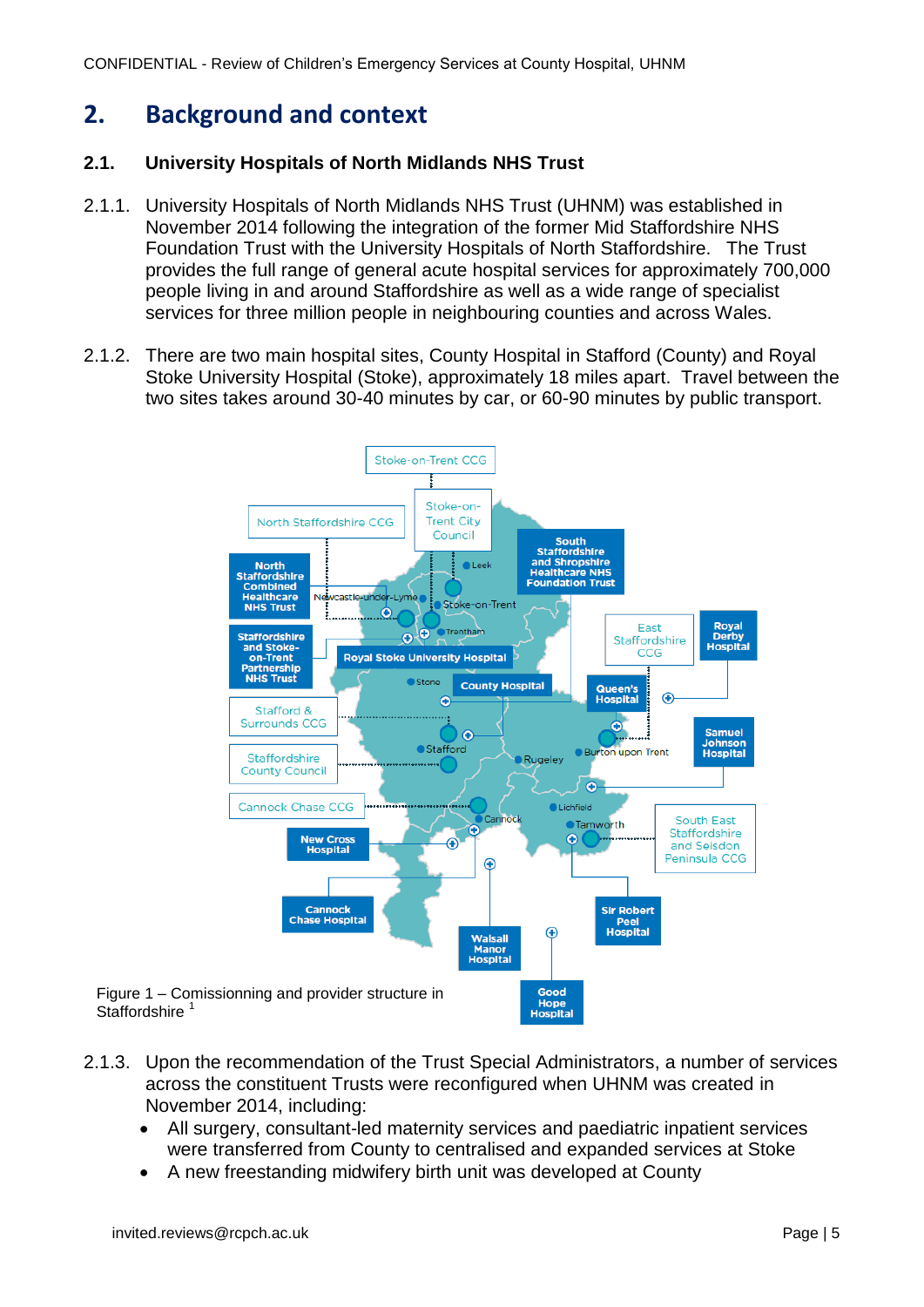## 2. Background and context

### 2.1. University Hospitals of North Midlands NHS Trust

2.1.1. University Hospitals of North Midlands NHS Trust (UHNM) was established in November 2014 following the integration of the former Mid Staffordshire NHS Foundation Trust with the University Hospitals of North Staffordshire. The Trust provides the full range of general acute hospital services for approximately 700,000 people living in and around Staffordshire as well as a wide range of specialist services for three million people in neighbouring counties and across Wales.

2.1.2. There are two main hospital sites, County Hospital in Stafford (County) and Royal Stoke University Hospital (Stoke), approximately 18 miles apart. Travel between the two sites takes around 30-40 minutes by car, or 60-90 minutes by public transport.

Figure 1 – Comissionning and provider structure in Staffordshire [1]

2.1.3. Upon the recommendation of the Trust Special Administrators, a number of services across the constituent Trusts were reconfigured when UHNM was created in November 2014, including:

- All surgery, consultant-led maternity services and paediatric inpatient services were transferred from County to centralised and expanded services at Stoke
- A new freestanding midwifery birth unit was developed at County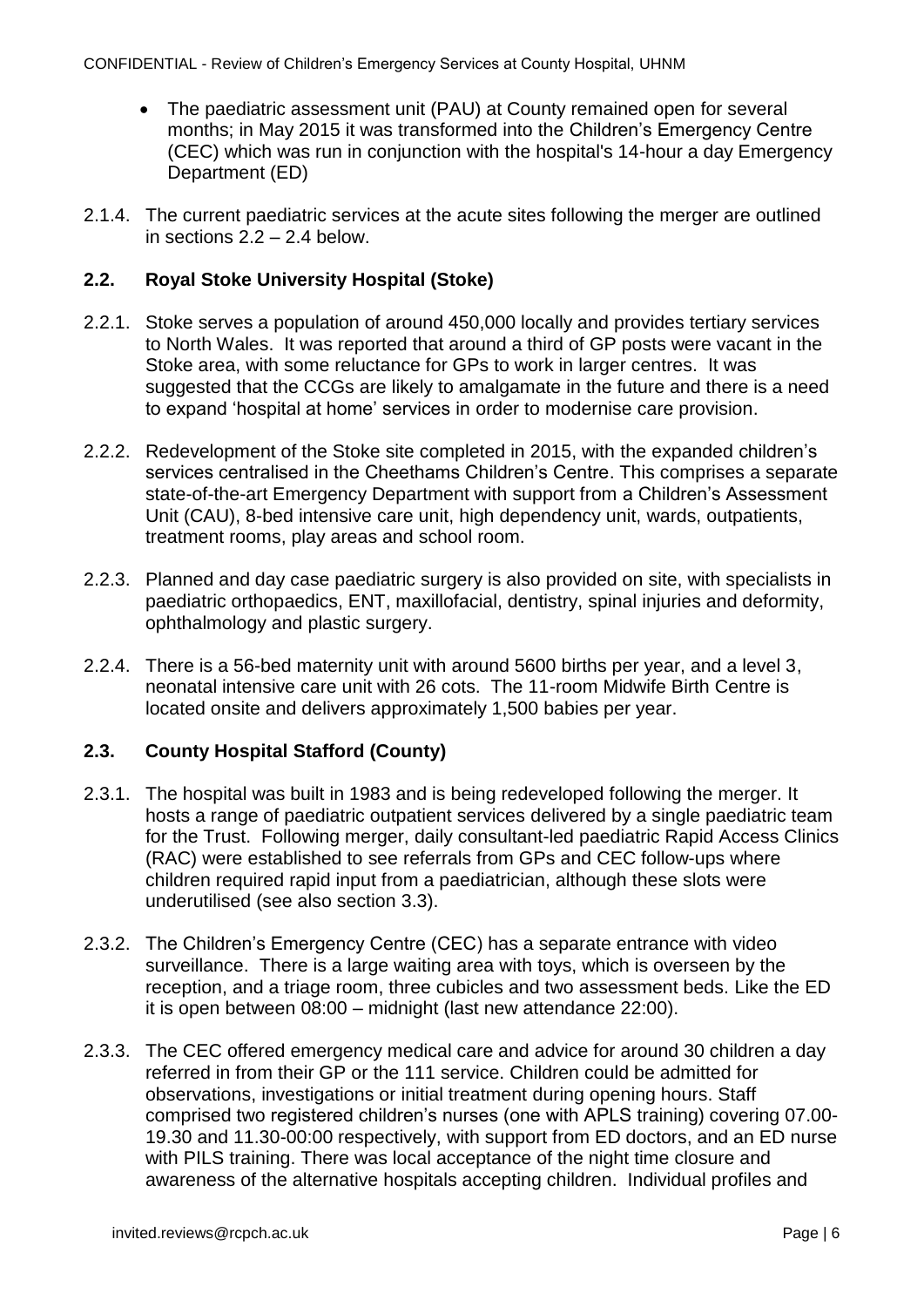- The paediatric assessment unit (PAU) at County remained open for several months; in May 2015 it was transformed into the Children's Emergency Centre (CEC) which was run in conjunction with the hospital's 14-hour a day Emergency Department (ED)

2.1.4. The current paediatric services at the acute sites following the merger are outlined in sections 2.2 – 2.4 below.

## 2.2. Royal Stoke University Hospital (Stoke)

2.2.1. Stoke serves a population of around 450,000 locally and provides tertiary services to North Wales. It was reported that around a third of GP posts were vacant in the Stoke area, with some reluctance for GPs to work in larger centres. It was suggested that the CCGs are likely to amalgamate in the future and there is a need to expand 'hospital at home' services in order to modernise care provision.

2.2.2. Redevelopment of the Stoke site completed in 2015, with the expanded children's services centralised in the Cheethams Children's Centre. This comprises a separate state-of-the-art Emergency Department with support from a Children's Assessment Unit (CAU), 8-bed intensive care unit, high dependency unit, wards, outpatients, treatment rooms, play areas and school room.

2.2.3. Planned and day case paediatric surgery is also provided on site, with specialists in paediatric orthopaedics, ENT, maxillofacial, dentistry, spinal injuries and deformity, ophthalmology and plastic surgery.

2.2.4. There is a 56-bed maternity unit with around 5600 births per year, and a level 3, neonatal intensive care unit with 26 cots. The 11-room Midwife Birth Centre is located onsite and delivers approximately 1,500 babies per year.

## 2.3. County Hospital Stafford (County)

2.3.1. The hospital was built in 1983 and is being redeveloped following the merger. It hosts a range of paediatric outpatient services delivered by a single paediatric team for the Trust. Following merger, daily consultant-led paediatric Rapid Access Clinics (RAC) were established to see referrals from GPs and CEC follow-ups where children required rapid input from a paediatrician, although these slots were underutilised (see also section 3.3).

2.3.2. The Children's Emergency Centre (CEC) has a separate entrance with video surveillance. There is a large waiting area with toys, which is overseen by the reception, and a triage room, three cubicles and two assessment beds. Like the ED it is open between 08:00 – midnight (last new attendance 22:00).

2.3.3. The CEC offered emergency medical care and advice for around 30 children a day referred in from their GP or the 111 service. Children could be admitted for observations, investigations or initial treatment during opening hours. Staff comprised two registered children's nurses (one with APLS training) covering 07.00-19.30 and 11.30-00:00 respectively, with support from ED doctors, and an ED nurse with PILS training. There was local acceptance of the night time closure and awareness of the alternative hospitals accepting children. Individual profiles and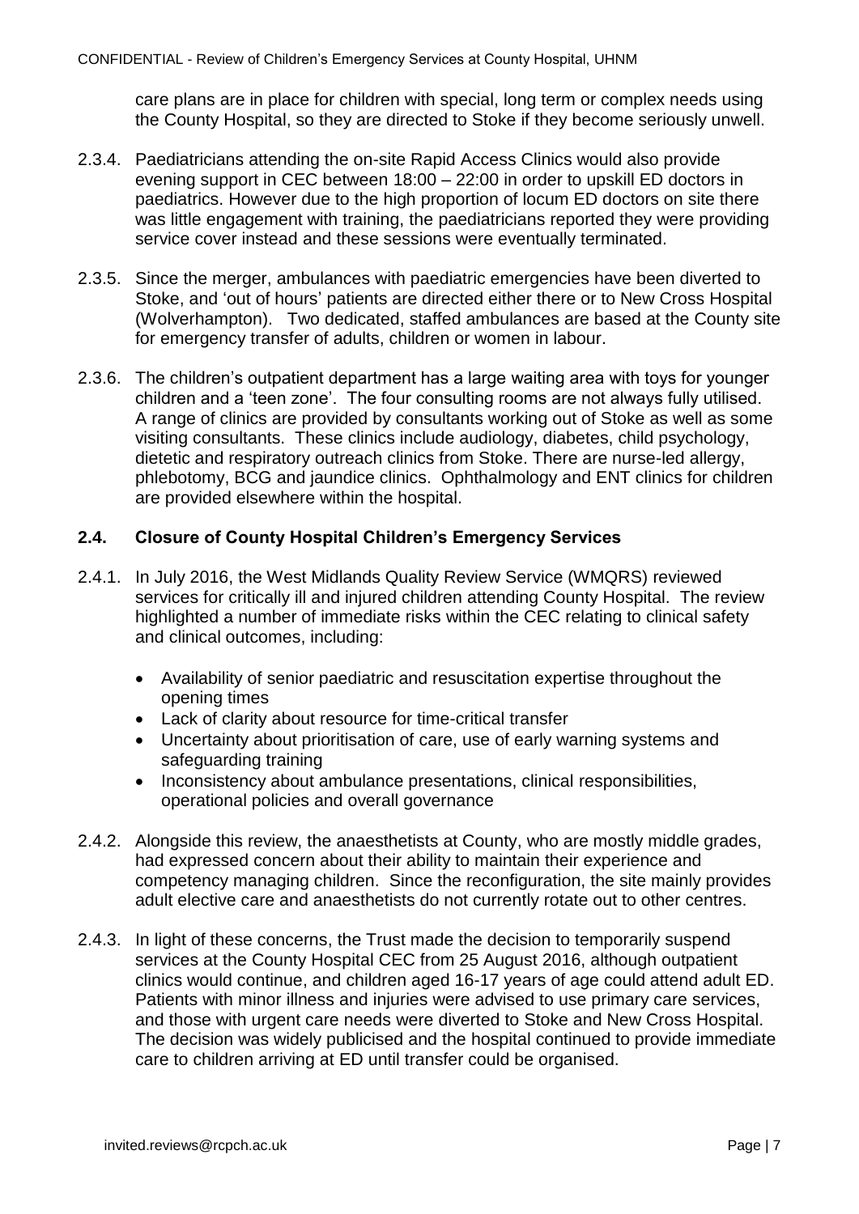care plans are in place for children with special, long term or complex needs using the County Hospital, so they are directed to Stoke if they become seriously unwell.

2.3.4. Paediatricians attending the on-site Rapid Access Clinics would also provide evening support in CEC between 18:00 – 22:00 in order to upskill ED doctors in paediatrics. However due to the high proportion of locum ED doctors on site there was little engagement with training, the paediatricians reported they were providing service cover instead and these sessions were eventually terminated.

2.3.5. Since the merger, ambulances with paediatric emergencies have been diverted to Stoke, and 'out of hours' patients are directed either there or to New Cross Hospital (Wolverhampton). Two dedicated, staffed ambulances are based at the County site for emergency transfer of adults, children or women in labour.

2.3.6. The children's outpatient department has a large waiting area with toys for younger children and a 'teen zone'. The four consulting rooms are not always fully utilised. A range of clinics are provided by consultants working out of Stoke as well as some visiting consultants. These clinics include audiology, diabetes, child psychology, dietetic and respiratory outreach clinics from Stoke. There are nurse-led allergy, phlebotomy, BCG and jaundice clinics. Ophthalmology and ENT clinics for children are provided elsewhere within the hospital.

## 2.4. Closure of County Hospital Children's Emergency Services

2.4.1. In July 2016, the West Midlands Quality Review Service (WMQRS) reviewed services for critically ill and injured children attending County Hospital. The review highlighted a number of immediate risks within the CEC relating to clinical safety and clinical outcomes, including:

- Availability of senior paediatric and resuscitation expertise throughout the opening times
- Lack of clarity about resource for time-critical transfer
- Uncertainty about prioritisation of care, use of early warning systems and safeguarding training
- Inconsistency about ambulance presentations, clinical responsibilities, operational policies and overall governance

2.4.2. Alongside this review, the anaesthetists at County, who are mostly middle grades, had expressed concern about their ability to maintain their experience and competency managing children. Since the reconfiguration, the site mainly provides adult elective care and anaesthetists do not currently rotate out to other centres.

2.4.3. In light of these concerns, the Trust made the decision to temporarily suspend services at the County Hospital CEC from 25 August 2016, although outpatient clinics would continue, and children aged 16-17 years of age could attend adult ED. Patients with minor illness and injuries were advised to use primary care services, and those with urgent care needs were diverted to Stoke and New Cross Hospital. The decision was widely publicised and the hospital continued to provide immediate care to children arriving at ED until transfer could be organised.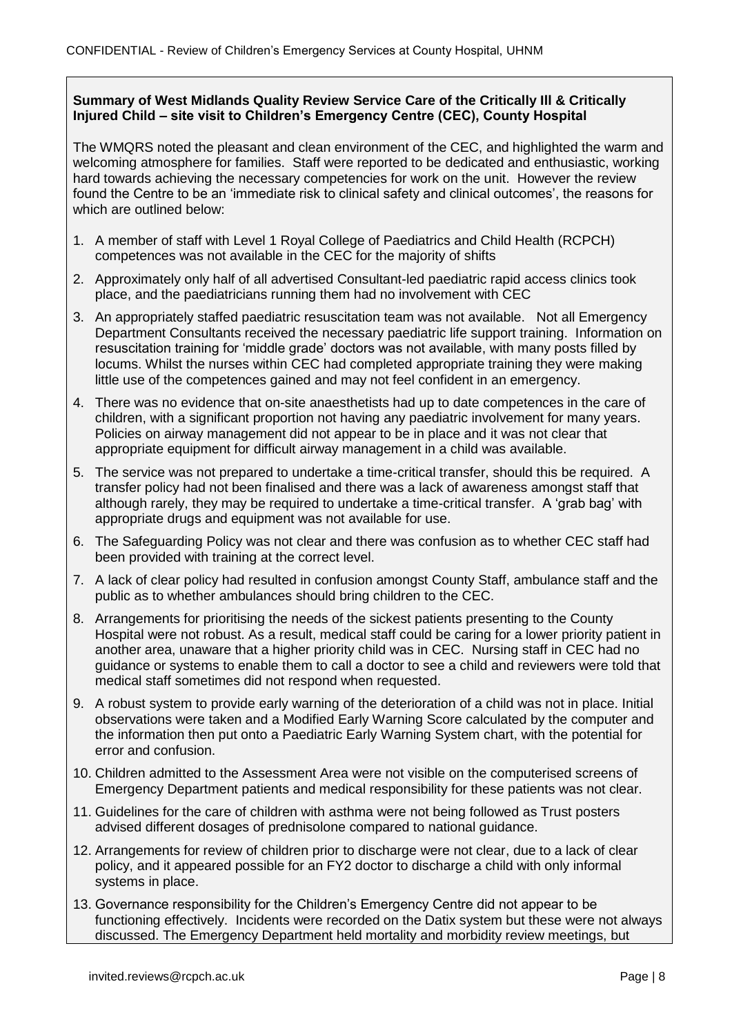**Summary of West Midlands Quality Review Service Care of the Critically Ill & Critically Injured Child – site visit to Children's Emergency Centre (CEC), County Hospital**

The WMQRS noted the pleasant and clean environment of the CEC, and highlighted the warm and welcoming atmosphere for families. Staff were reported to be dedicated and enthusiastic, working hard towards achieving the necessary competencies for work on the unit. However the review found the Centre to be an 'immediate risk to clinical safety and clinical outcomes', the reasons for which are outlined below:

1. A member of staff with Level 1 Royal College of Paediatrics and Child Health (RCPCH) competences was not available in the CEC for the majority of shifts
2. Approximately only half of all advertised Consultant-led paediatric rapid access clinics took place, and the paediatricians running them had no involvement with CEC
3. An appropriately staffed paediatric resuscitation team was not available. Not all Emergency Department Consultants received the necessary paediatric life support training. Information on resuscitation training for 'middle grade' doctors was not available, with many posts filled by locums. Whilst the nurses within CEC had completed appropriate training they were making little use of the competences gained and may not feel confident in an emergency.
4. There was no evidence that on-site anaesthetists had up to date competences in the care of children, with a significant proportion not having any paediatric involvement for many years. Policies on airway management did not appear to be in place and it was not clear that appropriate equipment for difficult airway management in a child was available.
5. The service was not prepared to undertake a time-critical transfer, should this be required. A transfer policy had not been finalised and there was a lack of awareness amongst staff that although rarely, they may be required to undertake a time-critical transfer. A 'grab bag' with appropriate drugs and equipment was not available for use.
6. The Safeguarding Policy was not clear and there was confusion as to whether CEC staff had been provided with training at the correct level.
7. A lack of clear policy had resulted in confusion amongst County Staff, ambulance staff and the public as to whether ambulances should bring children to the CEC.
8. Arrangements for prioritising the needs of the sickest patients presenting to the County Hospital were not robust. As a result, medical staff could be caring for a lower priority patient in another area, unaware that a higher priority child was in CEC. Nursing staff in CEC had no guidance or systems to enable them to call a doctor to see a child and reviewers were told that medical staff sometimes did not respond when requested.
9. A robust system to provide early warning of the deterioration of a child was not in place. Initial observations were taken and a Modified Early Warning Score calculated by the computer and the information then put onto a Paediatric Early Warning System chart, with the potential for error and confusion.
10. Children admitted to the Assessment Area were not visible on the computerised screens of Emergency Department patients and medical responsibility for these patients was not clear.
11. Guidelines for the care of children with asthma were not being followed as Trust posters advised different dosages of prednisolone compared to national guidance.
12. Arrangements for review of children prior to discharge were not clear, due to a lack of clear policy, and it appeared possible for an FY2 doctor to discharge a child with only informal systems in place.
13. Governance responsibility for the Children's Emergency Centre did not appear to be functioning effectively. Incidents were recorded on the Datix system but these were not always discussed. The Emergency Department held mortality and morbidity review meetings, but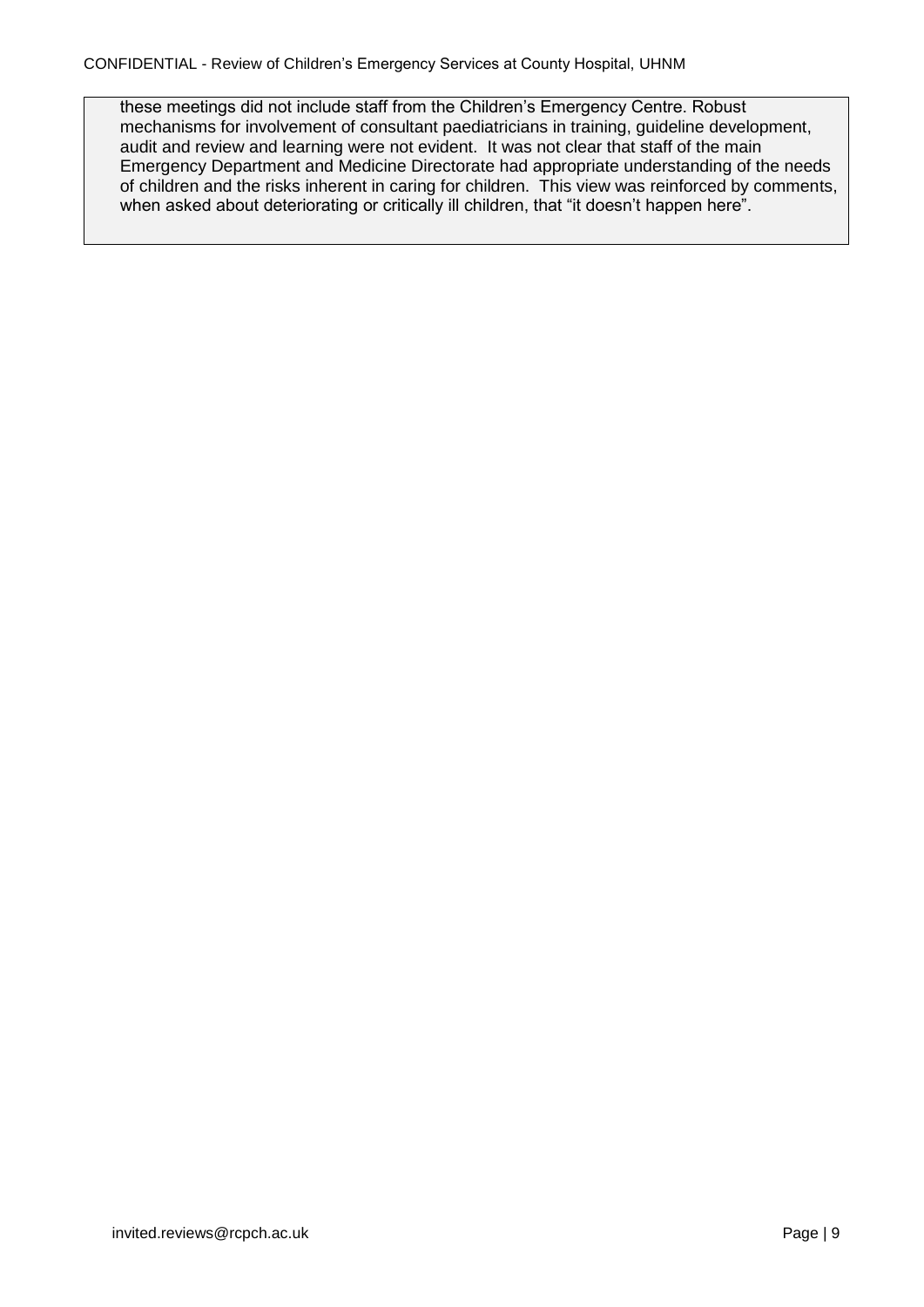these meetings did not include staff from the Children's Emergency Centre. Robust mechanisms for involvement of consultant paediatricians in training, guideline development, audit and review and learning were not evident. It was not clear that staff of the main Emergency Department and Medicine Directorate had appropriate understanding of the needs of children and the risks inherent in caring for children. This view was reinforced by comments, when asked about deteriorating or critically ill children, that "it doesn't happen here".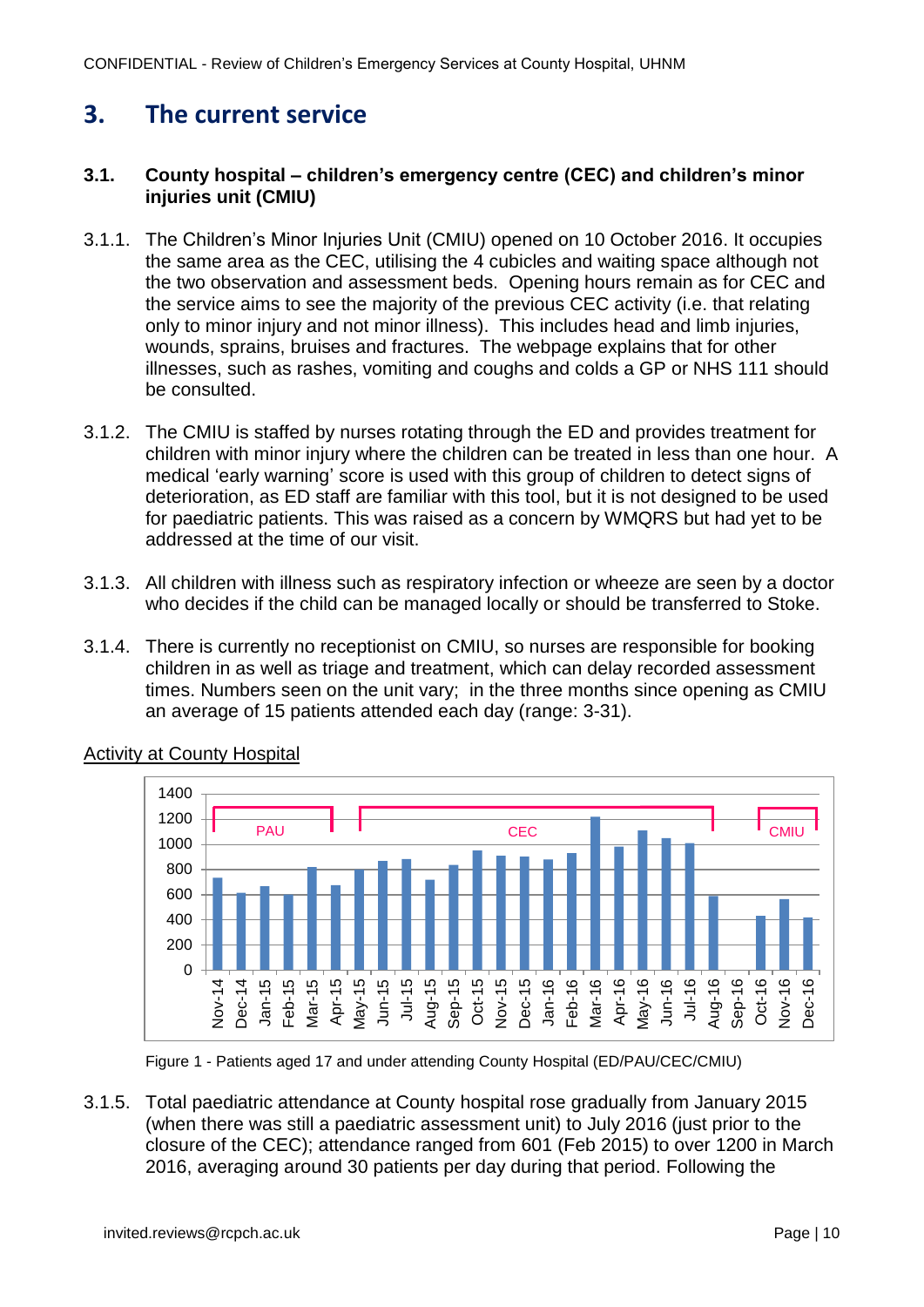## 3. The current service

### 3.1. County hospital – children's emergency centre (CEC) and children's minor injuries unit (CMIU)

3.1.1. The Children's Minor Injuries Unit (CMIU) opened on 10 October 2016. It occupies the same area as the CEC, utilising the 4 cubicles and waiting space although not the two observation and assessment beds. Opening hours remain as for CEC and the service aims to see the majority of the previous CEC activity (i.e. that relating only to minor injury and not minor illness). This includes head and limb injuries, wounds, sprains, bruises and fractures. The webpage explains that for other illnesses, such as rashes, vomiting and coughs and colds a GP or NHS 111 should be consulted.

3.1.2. The CMIU is staffed by nurses rotating through the ED and provides treatment for children with minor injury where the children can be treated in less than one hour. A medical 'early warning' score is used with this group of children to detect signs of deterioration, as ED staff are familiar with this tool, but it is not designed to be used for paediatric patients. This was raised as a concern by WMQRS but had yet to be addressed at the time of our visit.

3.1.3. All children with illness such as respiratory infection or wheeze are seen by a doctor who decides if the child can be managed locally or should be transferred to Stoke.

3.1.4. There is currently no receptionist on CMIU, so nurses are responsible for booking children in as well as triage and treatment, which can delay recorded assessment times. Numbers seen on the unit vary; in the three months since opening as CMIU an average of 15 patients attended each day (range: 3-31).

<u>Activity at County Hospital</u>

Figure 1 - Patients aged 17 and under attending County Hospital (ED/PAU/CEC/CMIU)

3.1.5. Total paediatric attendance at County hospital rose gradually from January 2015 (when there was still a paediatric assessment unit) to July 2016 (just prior to the closure of the CEC); attendance ranged from 601 (Feb 2015) to over 1200 in March 2016, averaging around 30 patients per day during that period. Following the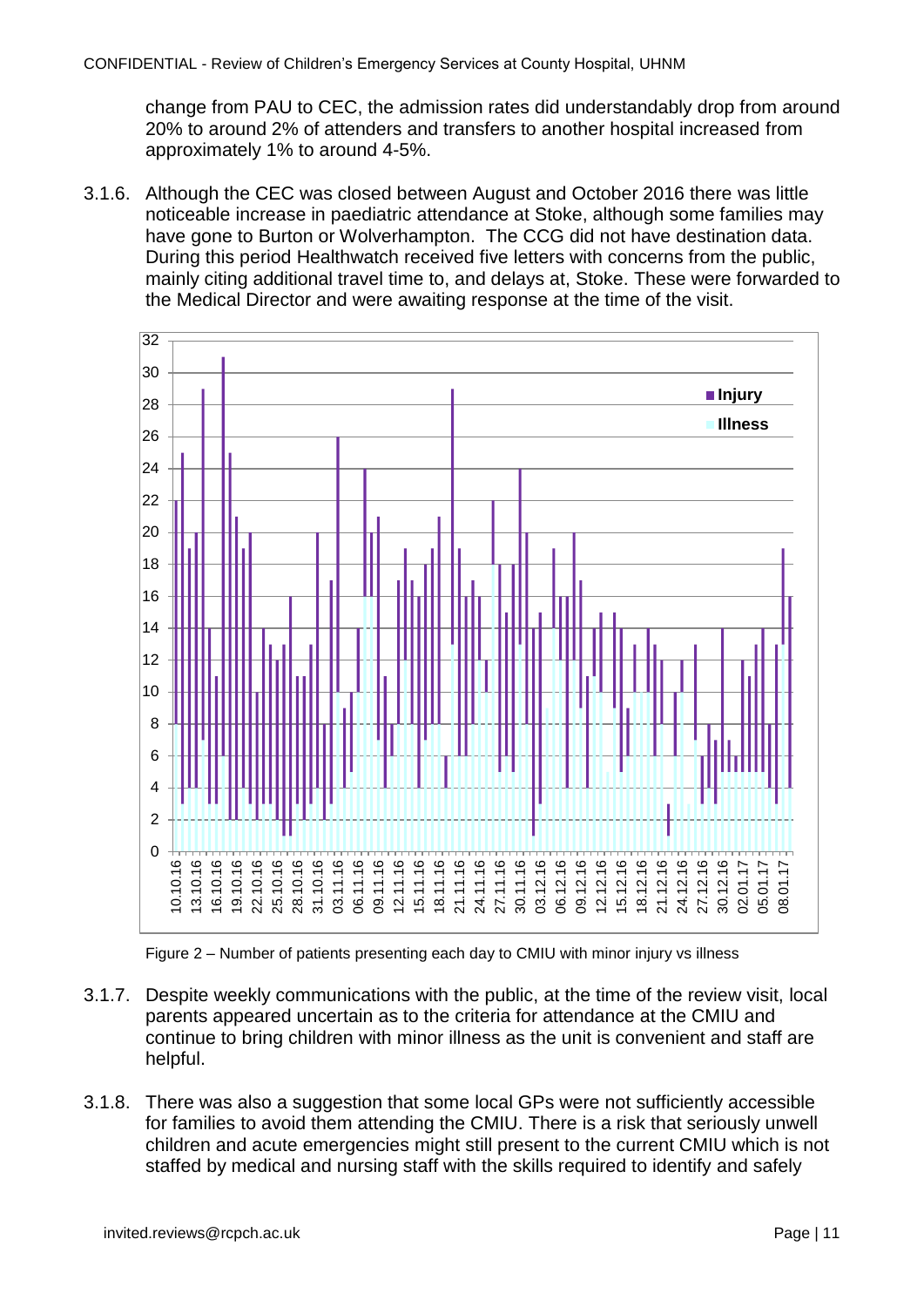change from PAU to CEC, the admission rates did understandably drop from around 20% to around 2% of attenders and transfers to another hospital increased from approximately 1% to around 4-5%.

3.1.6. Although the CEC was closed between August and October 2016 there was little noticeable increase in paediatric attendance at Stoke, although some families may have gone to Burton or Wolverhampton. The CCG did not have destination data. During this period Healthwatch received five letters with concerns from the public, mainly citing additional travel time to, and delays at, Stoke. These were forwarded to the Medical Director and were awaiting response at the time of the visit.

Figure 2 – Number of patients presenting each day to CMIU with minor injury vs illness

3.1.7. Despite weekly communications with the public, at the time of the review visit, local parents appeared uncertain as to the criteria for attendance at the CMIU and continue to bring children with minor illness as the unit is convenient and staff are helpful.

3.1.8. There was also a suggestion that some local GPs were not sufficiently accessible for families to avoid them attending the CMIU. There is a risk that seriously unwell children and acute emergencies might still present to the current CMIU which is not staffed by medical and nursing staff with the skills required to identify and safely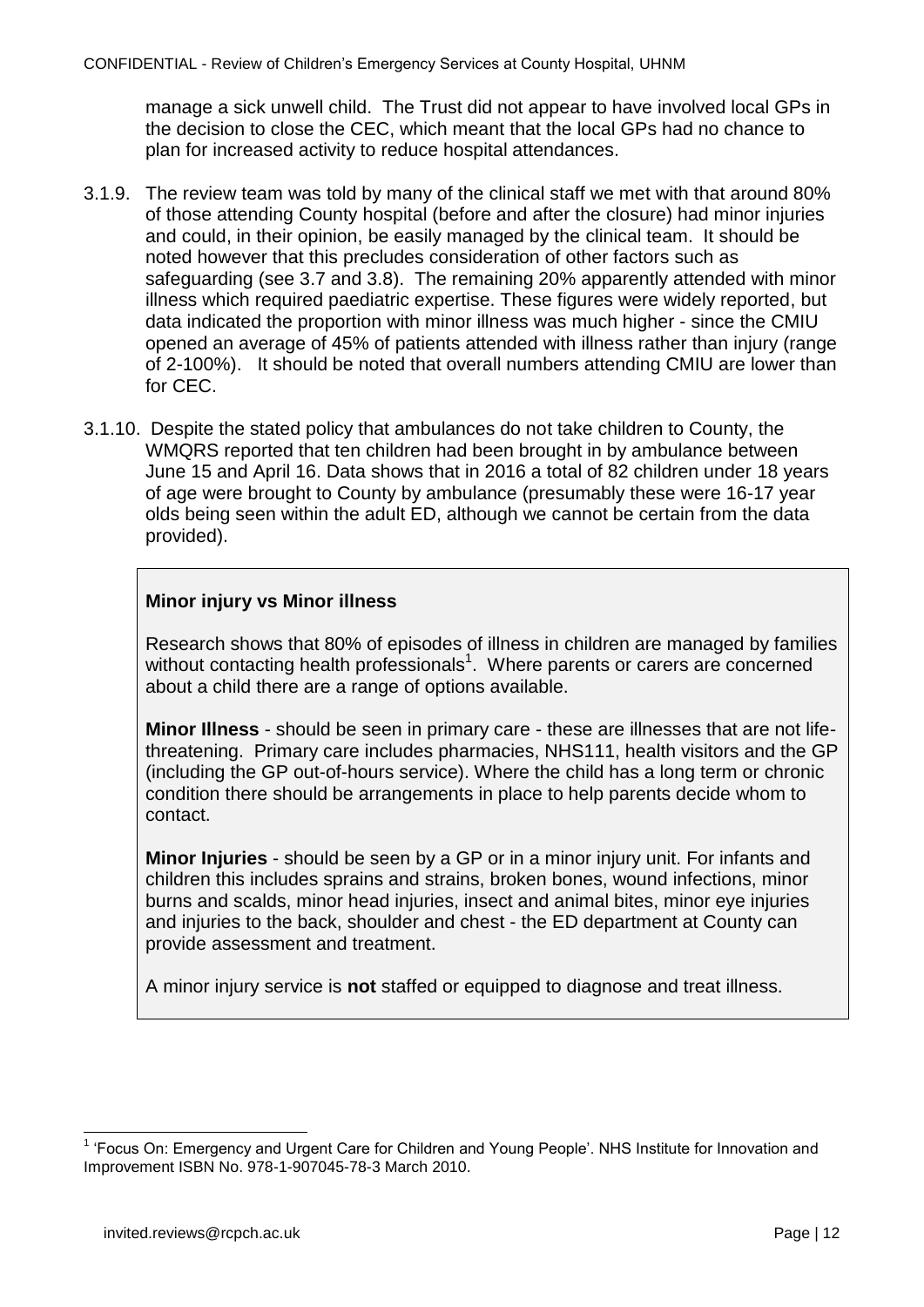manage a sick unwell child. The Trust did not appear to have involved local GPs in the decision to close the CEC, which meant that the local GPs had no chance to plan for increased activity to reduce hospital attendances.

3.1.9. The review team was told by many of the clinical staff we met with that around 80% of those attending County hospital (before and after the closure) had minor injuries and could, in their opinion, be easily managed by the clinical team. It should be noted however that this precludes consideration of other factors such as safeguarding (see 3.7 and 3.8). The remaining 20% apparently attended with minor illness which required paediatric expertise. These figures were widely reported, but data indicated the proportion with minor illness was much higher - since the CMIU opened an average of 45% of patients attended with illness rather than injury (range of 2-100%). It should be noted that overall numbers attending CMIU are lower than for CEC.

3.1.10. Despite the stated policy that ambulances do not take children to County, the WMQRS reported that ten children had been brought in by ambulance between June 15 and April 16. Data shows that in 2016 a total of 82 children under 18 years of age were brought to County by ambulance (presumably these were 16-17 year olds being seen within the adult ED, although we cannot be certain from the data provided).

**Minor injury vs Minor illness**

Research shows that 80% of episodes of illness in children are managed by families without contacting health professionals[1]. Where parents or carers are concerned about a child there are a range of options available.

**Minor Illness** - should be seen in primary care - these are illnesses that are not life-threatening. Primary care includes pharmacies, NHS111, health visitors and the GP (including the GP out-of-hours service). Where the child has a long term or chronic condition there should be arrangements in place to help parents decide whom to contact.

**Minor Injuries** - should be seen by a GP or in a minor injury unit. For infants and children this includes sprains and strains, broken bones, wound infections, minor burns and scalds, minor head injuries, insect and animal bites, minor eye injuries and injuries to the back, shoulder and chest - the ED department at County can provide assessment and treatment.

A minor injury service is **not** staffed or equipped to diagnose and treat illness.

[1] 'Focus On: Emergency and Urgent Care for Children and Young People'. NHS Institute for Innovation and Improvement ISBN No. 978-1-907045-78-3 March 2010.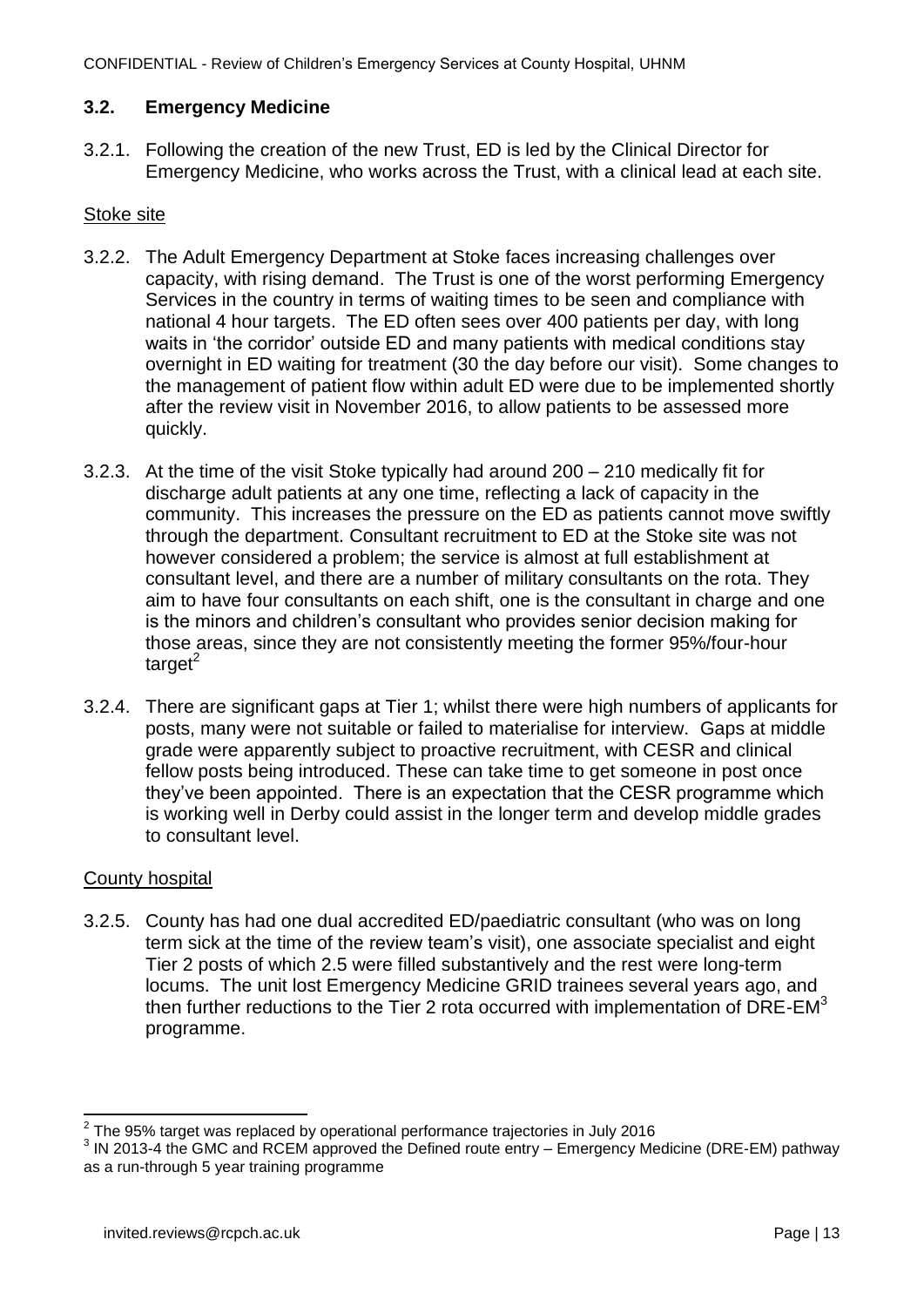### 3.2. Emergency Medicine

3.2.1. Following the creation of the new Trust, ED is led by the Clinical Director for Emergency Medicine, who works across the Trust, with a clinical lead at each site.

Stoke site

3.2.2. The Adult Emergency Department at Stoke faces increasing challenges over capacity, with rising demand. The Trust is one of the worst performing Emergency Services in the country in terms of waiting times to be seen and compliance with national 4 hour targets. The ED often sees over 400 patients per day, with long waits in 'the corridor' outside ED and many patients with medical conditions stay overnight in ED waiting for treatment (30 the day before our visit). Some changes to the management of patient flow within adult ED were due to be implemented shortly after the review visit in November 2016, to allow patients to be assessed more quickly.

3.2.3. At the time of the visit Stoke typically had around 200 – 210 medically fit for discharge adult patients at any one time, reflecting a lack of capacity in the community. This increases the pressure on the ED as patients cannot move swiftly through the department. Consultant recruitment to ED at the Stoke site was not however considered a problem; the service is almost at full establishment at consultant level, and there are a number of military consultants on the rota. They aim to have four consultants on each shift, one is the consultant in charge and one is the minors and children's consultant who provides senior decision making for those areas, since they are not consistently meeting the former 95%/four-hour target[2]

3.2.4. There are significant gaps at Tier 1; whilst there were high numbers of applicants for posts, many were not suitable or failed to materialise for interview. Gaps at middle grade were apparently subject to proactive recruitment, with CESR and clinical fellow posts being introduced. These can take time to get someone in post once they've been appointed. There is an expectation that the CESR programme which is working well in Derby could assist in the longer term and develop middle grades to consultant level.

County hospital

3.2.5. County has had one dual accredited ED/paediatric consultant (who was on long term sick at the time of the review team's visit), one associate specialist and eight Tier 2 posts of which 2.5 were filled substantively and the rest were long-term locums. The unit lost Emergency Medicine GRID trainees several years ago, and then further reductions to the Tier 2 rota occurred with implementation of DRE-EM[3] programme.

---

[2] The 95% target was replaced by operational performance trajectories in July 2016

[3] IN 2013-4 the GMC and RCEM approved the Defined route entry – Emergency Medicine (DRE-EM) pathway as a run-through 5 year training programme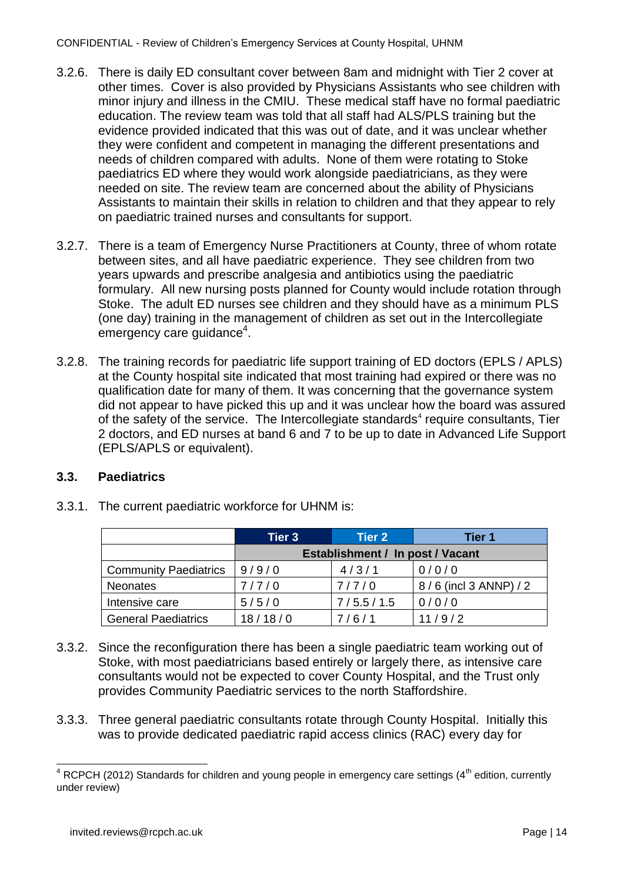3.2.6. There is daily ED consultant cover between 8am and midnight with Tier 2 cover at other times. Cover is also provided by Physicians Assistants who see children with minor injury and illness in the CMIU. These medical staff have no formal paediatric education. The review team was told that all staff had ALS/PLS training but the evidence provided indicated that this was out of date, and it was unclear whether they were confident and competent in managing the different presentations and needs of children compared with adults. None of them were rotating to Stoke paediatrics ED where they would work alongside paediatricians, as they were needed on site. The review team are concerned about the ability of Physicians Assistants to maintain their skills in relation to children and that they appear to rely on paediatric trained nurses and consultants for support.

3.2.7. There is a team of Emergency Nurse Practitioners at County, three of whom rotate between sites, and all have paediatric experience. They see children from two years upwards and prescribe analgesia and antibiotics using the paediatric formulary. All new nursing posts planned for County would include rotation through Stoke. The adult ED nurses see children and they should have as a minimum PLS (one day) training in the management of children as set out in the Intercollegiate emergency care guidance[4].

3.2.8. The training records for paediatric life support training of ED doctors (EPLS / APLS) at the County hospital site indicated that most training had expired or there was no qualification date for many of them. It was concerning that the governance system did not appear to have picked this up and it was unclear how the board was assured of the safety of the service. The Intercollegiate standards[4] require consultants, Tier 2 doctors, and ED nurses at band 6 and 7 to be up to date in Advanced Life Support (EPLS/APLS or equivalent).

### 3.3. Paediatrics

3.3.1. The current paediatric workforce for UHNM is:

| | Tier 3 | Tier 2 | Tier 1 |
|---|---|---|---|
| | Establishment / In post / Vacant | | |
| Community Paediatrics | 9 / 9 / 0 | 4 / 3 / 1 | 0 / 0 / 0 |
| Neonates | 7 / 7 / 0 | 7 / 7 / 0 | 8 / 6 (incl 3 ANNP) / 2 |
| Intensive care | 5 / 5 / 0 | 7 / 5.5 / 1.5 | 0 / 0 / 0 |
| General Paediatrics | 18 / 18 / 0 | 7 / 6 / 1 | 11 / 9 / 2 |

3.3.2. Since the reconfiguration there has been a single paediatric team working out of Stoke, with most paediatricians based entirely or largely there, as intensive care consultants would not be expected to cover County Hospital, and the Trust only provides Community Paediatric services to the north Staffordshire.

3.3.3. Three general paediatric consultants rotate through County Hospital. Initially this was to provide dedicated paediatric rapid access clinics (RAC) every day for

[4] RCPCH (2012) Standards for children and young people in emergency care settings (4th edition, currently under review)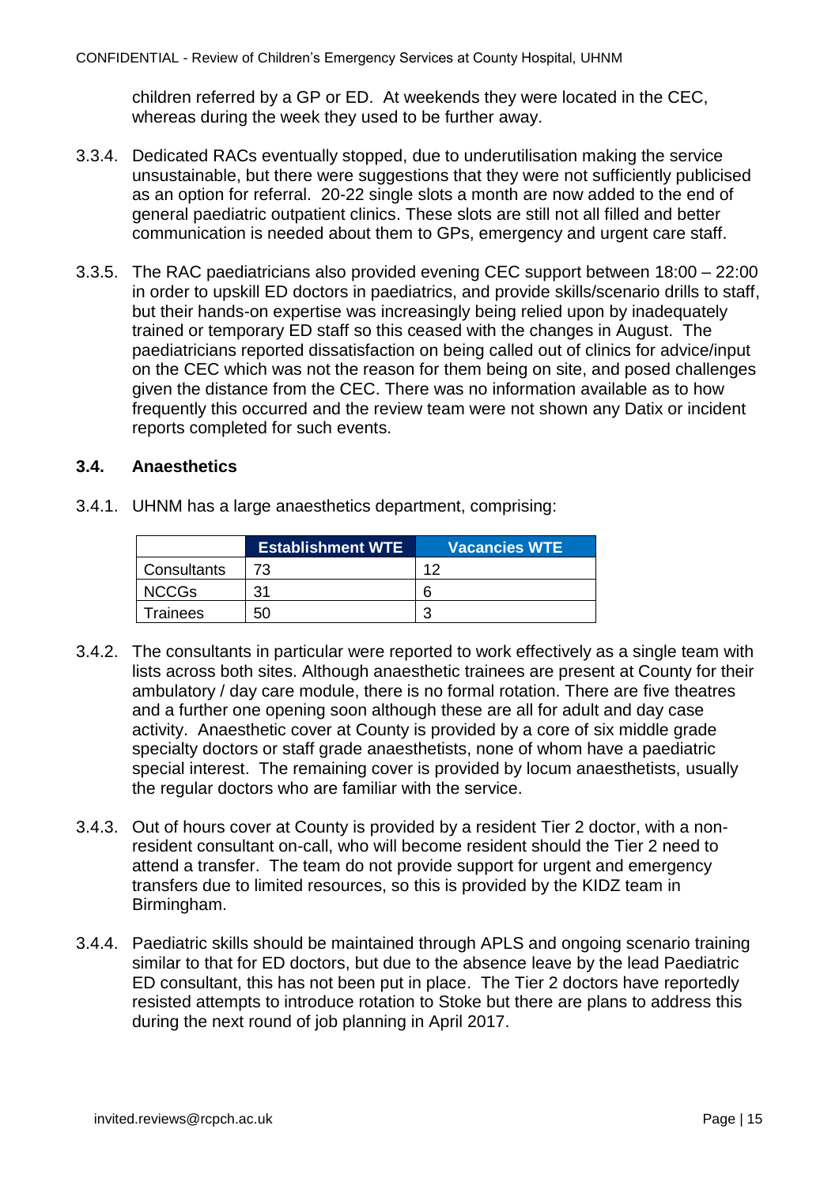children referred by a GP or ED. At weekends they were located in the CEC, whereas during the week they used to be further away.

3.3.4. Dedicated RACs eventually stopped, due to underutilisation making the service unsustainable, but there were suggestions that they were not sufficiently publicised as an option for referral. 20-22 single slots a month are now added to the end of general paediatric outpatient clinics. These slots are still not all filled and better communication is needed about them to GPs, emergency and urgent care staff.

3.3.5. The RAC paediatricians also provided evening CEC support between 18:00 – 22:00 in order to upskill ED doctors in paediatrics, and provide skills/scenario drills to staff, but their hands-on expertise was increasingly being relied upon by inadequately trained or temporary ED staff so this ceased with the changes in August. The paediatricians reported dissatisfaction on being called out of clinics for advice/input on the CEC which was not the reason for them being on site, and posed challenges given the distance from the CEC. There was no information available as to how frequently this occurred and the review team were not shown any Datix or incident reports completed for such events.

### 3.4. Anaesthetics

3.4.1. UHNM has a large anaesthetics department, comprising:

| | Establishment WTE | Vacancies WTE |
|---|---|---|
| Consultants | 73 | 12 |
| NCCGs | 31 | 6 |
| Trainees | 50 | 3 |

3.4.2. The consultants in particular were reported to work effectively as a single team with lists across both sites. Although anaesthetic trainees are present at County for their ambulatory / day care module, there is no formal rotation. There are five theatres and a further one opening soon although these are all for adult and day case activity. Anaesthetic cover at County is provided by a core of six middle grade specialty doctors or staff grade anaesthetists, none of whom have a paediatric special interest. The remaining cover is provided by locum anaesthetists, usually the regular doctors who are familiar with the service.

3.4.3. Out of hours cover at County is provided by a resident Tier 2 doctor, with a non-resident consultant on-call, who will become resident should the Tier 2 need to attend a transfer. The team do not provide support for urgent and emergency transfers due to limited resources, so this is provided by the KIDZ team in Birmingham.

3.4.4. Paediatric skills should be maintained through APLS and ongoing scenario training similar to that for ED doctors, but due to the absence leave by the lead Paediatric ED consultant, this has not been put in place. The Tier 2 doctors have reportedly resisted attempts to introduce rotation to Stoke but there are plans to address this during the next round of job planning in April 2017.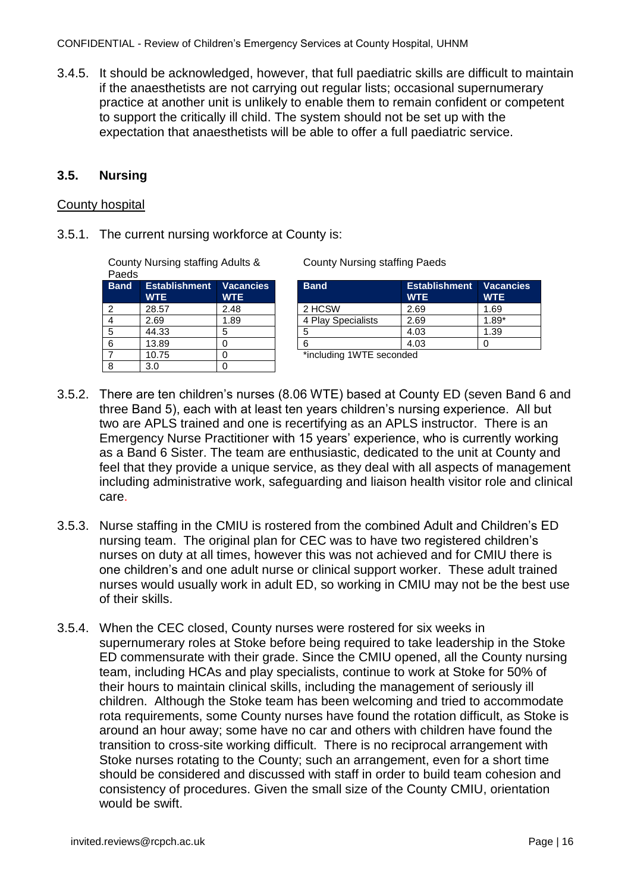3.4.5. It should be acknowledged, however, that full paediatric skills are difficult to maintain if the anaesthetists are not carrying out regular lists; occasional supernumerary practice at another unit is unlikely to enable them to remain confident or competent to support the critically ill child. The system should not be set up with the expectation that anaesthetists will be able to offer a full paediatric service.

### 3.5. Nursing

County hospital

3.5.1. The current nursing workforce at County is:

County Nursing staffing Adults & Paeds

| Band | Establishment WTE | Vacancies WTE |
|---|---|---|
| 2 | 28.57 | 2.48 |
| 4 | 2.69 | 1.89 |
| 5 | 44.33 | 5 |
| 6 | 13.89 | 0 |
| 7 | 10.75 | 0 |
| 8 | 3.0 | 0 |

County Nursing staffing Paeds

| Band | Establishment WTE | Vacancies WTE |
|---|---|---|
| 2 HCSW | 2.69 | 1.69 |
| 4 Play Specialists | 2.69 | 1.89* |
| 5 | 4.03 | 1.39 |
| 6 | 4.03 | 0 |

*including 1WTE seconded

3.5.2. There are ten children's nurses (8.06 WTE) based at County ED (seven Band 6 and three Band 5), each with at least ten years children's nursing experience. All but two are APLS trained and one is recertifying as an APLS instructor. There is an Emergency Nurse Practitioner with 15 years' experience, who is currently working as a Band 6 Sister. The team are enthusiastic, dedicated to the unit at County and feel that they provide a unique service, as they deal with all aspects of management including administrative work, safeguarding and liaison health visitor role and clinical care.

3.5.3. Nurse staffing in the CMIU is rostered from the combined Adult and Children's ED nursing team. The original plan for CEC was to have two registered children's nurses on duty at all times, however this was not achieved and for CMIU there is one children's and one adult nurse or clinical support worker. These adult trained nurses would usually work in adult ED, so working in CMIU may not be the best use of their skills.

3.5.4. When the CEC closed, County nurses were rostered for six weeks in supernumerary roles at Stoke before being required to take leadership in the Stoke ED commensurate with their grade. Since the CMIU opened, all the County nursing team, including HCAs and play specialists, continue to work at Stoke for 50% of their hours to maintain clinical skills, including the management of seriously ill children. Although the Stoke team has been welcoming and tried to accommodate rota requirements, some County nurses have found the rotation difficult, as Stoke is around an hour away; some have no car and others with children have found the transition to cross-site working difficult. There is no reciprocal arrangement with Stoke nurses rotating to the County; such an arrangement, even for a short time should be considered and discussed with staff in order to build team cohesion and consistency of procedures. Given the small size of the County CMIU, orientation would be swift.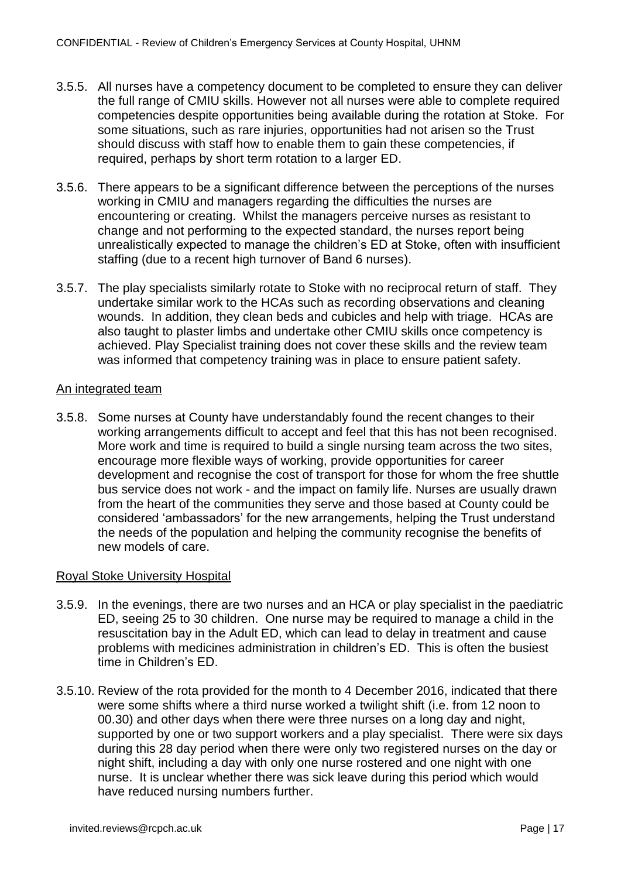3.5.5. All nurses have a competency document to be completed to ensure they can deliver the full range of CMIU skills. However not all nurses were able to complete required competencies despite opportunities being available during the rotation at Stoke. For some situations, such as rare injuries, opportunities had not arisen so the Trust should discuss with staff how to enable them to gain these competencies, if required, perhaps by short term rotation to a larger ED.

3.5.6. There appears to be a significant difference between the perceptions of the nurses working in CMIU and managers regarding the difficulties the nurses are encountering or creating. Whilst the managers perceive nurses as resistant to change and not performing to the expected standard, the nurses report being unrealistically expected to manage the children's ED at Stoke, often with insufficient staffing (due to a recent high turnover of Band 6 nurses).

3.5.7. The play specialists similarly rotate to Stoke with no reciprocal return of staff. They undertake similar work to the HCAs such as recording observations and cleaning wounds. In addition, they clean beds and cubicles and help with triage. HCAs are also taught to plaster limbs and undertake other CMIU skills once competency is achieved. Play Specialist training does not cover these skills and the review team was informed that competency training was in place to ensure patient safety.

An integrated team

3.5.8. Some nurses at County have understandably found the recent changes to their working arrangements difficult to accept and feel that this has not been recognised. More work and time is required to build a single nursing team across the two sites, encourage more flexible ways of working, provide opportunities for career development and recognise the cost of transport for those for whom the free shuttle bus service does not work - and the impact on family life. Nurses are usually drawn from the heart of the communities they serve and those based at County could be considered 'ambassadors' for the new arrangements, helping the Trust understand the needs of the population and helping the community recognise the benefits of new models of care.

Royal Stoke University Hospital

3.5.9. In the evenings, there are two nurses and an HCA or play specialist in the paediatric ED, seeing 25 to 30 children. One nurse may be required to manage a child in the resuscitation bay in the Adult ED, which can lead to delay in treatment and cause problems with medicines administration in children's ED. This is often the busiest time in Children's ED.

3.5.10. Review of the rota provided for the month to 4 December 2016, indicated that there were some shifts where a third nurse worked a twilight shift (i.e. from 12 noon to 00.30) and other days when there were three nurses on a long day and night, supported by one or two support workers and a play specialist. There were six days during this 28 day period when there were only two registered nurses on the day or night shift, including a day with only one nurse rostered and one night with one nurse. It is unclear whether there was sick leave during this period which would have reduced nursing numbers further.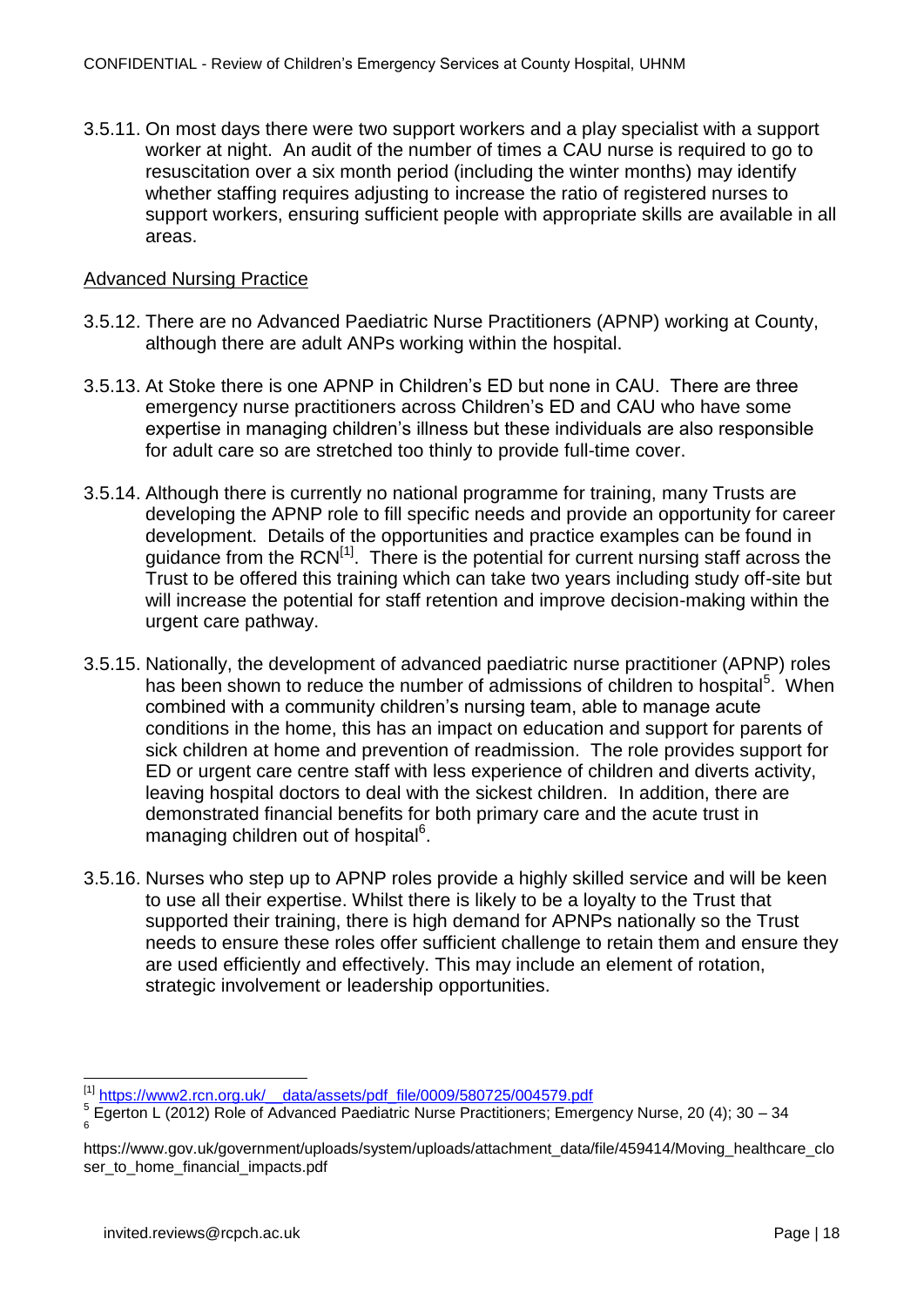3.5.11. On most days there were two support workers and a play specialist with a support worker at night. An audit of the number of times a CAU nurse is required to go to resuscitation over a six month period (including the winter months) may identify whether staffing requires adjusting to increase the ratio of registered nurses to support workers, ensuring sufficient people with appropriate skills are available in all areas.

## Advanced Nursing Practice

3.5.12. There are no Advanced Paediatric Nurse Practitioners (APNP) working at County, although there are adult ANPs working within the hospital.

3.5.13. At Stoke there is one APNP in Children's ED but none in CAU. There are three emergency nurse practitioners across Children's ED and CAU who have some expertise in managing children's illness but these individuals are also responsible for adult care so are stretched too thinly to provide full-time cover.

3.5.14. Although there is currently no national programme for training, many Trusts are developing the APNP role to fill specific needs and provide an opportunity for career development. Details of the opportunities and practice examples can be found in guidance from the RCN[1]. There is the potential for current nursing staff across the Trust to be offered this training which can take two years including study off-site but will increase the potential for staff retention and improve decision-making within the urgent care pathway.

3.5.15. Nationally, the development of advanced paediatric nurse practitioner (APNP) roles has been shown to reduce the number of admissions of children to hospital[5]. When combined with a community children's nursing team, able to manage acute conditions in the home, this has an impact on education and support for parents of sick children at home and prevention of readmission. The role provides support for ED or urgent care centre staff with less experience of children and diverts activity, leaving hospital doctors to deal with the sickest children. In addition, there are demonstrated financial benefits for both primary care and the acute trust in managing children out of hospital[6].

3.5.16. Nurses who step up to APNP roles provide a highly skilled service and will be keen to use all their expertise. Whilst there is likely to be a loyalty to the Trust that supported their training, there is high demand for APNPs nationally so the Trust needs to ensure these roles offer sufficient challenge to retain them and ensure they are used efficiently and effectively. This may include an element of rotation, strategic involvement or leadership opportunities.

---

[1] https://www2.rcn.org.uk/__data/assets/pdf_file/0009/580725/004579.pdf

[5] Egerton L (2012) Role of Advanced Paediatric Nurse Practitioners; Emergency Nurse, 20 (4); 30 – 34

[6] https://www.gov.uk/government/uploads/system/uploads/attachment_data/file/459414/Moving_healthcare_closer_to_home_financial_impacts.pdf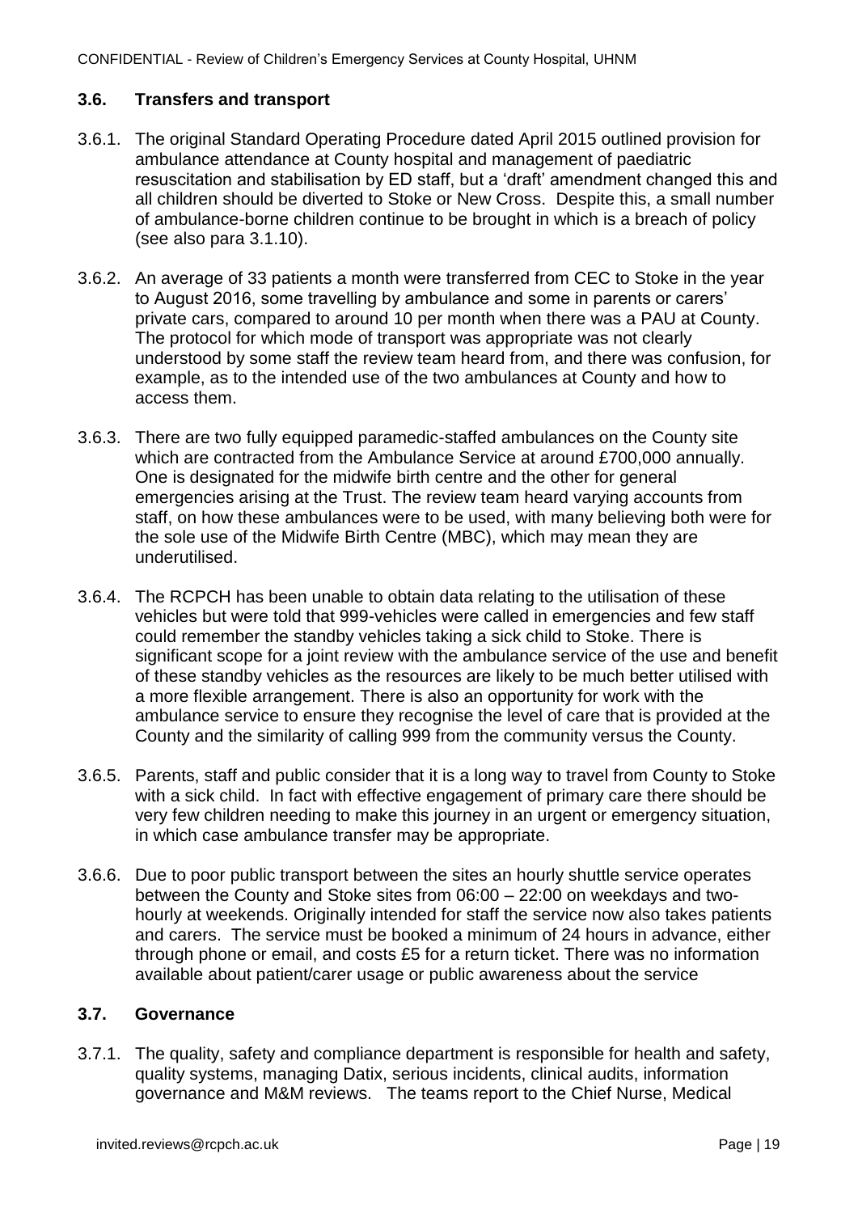### 3.6. Transfers and transport

3.6.1. The original Standard Operating Procedure dated April 2015 outlined provision for ambulance attendance at County hospital and management of paediatric resuscitation and stabilisation by ED staff, but a 'draft' amendment changed this and all children should be diverted to Stoke or New Cross. Despite this, a small number of ambulance-borne children continue to be brought in which is a breach of policy (see also para 3.1.10).

3.6.2. An average of 33 patients a month were transferred from CEC to Stoke in the year to August 2016, some travelling by ambulance and some in parents or carers' private cars, compared to around 10 per month when there was a PAU at County. The protocol for which mode of transport was appropriate was not clearly understood by some staff the review team heard from, and there was confusion, for example, as to the intended use of the two ambulances at County and how to access them.

3.6.3. There are two fully equipped paramedic-staffed ambulances on the County site which are contracted from the Ambulance Service at around £700,000 annually. One is designated for the midwife birth centre and the other for general emergencies arising at the Trust. The review team heard varying accounts from staff, on how these ambulances were to be used, with many believing both were for the sole use of the Midwife Birth Centre (MBC), which may mean they are underutilised.

3.6.4. The RCPCH has been unable to obtain data relating to the utilisation of these vehicles but were told that 999-vehicles were called in emergencies and few staff could remember the standby vehicles taking a sick child to Stoke. There is significant scope for a joint review with the ambulance service of the use and benefit of these standby vehicles as the resources are likely to be much better utilised with a more flexible arrangement. There is also an opportunity for work with the ambulance service to ensure they recognise the level of care that is provided at the County and the similarity of calling 999 from the community versus the County.

3.6.5. Parents, staff and public consider that it is a long way to travel from County to Stoke with a sick child. In fact with effective engagement of primary care there should be very few children needing to make this journey in an urgent or emergency situation, in which case ambulance transfer may be appropriate.

3.6.6. Due to poor public transport between the sites an hourly shuttle service operates between the County and Stoke sites from 06:00 – 22:00 on weekdays and two-hourly at weekends. Originally intended for staff the service now also takes patients and carers. The service must be booked a minimum of 24 hours in advance, either through phone or email, and costs £5 for a return ticket. There was no information available about patient/carer usage or public awareness about the service

### 3.7. Governance

3.7.1. The quality, safety and compliance department is responsible for health and safety, quality systems, managing Datix, serious incidents, clinical audits, information governance and M&M reviews. The teams report to the Chief Nurse, Medical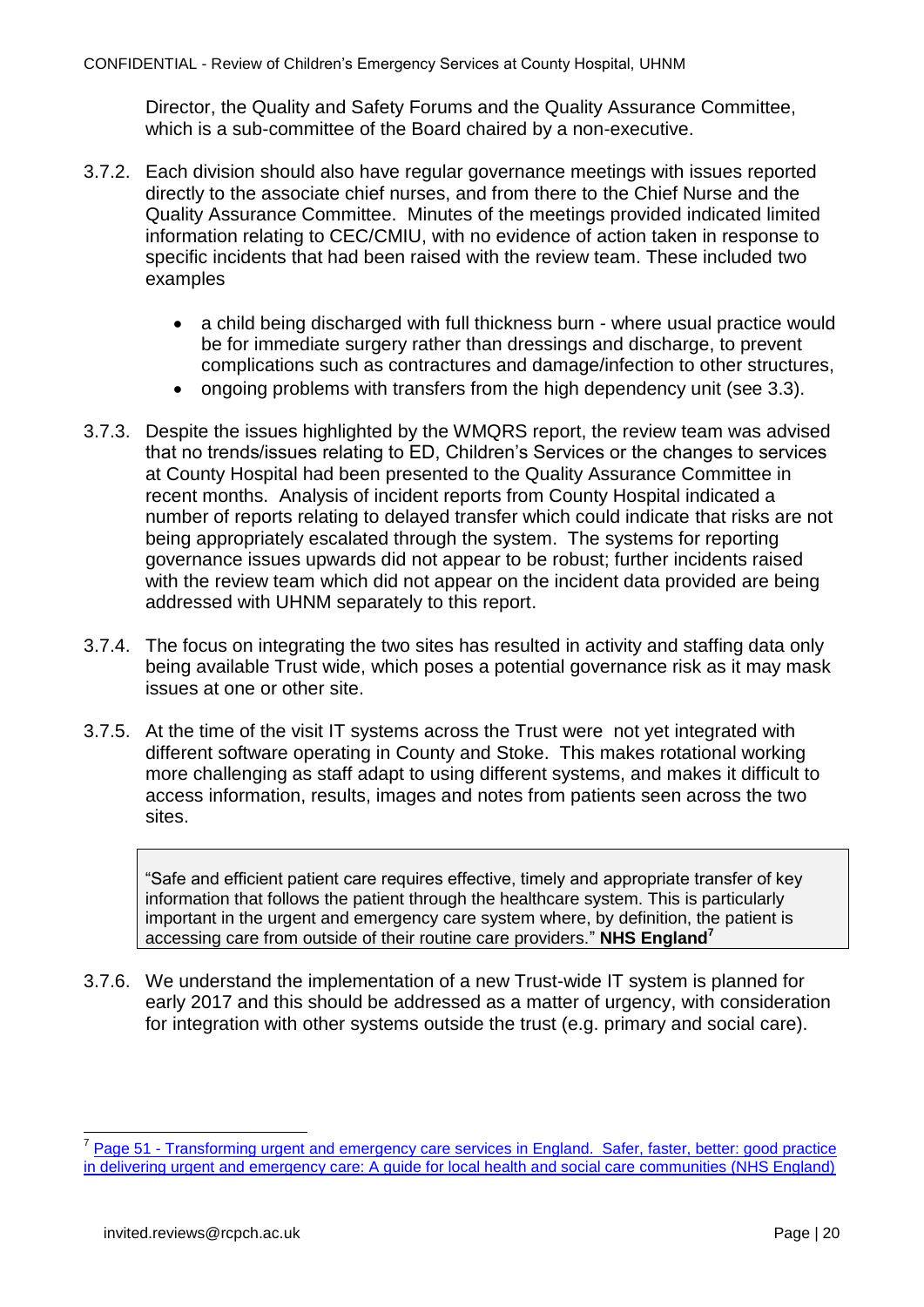Director, the Quality and Safety Forums and the Quality Assurance Committee, which is a sub-committee of the Board chaired by a non-executive.

3.7.2. Each division should also have regular governance meetings with issues reported directly to the associate chief nurses, and from there to the Chief Nurse and the Quality Assurance Committee. Minutes of the meetings provided indicated limited information relating to CEC/CMIU, with no evidence of action taken in response to specific incidents that had been raised with the review team. These included two examples

- a child being discharged with full thickness burn - where usual practice would be for immediate surgery rather than dressings and discharge, to prevent complications such as contractures and damage/infection to other structures,
- ongoing problems with transfers from the high dependency unit (see 3.3).

3.7.3. Despite the issues highlighted by the WMQRS report, the review team was advised that no trends/issues relating to ED, Children's Services or the changes to services at County Hospital had been presented to the Quality Assurance Committee in recent months. Analysis of incident reports from County Hospital indicated a number of reports relating to delayed transfer which could indicate that risks are not being appropriately escalated through the system. The systems for reporting governance issues upwards did not appear to be robust; further incidents raised with the review team which did not appear on the incident data provided are being addressed with UHNM separately to this report.

3.7.4. The focus on integrating the two sites has resulted in activity and staffing data only being available Trust wide, which poses a potential governance risk as it may mask issues at one or other site.

3.7.5. At the time of the visit IT systems across the Trust were not yet integrated with different software operating in County and Stoke. This makes rotational working more challenging as staff adapt to using different systems, and makes it difficult to access information, results, images and notes from patients seen across the two sites.

> "Safe and efficient patient care requires effective, timely and appropriate transfer of key information that follows the patient through the healthcare system. This is particularly important in the urgent and emergency care system where, by definition, the patient is accessing care from outside of their routine care providers." **NHS England[7]**

3.7.6. We understand the implementation of a new Trust-wide IT system is planned for early 2017 and this should be addressed as a matter of urgency, with consideration for integration with other systems outside the trust (e.g. primary and social care).

---

[7] Page 51 - Transforming urgent and emergency care services in England. Safer, faster, better: good practice in delivering urgent and emergency care: A guide for local health and social care communities (NHS England)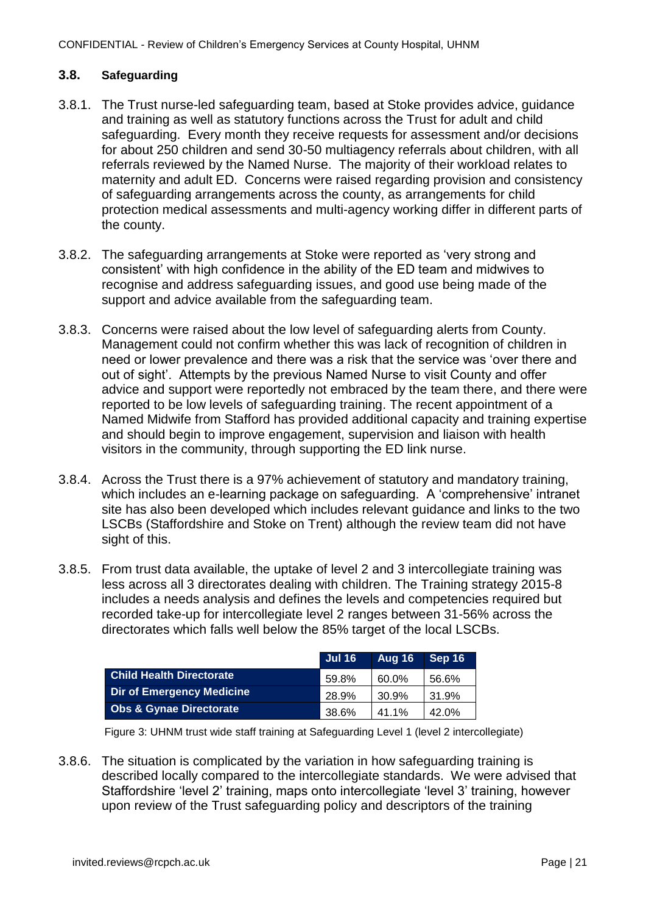### 3.8. Safeguarding

3.8.1. The Trust nurse-led safeguarding team, based at Stoke provides advice, guidance and training as well as statutory functions across the Trust for adult and child safeguarding. Every month they receive requests for assessment and/or decisions for about 250 children and send 30-50 multiagency referrals about children, with all referrals reviewed by the Named Nurse. The majority of their workload relates to maternity and adult ED. Concerns were raised regarding provision and consistency of safeguarding arrangements across the county, as arrangements for child protection medical assessments and multi-agency working differ in different parts of the county.

3.8.2. The safeguarding arrangements at Stoke were reported as 'very strong and consistent' with high confidence in the ability of the ED team and midwives to recognise and address safeguarding issues, and good use being made of the support and advice available from the safeguarding team.

3.8.3. Concerns were raised about the low level of safeguarding alerts from County. Management could not confirm whether this was lack of recognition of children in need or lower prevalence and there was a risk that the service was 'over there and out of sight'. Attempts by the previous Named Nurse to visit County and offer advice and support were reportedly not embraced by the team there, and there were reported to be low levels of safeguarding training. The recent appointment of a Named Midwife from Stafford has provided additional capacity and training expertise and should begin to improve engagement, supervision and liaison with health visitors in the community, through supporting the ED link nurse.

3.8.4. Across the Trust there is a 97% achievement of statutory and mandatory training, which includes an e-learning package on safeguarding. A 'comprehensive' intranet site has also been developed which includes relevant guidance and links to the two LSCBs (Staffordshire and Stoke on Trent) although the review team did not have sight of this.

3.8.5. From trust data available, the uptake of level 2 and 3 intercollegiate training was less across all 3 directorates dealing with children. The Training strategy 2015-8 includes a needs analysis and defines the levels and competencies required but recorded take-up for intercollegiate level 2 ranges between 31-56% across the directorates which falls well below the 85% target of the local LSCBs.

| | Jul 16 | Aug 16 | Sep 16 |
|---|---|---|---|
| **Child Health Directorate** | 59.8% | 60.0% | 56.6% |
| **Dir of Emergency Medicine** | 28.9% | 30.9% | 31.9% |
| **Obs & Gynae Directorate** | 38.6% | 41.1% | 42.0% |

Figure 3: UHNM trust wide staff training at Safeguarding Level 1 (level 2 intercollegiate)

3.8.6. The situation is complicated by the variation in how safeguarding training is described locally compared to the intercollegiate standards. We were advised that Staffordshire 'level 2' training, maps onto intercollegiate 'level 3' training, however upon review of the Trust safeguarding policy and descriptors of the training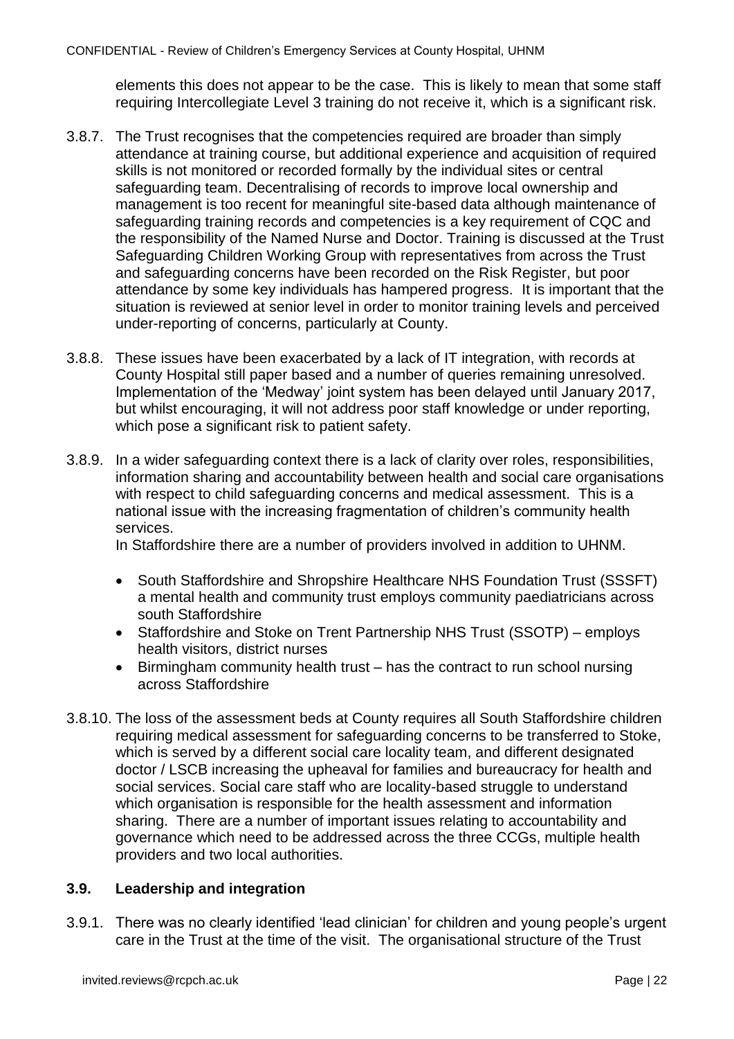elements this does not appear to be the case. This is likely to mean that some staff requiring Intercollegiate Level 3 training do not receive it, which is a significant risk.

3.8.7. The Trust recognises that the competencies required are broader than simply attendance at training course, but additional experience and acquisition of required skills is not monitored or recorded formally by the individual sites or central safeguarding team. Decentralising of records to improve local ownership and management is too recent for meaningful site-based data although maintenance of safeguarding training records and competencies is a key requirement of CQC and the responsibility of the Named Nurse and Doctor. Training is discussed at the Trust Safeguarding Children Working Group with representatives from across the Trust and safeguarding concerns have been recorded on the Risk Register, but poor attendance by some key individuals has hampered progress. It is important that the situation is reviewed at senior level in order to monitor training levels and perceived under-reporting of concerns, particularly at County.

3.8.8. These issues have been exacerbated by a lack of IT integration, with records at County Hospital still paper based and a number of queries remaining unresolved. Implementation of the 'Medway' joint system has been delayed until January 2017, but whilst encouraging, it will not address poor staff knowledge or under reporting, which pose a significant risk to patient safety.

3.8.9. In a wider safeguarding context there is a lack of clarity over roles, responsibilities, information sharing and accountability between health and social care organisations with respect to child safeguarding concerns and medical assessment. This is a national issue with the increasing fragmentation of children's community health services.
In Staffordshire there are a number of providers involved in addition to UHNM.

- South Staffordshire and Shropshire Healthcare NHS Foundation Trust (SSSFT) a mental health and community trust employs community paediatricians across south Staffordshire
- Staffordshire and Stoke on Trent Partnership NHS Trust (SSOTP) – employs health visitors, district nurses
- Birmingham community health trust – has the contract to run school nursing across Staffordshire

3.8.10. The loss of the assessment beds at County requires all South Staffordshire children requiring medical assessment for safeguarding concerns to be transferred to Stoke, which is served by a different social care locality team, and different designated doctor / LSCB increasing the upheaval for families and bureaucracy for health and social services. Social care staff who are locality-based struggle to understand which organisation is responsible for the health assessment and information sharing. There are a number of important issues relating to accountability and governance which need to be addressed across the three CCGs, multiple health providers and two local authorities.

### 3.9. Leadership and integration

3.9.1. There was no clearly identified 'lead clinician' for children and young people's urgent care in the Trust at the time of the visit. The organisational structure of the Trust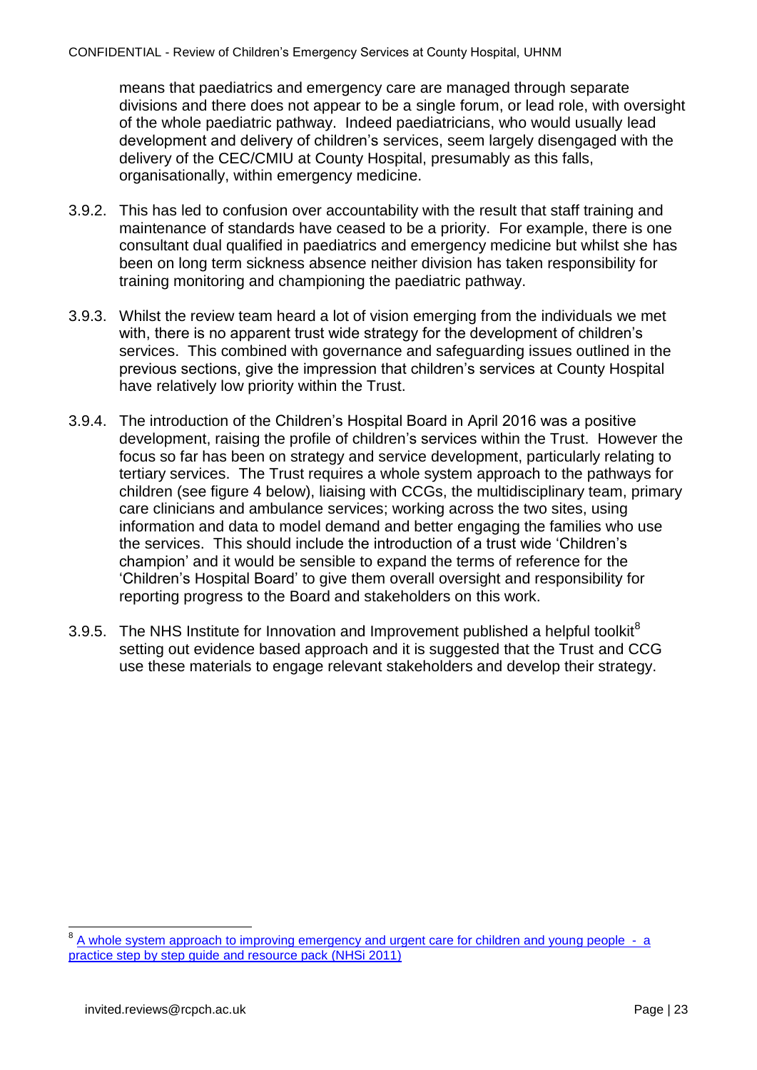means that paediatrics and emergency care are managed through separate divisions and there does not appear to be a single forum, or lead role, with oversight of the whole paediatric pathway. Indeed paediatricians, who would usually lead development and delivery of children's services, seem largely disengaged with the delivery of the CEC/CMIU at County Hospital, presumably as this falls, organisationally, within emergency medicine.

3.9.2. This has led to confusion over accountability with the result that staff training and maintenance of standards have ceased to be a priority. For example, there is one consultant dual qualified in paediatrics and emergency medicine but whilst she has been on long term sickness absence neither division has taken responsibility for training monitoring and championing the paediatric pathway.

3.9.3. Whilst the review team heard a lot of vision emerging from the individuals we met with, there is no apparent trust wide strategy for the development of children's services. This combined with governance and safeguarding issues outlined in the previous sections, give the impression that children's services at County Hospital have relatively low priority within the Trust.

3.9.4. The introduction of the Children's Hospital Board in April 2016 was a positive development, raising the profile of children's services within the Trust. However the focus so far has been on strategy and service development, particularly relating to tertiary services. The Trust requires a whole system approach to the pathways for children (see figure 4 below), liaising with CCGs, the multidisciplinary team, primary care clinicians and ambulance services; working across the two sites, using information and data to model demand and better engaging the families who use the services. This should include the introduction of a trust wide 'Children's champion' and it would be sensible to expand the terms of reference for the 'Children's Hospital Board' to give them overall oversight and responsibility for reporting progress to the Board and stakeholders on this work.

3.9.5. The NHS Institute for Innovation and Improvement published a helpful toolkit[8] setting out evidence based approach and it is suggested that the Trust and CCG use these materials to engage relevant stakeholders and develop their strategy.

[8] A whole system approach to improving emergency and urgent care for children and young people - a practice step by step guide and resource pack (NHSi 2011)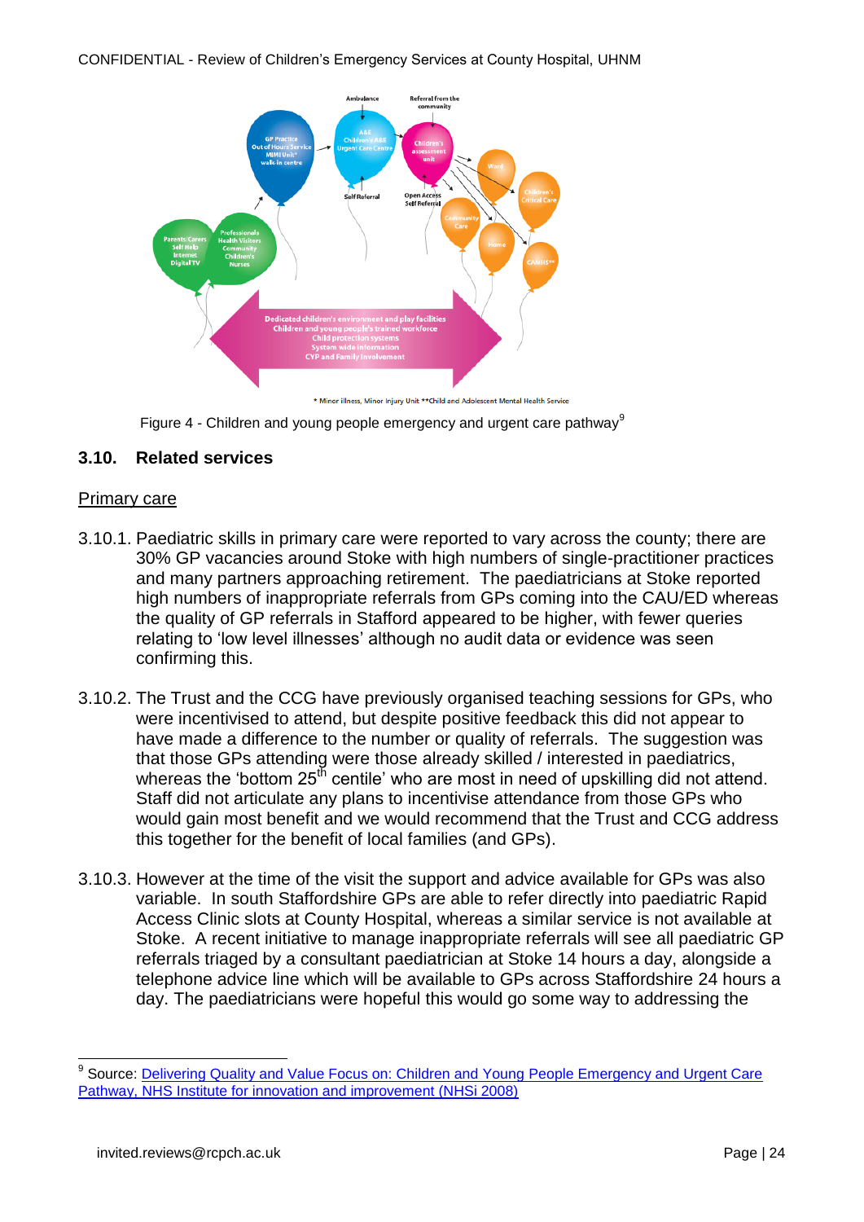Figure 4 - Children and young people emergency and urgent care pathway[9]

## 3.10. Related services

Primary care

3.10.1. Paediatric skills in primary care were reported to vary across the county; there are 30% GP vacancies around Stoke with high numbers of single-practitioner practices and many partners approaching retirement. The paediatricians at Stoke reported high numbers of inappropriate referrals from GPs coming into the CAU/ED whereas the quality of GP referrals in Stafford appeared to be higher, with fewer queries relating to 'low level illnesses' although no audit data or evidence was seen confirming this.

3.10.2. The Trust and the CCG have previously organised teaching sessions for GPs, who were incentivised to attend, but despite positive feedback this did not appear to have made a difference to the number or quality of referrals. The suggestion was that those GPs attending were those already skilled / interested in paediatrics, whereas the 'bottom 25th centile' who are most in need of upskilling did not attend. Staff did not articulate any plans to incentivise attendance from those GPs who would gain most benefit and we would recommend that the Trust and CCG address this together for the benefit of local families (and GPs).

3.10.3. However at the time of the visit the support and advice available for GPs was also variable. In south Staffordshire GPs are able to refer directly into paediatric Rapid Access Clinic slots at County Hospital, whereas a similar service is not available at Stoke. A recent initiative to manage inappropriate referrals will see all paediatric GP referrals triaged by a consultant paediatrician at Stoke 14 hours a day, alongside a telephone advice line which will be available to GPs across Staffordshire 24 hours a day. The paediatricians were hopeful this would go some way to addressing the

[9] Source: Delivering Quality and Value Focus on: Children and Young People Emergency and Urgent Care Pathway, NHS Institute for innovation and improvement (NHSi 2008)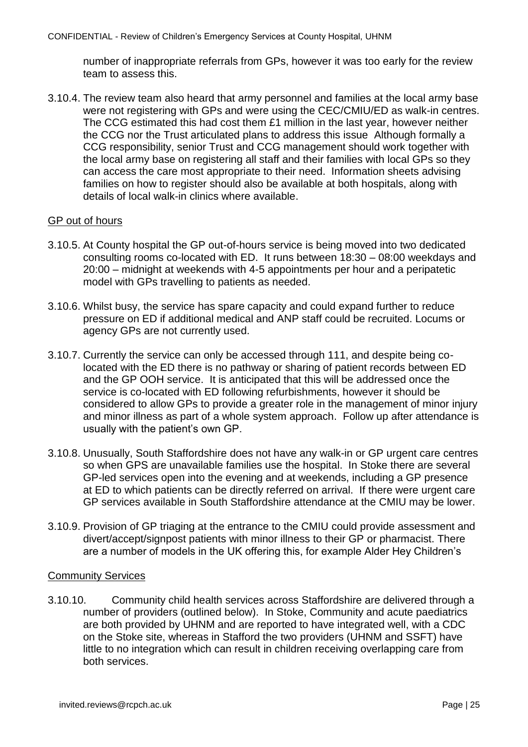number of inappropriate referrals from GPs, however it was too early for the review team to assess this.

3.10.4. The review team also heard that army personnel and families at the local army base were not registering with GPs and were using the CEC/CMIU/ED as walk-in centres. The CCG estimated this had cost them £1 million in the last year, however neither the CCG nor the Trust articulated plans to address this issue Although formally a CCG responsibility, senior Trust and CCG management should work together with the local army base on registering all staff and their families with local GPs so they can access the care most appropriate to their need. Information sheets advising families on how to register should also be available at both hospitals, along with details of local walk-in clinics where available.

<u>GP out of hours</u>

3.10.5. At County hospital the GP out-of-hours service is being moved into two dedicated consulting rooms co-located with ED. It runs between 18:30 – 08:00 weekdays and 20:00 – midnight at weekends with 4-5 appointments per hour and a peripatetic model with GPs travelling to patients as needed.

3.10.6. Whilst busy, the service has spare capacity and could expand further to reduce pressure on ED if additional medical and ANP staff could be recruited. Locums or agency GPs are not currently used.

3.10.7. Currently the service can only be accessed through 111, and despite being co-located with the ED there is no pathway or sharing of patient records between ED and the GP OOH service. It is anticipated that this will be addressed once the service is co-located with ED following refurbishments, however it should be considered to allow GPs to provide a greater role in the management of minor injury and minor illness as part of a whole system approach. Follow up after attendance is usually with the patient's own GP.

3.10.8. Unusually, South Staffordshire does not have any walk-in or GP urgent care centres so when GPS are unavailable families use the hospital. In Stoke there are several GP-led services open into the evening and at weekends, including a GP presence at ED to which patients can be directly referred on arrival. If there were urgent care GP services available in South Staffordshire attendance at the CMIU may be lower.

3.10.9. Provision of GP triaging at the entrance to the CMIU could provide assessment and divert/accept/signpost patients with minor illness to their GP or pharmacist. There are a number of models in the UK offering this, for example Alder Hey Children's

<u>Community Services</u>

3.10.10. Community child health services across Staffordshire are delivered through a number of providers (outlined below). In Stoke, Community and acute paediatrics are both provided by UHNM and are reported to have integrated well, with a CDC on the Stoke site, whereas in Stafford the two providers (UHNM and SSFT) have little to no integration which can result in children receiving overlapping care from both services.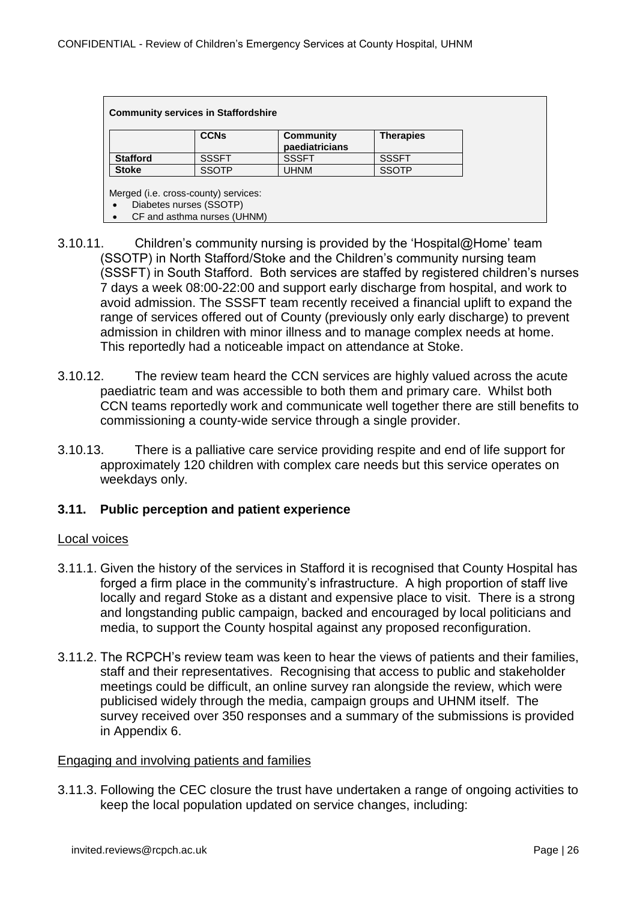**Community services in Staffordshire**

| | CCNs | Community paediatricians | Therapies |
|---|---|---|---|
| **Stafford** | SSSFT | SSSFT | SSSFT |
| **Stoke** | SSOTP | UHNM | SSOTP |

Merged (i.e. cross-county) services:

- Diabetes nurses (SSOTP)
- CF and asthma nurses (UHNM)

3.10.11. Children's community nursing is provided by the 'Hospital@Home' team (SSOTP) in North Stafford/Stoke and the Children's community nursing team (SSSFT) in South Stafford. Both services are staffed by registered children's nurses 7 days a week 08:00-22:00 and support early discharge from hospital, and work to avoid admission. The SSSFT team recently received a financial uplift to expand the range of services offered out of County (previously only early discharge) to prevent admission in children with minor illness and to manage complex needs at home. This reportedly had a noticeable impact on attendance at Stoke.

3.10.12. The review team heard the CCN services are highly valued across the acute paediatric team and was accessible to both them and primary care. Whilst both CCN teams reportedly work and communicate well together there are still benefits to commissioning a county-wide service through a single provider.

3.10.13. There is a palliative care service providing respite and end of life support for approximately 120 children with complex care needs but this service operates on weekdays only.

### 3.11. Public perception and patient experience

Local voices

3.11.1. Given the history of the services in Stafford it is recognised that County Hospital has forged a firm place in the community's infrastructure. A high proportion of staff live locally and regard Stoke as a distant and expensive place to visit. There is a strong and longstanding public campaign, backed and encouraged by local politicians and media, to support the County hospital against any proposed reconfiguration.

3.11.2. The RCPCH's review team was keen to hear the views of patients and their families, staff and their representatives. Recognising that access to public and stakeholder meetings could be difficult, an online survey ran alongside the review, which were publicised widely through the media, campaign groups and UHNM itself. The survey received over 350 responses and a summary of the submissions is provided in Appendix 6.

Engaging and involving patients and families

3.11.3. Following the CEC closure the trust have undertaken a range of ongoing activities to keep the local population updated on service changes, including: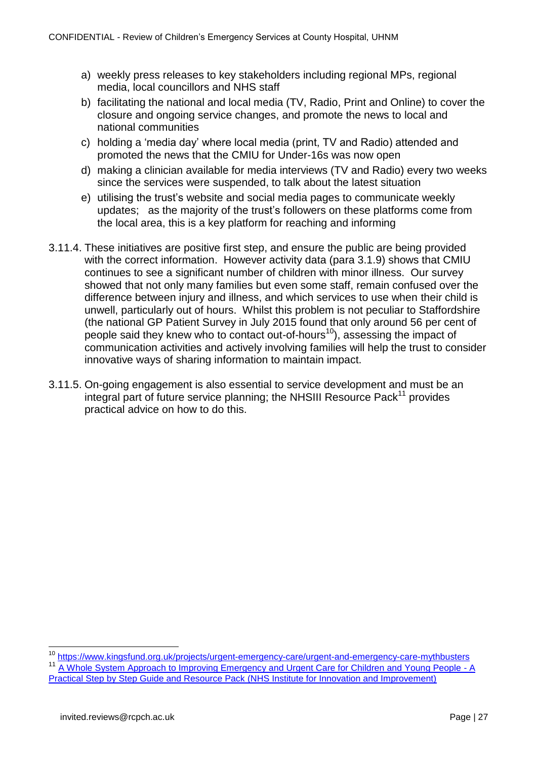a) weekly press releases to key stakeholders including regional MPs, regional media, local councillors and NHS staff
b) facilitating the national and local media (TV, Radio, Print and Online) to cover the closure and ongoing service changes, and promote the news to local and national communities
c) holding a 'media day' where local media (print, TV and Radio) attended and promoted the news that the CMIU for Under-16s was now open
d) making a clinician available for media interviews (TV and Radio) every two weeks since the services were suspended, to talk about the latest situation
e) utilising the trust's website and social media pages to communicate weekly updates; as the majority of the trust's followers on these platforms come from the local area, this is a key platform for reaching and informing

3.11.4. These initiatives are positive first step, and ensure the public are being provided with the correct information. However activity data (para 3.1.9) shows that CMIU continues to see a significant number of children with minor illness. Our survey showed that not only many families but even some staff, remain confused over the difference between injury and illness, and which services to use when their child is unwell, particularly out of hours. Whilst this problem is not peculiar to Staffordshire (the national GP Patient Survey in July 2015 found that only around 56 per cent of people said they knew who to contact out-of-hours[10]), assessing the impact of communication activities and actively involving families will help the trust to consider innovative ways of sharing information to maintain impact.

3.11.5. On-going engagement is also essential to service development and must be an integral part of future service planning; the NHSIII Resource Pack[11] provides practical advice on how to do this.

---

[10] https://www.kingsfund.org.uk/projects/urgent-emergency-care/urgent-and-emergency-care-mythbusters

[11] A Whole System Approach to Improving Emergency and Urgent Care for Children and Young People - A Practical Step by Step Guide and Resource Pack (NHS Institute for Innovation and Improvement)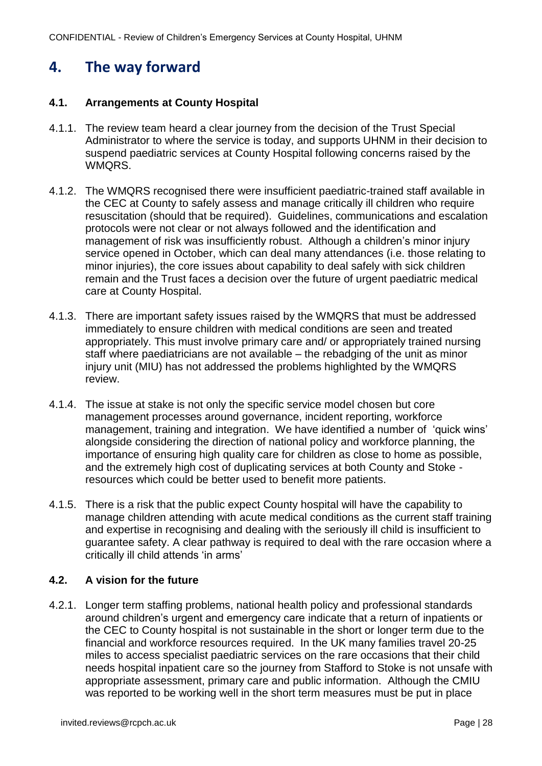# 4. The way forward

## 4.1. Arrangements at County Hospital

4.1.1. The review team heard a clear journey from the decision of the Trust Special Administrator to where the service is today, and supports UHNM in their decision to suspend paediatric services at County Hospital following concerns raised by the WMQRS.

4.1.2. The WMQRS recognised there were insufficient paediatric-trained staff available in the CEC at County to safely assess and manage critically ill children who require resuscitation (should that be required). Guidelines, communications and escalation protocols were not clear or not always followed and the identification and management of risk was insufficiently robust. Although a children's minor injury service opened in October, which can deal many attendances (i.e. those relating to minor injuries), the core issues about capability to deal safely with sick children remain and the Trust faces a decision over the future of urgent paediatric medical care at County Hospital.

4.1.3. There are important safety issues raised by the WMQRS that must be addressed immediately to ensure children with medical conditions are seen and treated appropriately. This must involve primary care and/ or appropriately trained nursing staff where paediatricians are not available – the rebadging of the unit as minor injury unit (MIU) has not addressed the problems highlighted by the WMQRS review.

4.1.4. The issue at stake is not only the specific service model chosen but core management processes around governance, incident reporting, workforce management, training and integration. We have identified a number of 'quick wins' alongside considering the direction of national policy and workforce planning, the importance of ensuring high quality care for children as close to home as possible, and the extremely high cost of duplicating services at both County and Stoke - resources which could be better used to benefit more patients.

4.1.5. There is a risk that the public expect County hospital will have the capability to manage children attending with acute medical conditions as the current staff training and expertise in recognising and dealing with the seriously ill child is insufficient to guarantee safety. A clear pathway is required to deal with the rare occasion where a critically ill child attends 'in arms'

## 4.2. A vision for the future

4.2.1. Longer term staffing problems, national health policy and professional standards around children's urgent and emergency care indicate that a return of inpatients or the CEC to County hospital is not sustainable in the short or longer term due to the financial and workforce resources required. In the UK many families travel 20-25 miles to access specialist paediatric services on the rare occasions that their child needs hospital inpatient care so the journey from Stafford to Stoke is not unsafe with appropriate assessment, primary care and public information. Although the CMIU was reported to be working well in the short term measures must be put in place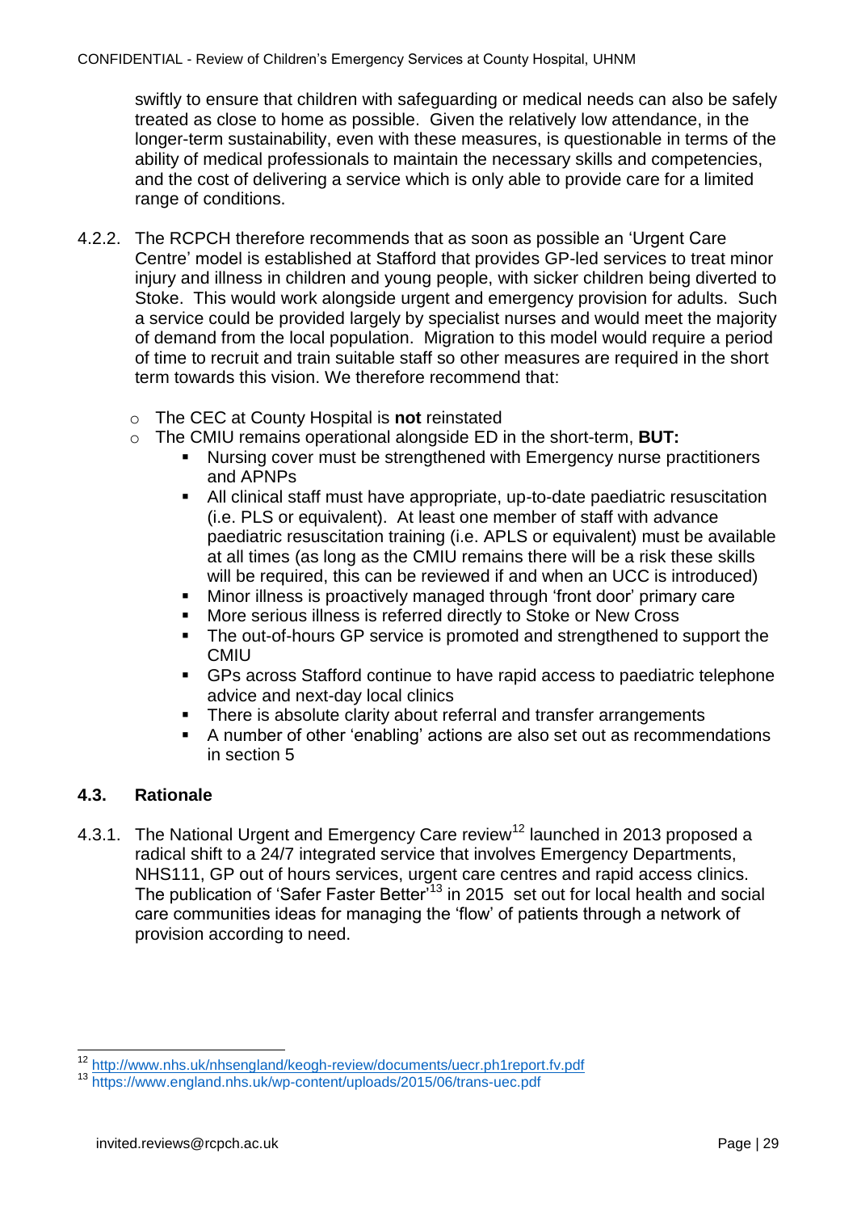swiftly to ensure that children with safeguarding or medical needs can also be safely treated as close to home as possible. Given the relatively low attendance, in the longer-term sustainability, even with these measures, is questionable in terms of the ability of medical professionals to maintain the necessary skills and competencies, and the cost of delivering a service which is only able to provide care for a limited range of conditions.

4.2.2. The RCPCH therefore recommends that as soon as possible an 'Urgent Care Centre' model is established at Stafford that provides GP-led services to treat minor injury and illness in children and young people, with sicker children being diverted to Stoke. This would work alongside urgent and emergency provision for adults. Such a service could be provided largely by specialist nurses and would meet the majority of demand from the local population. Migration to this model would require a period of time to recruit and train suitable staff so other measures are required in the short term towards this vision. We therefore recommend that:

- The CEC at County Hospital is **not** reinstated
- The CMIU remains operational alongside ED in the short-term, **BUT:**
    - Nursing cover must be strengthened with Emergency nurse practitioners and APNPs
    - All clinical staff must have appropriate, up-to-date paediatric resuscitation (i.e. PLS or equivalent). At least one member of staff with advance paediatric resuscitation training (i.e. APLS or equivalent) must be available at all times (as long as the CMIU remains there will be a risk these skills will be required, this can be reviewed if and when an UCC is introduced)
    - Minor illness is proactively managed through 'front door' primary care
    - More serious illness is referred directly to Stoke or New Cross
    - The out-of-hours GP service is promoted and strengthened to support the CMIU
    - GPs across Stafford continue to have rapid access to paediatric telephone advice and next-day local clinics
    - There is absolute clarity about referral and transfer arrangements
    - A number of other 'enabling' actions are also set out as recommendations in section 5

### 4.3. Rationale

4.3.1. The National Urgent and Emergency Care review[12] launched in 2013 proposed a radical shift to a 24/7 integrated service that involves Emergency Departments, NHS111, GP out of hours services, urgent care centres and rapid access clinics. The publication of 'Safer Faster Better'[13] in 2015 set out for local health and social care communities ideas for managing the 'flow' of patients through a network of provision according to need.

---

[12] http://www.nhs.uk/nhsengland/keogh-review/documents/uecr.ph1report.fv.pdf
[13] https://www.england.nhs.uk/wp-content/uploads/2015/06/trans-uec.pdf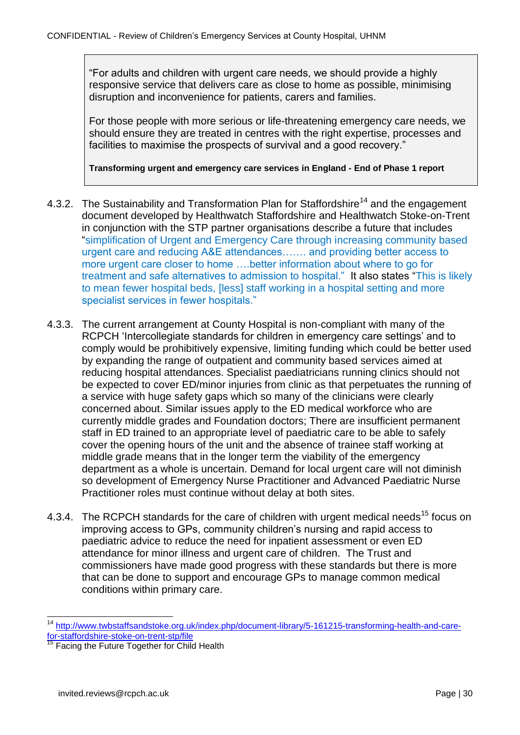> "For adults and children with urgent care needs, we should provide a highly responsive service that delivers care as close to home as possible, minimising disruption and inconvenience for patients, carers and families.
>
> For those people with more serious or life-threatening emergency care needs, we should ensure they are treated in centres with the right expertise, processes and facilities to maximise the prospects of survival and a good recovery."
>
> **Transforming urgent and emergency care services in England - End of Phase 1 report**

4.3.2. The Sustainability and Transformation Plan for Staffordshire[14] and the engagement document developed by Healthwatch Staffordshire and Healthwatch Stoke-on-Trent in conjunction with the STP partner organisations describe a future that includes "simplification of Urgent and Emergency Care through increasing community based urgent care and reducing A&E attendances……. and providing better access to more urgent care closer to home ….better information about where to go for treatment and safe alternatives to admission to hospital." It also states "This is likely to mean fewer hospital beds, [less] staff working in a hospital setting and more specialist services in fewer hospitals."

4.3.3. The current arrangement at County Hospital is non-compliant with many of the RCPCH 'Intercollegiate standards for children in emergency care settings' and to comply would be prohibitively expensive, limiting funding which could be better used by expanding the range of outpatient and community based services aimed at reducing hospital attendances. Specialist paediatricians running clinics should not be expected to cover ED/minor injuries from clinic as that perpetuates the running of a service with huge safety gaps which so many of the clinicians were clearly concerned about. Similar issues apply to the ED medical workforce who are currently middle grades and Foundation doctors; There are insufficient permanent staff in ED trained to an appropriate level of paediatric care to be able to safely cover the opening hours of the unit and the absence of trainee staff working at middle grade means that in the longer term the viability of the emergency department as a whole is uncertain. Demand for local urgent care will not diminish so development of Emergency Nurse Practitioner and Advanced Paediatric Nurse Practitioner roles must continue without delay at both sites.

4.3.4. The RCPCH standards for the care of children with urgent medical needs[15] focus on improving access to GPs, community children's nursing and rapid access to paediatric advice to reduce the need for inpatient assessment or even ED attendance for minor illness and urgent care of children. The Trust and commissioners have made good progress with these standards but there is more that can be done to support and encourage GPs to manage common medical conditions within primary care.

---

[14] http://www.twbstaffsandstoke.org.uk/index.php/document-library/5-161215-transforming-health-and-care-for-staffordshire-stoke-on-trent-stp/file

[15] Facing the Future Together for Child Health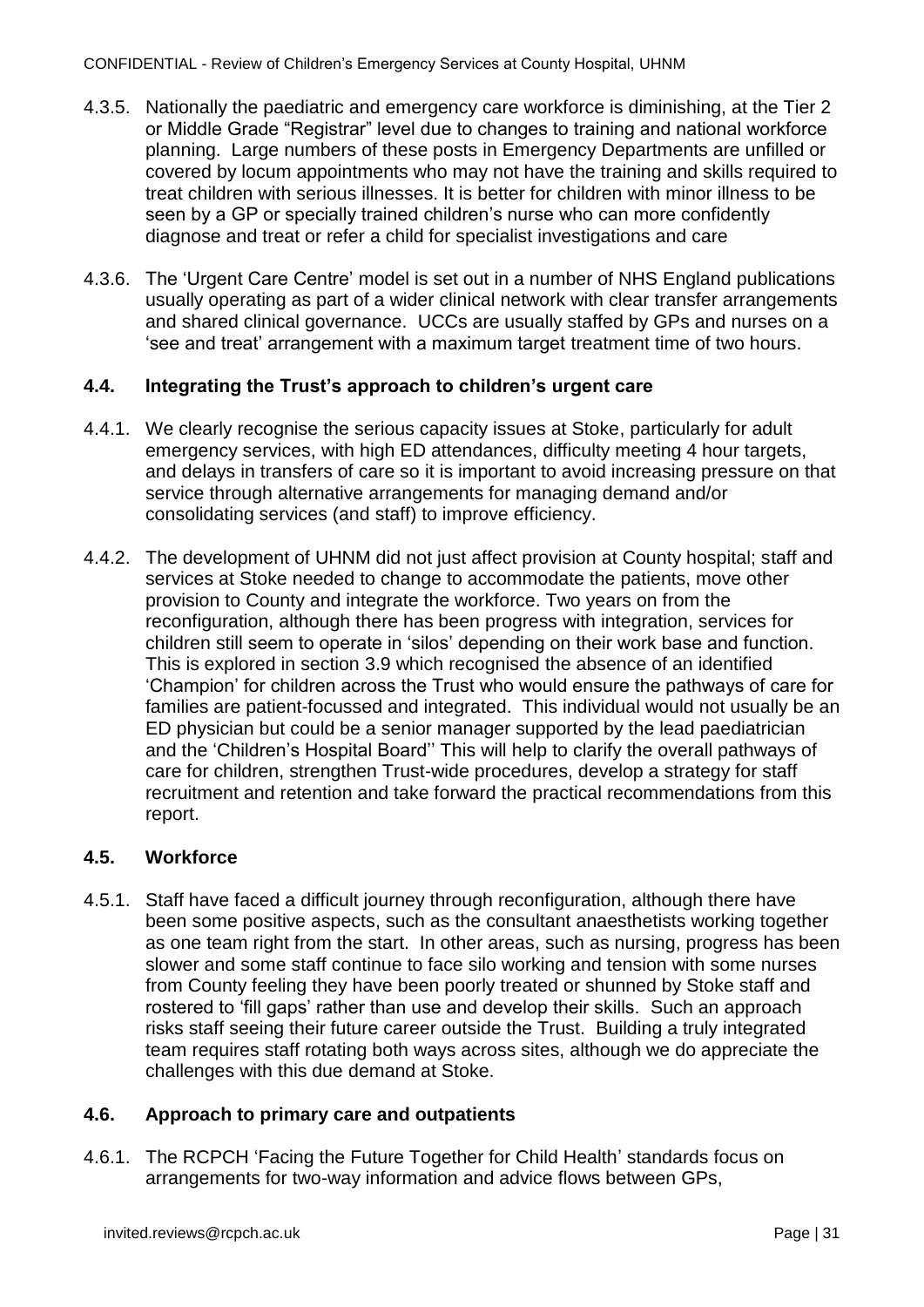4.3.5. Nationally the paediatric and emergency care workforce is diminishing, at the Tier 2 or Middle Grade "Registrar" level due to changes to training and national workforce planning. Large numbers of these posts in Emergency Departments are unfilled or covered by locum appointments who may not have the training and skills required to treat children with serious illnesses. It is better for children with minor illness to be seen by a GP or specially trained children's nurse who can more confidently diagnose and treat or refer a child for specialist investigations and care

4.3.6. The 'Urgent Care Centre' model is set out in a number of NHS England publications usually operating as part of a wider clinical network with clear transfer arrangements and shared clinical governance. UCCs are usually staffed by GPs and nurses on a 'see and treat' arrangement with a maximum target treatment time of two hours.

### 4.4. Integrating the Trust's approach to children's urgent care

4.4.1. We clearly recognise the serious capacity issues at Stoke, particularly for adult emergency services, with high ED attendances, difficulty meeting 4 hour targets, and delays in transfers of care so it is important to avoid increasing pressure on that service through alternative arrangements for managing demand and/or consolidating services (and staff) to improve efficiency.

4.4.2. The development of UHNM did not just affect provision at County hospital; staff and services at Stoke needed to change to accommodate the patients, move other provision to County and integrate the workforce. Two years on from the reconfiguration, although there has been progress with integration, services for children still seem to operate in 'silos' depending on their work base and function. This is explored in section 3.9 which recognised the absence of an identified 'Champion' for children across the Trust who would ensure the pathways of care for families are patient-focussed and integrated. This individual would not usually be an ED physician but could be a senior manager supported by the lead paediatrician and the 'Children's Hospital Board'' This will help to clarify the overall pathways of care for children, strengthen Trust-wide procedures, develop a strategy for staff recruitment and retention and take forward the practical recommendations from this report.

### 4.5. Workforce

4.5.1. Staff have faced a difficult journey through reconfiguration, although there have been some positive aspects, such as the consultant anaesthetists working together as one team right from the start. In other areas, such as nursing, progress has been slower and some staff continue to face silo working and tension with some nurses from County feeling they have been poorly treated or shunned by Stoke staff and rostered to 'fill gaps' rather than use and develop their skills. Such an approach risks staff seeing their future career outside the Trust. Building a truly integrated team requires staff rotating both ways across sites, although we do appreciate the challenges with this due demand at Stoke.

### 4.6. Approach to primary care and outpatients

4.6.1. The RCPCH 'Facing the Future Together for Child Health' standards focus on arrangements for two-way information and advice flows between GPs,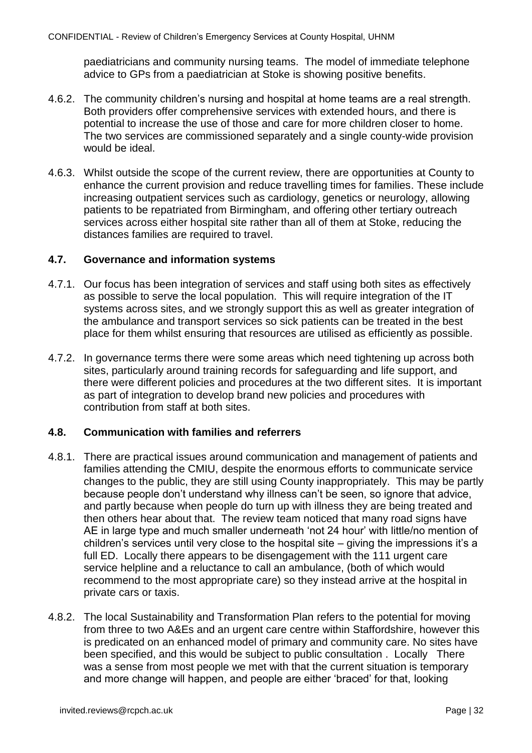paediatricians and community nursing teams. The model of immediate telephone advice to GPs from a paediatrician at Stoke is showing positive benefits.

4.6.2. The community children's nursing and hospital at home teams are a real strength. Both providers offer comprehensive services with extended hours, and there is potential to increase the use of those and care for more children closer to home. The two services are commissioned separately and a single county-wide provision would be ideal.

4.6.3. Whilst outside the scope of the current review, there are opportunities at County to enhance the current provision and reduce travelling times for families. These include increasing outpatient services such as cardiology, genetics or neurology, allowing patients to be repatriated from Birmingham, and offering other tertiary outreach services across either hospital site rather than all of them at Stoke, reducing the distances families are required to travel.

### 4.7. Governance and information systems

4.7.1. Our focus has been integration of services and staff using both sites as effectively as possible to serve the local population. This will require integration of the IT systems across sites, and we strongly support this as well as greater integration of the ambulance and transport services so sick patients can be treated in the best place for them whilst ensuring that resources are utilised as efficiently as possible.

4.7.2. In governance terms there were some areas which need tightening up across both sites, particularly around training records for safeguarding and life support, and there were different policies and procedures at the two different sites. It is important as part of integration to develop brand new policies and procedures with contribution from staff at both sites.

### 4.8. Communication with families and referrers

4.8.1. There are practical issues around communication and management of patients and families attending the CMIU, despite the enormous efforts to communicate service changes to the public, they are still using County inappropriately. This may be partly because people don't understand why illness can't be seen, so ignore that advice, and partly because when people do turn up with illness they are being treated and then others hear about that. The review team noticed that many road signs have AE in large type and much smaller underneath 'not 24 hour' with little/no mention of children's services until very close to the hospital site – giving the impressions it's a full ED. Locally there appears to be disengagement with the 111 urgent care service helpline and a reluctance to call an ambulance, (both of which would recommend to the most appropriate care) so they instead arrive at the hospital in private cars or taxis.

4.8.2. The local Sustainability and Transformation Plan refers to the potential for moving from three to two A&Es and an urgent care centre within Staffordshire, however this is predicated on an enhanced model of primary and community care. No sites have been specified, and this would be subject to public consultation . Locally There was a sense from most people we met with that the current situation is temporary and more change will happen, and people are either 'braced' for that, looking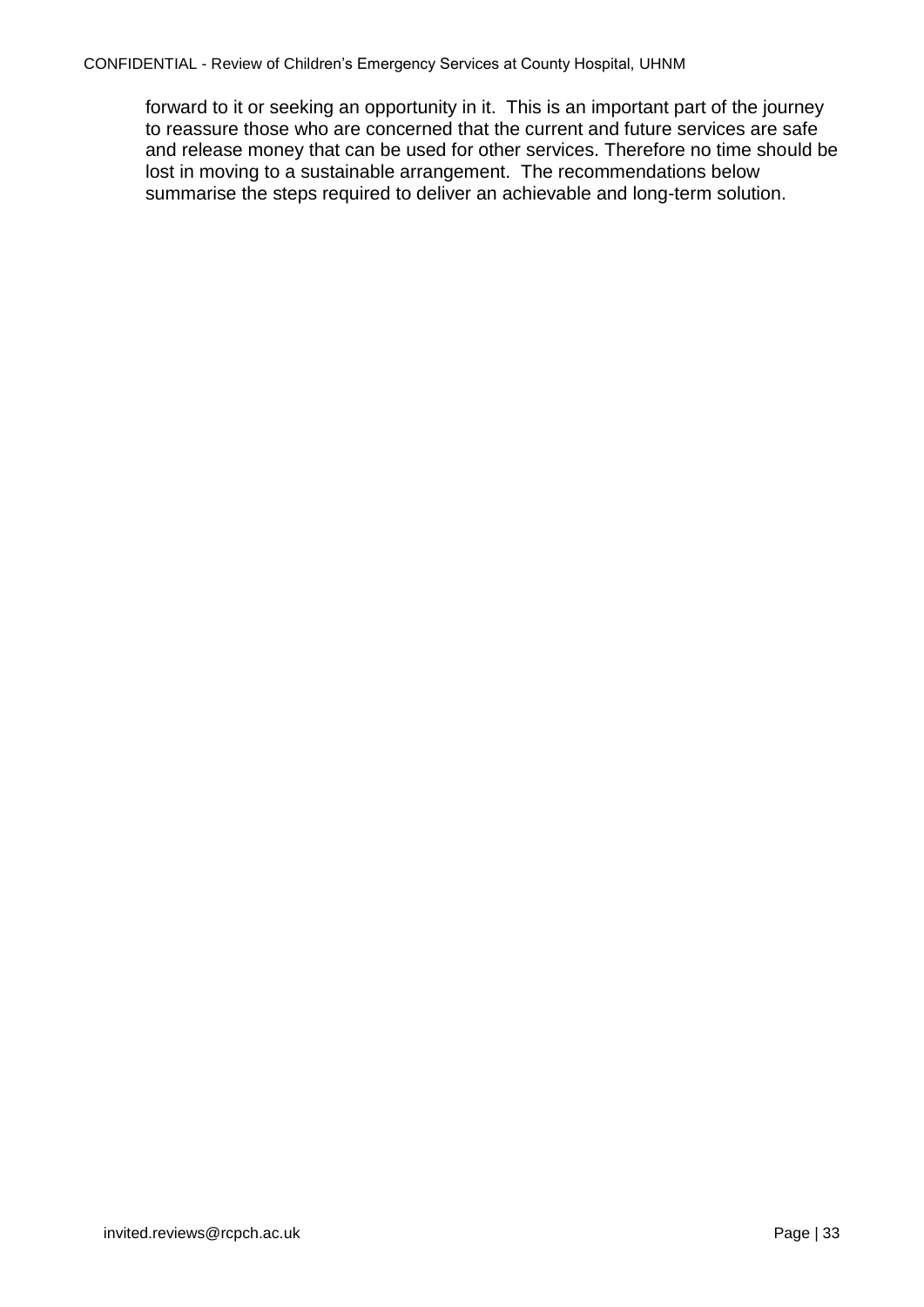forward to it or seeking an opportunity in it. This is an important part of the journey to reassure those who are concerned that the current and future services are safe and release money that can be used for other services. Therefore no time should be lost in moving to a sustainable arrangement. The recommendations below summarise the steps required to deliver an achievable and long-term solution.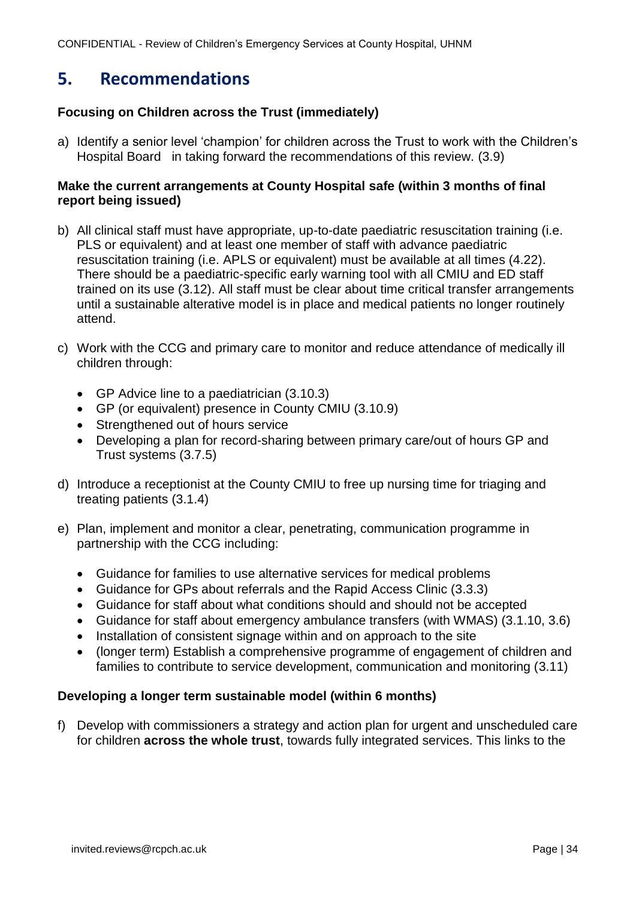## 5. Recommendations

**Focusing on Children across the Trust (immediately)**

a) Identify a senior level 'champion' for children across the Trust to work with the Children's Hospital Board in taking forward the recommendations of this review. (3.9)

**Make the current arrangements at County Hospital safe (within 3 months of final report being issued)**

b) All clinical staff must have appropriate, up-to-date paediatric resuscitation training (i.e. PLS or equivalent) and at least one member of staff with advance paediatric resuscitation training (i.e. APLS or equivalent) must be available at all times (4.22). There should be a paediatric-specific early warning tool with all CMIU and ED staff trained on its use (3.12). All staff must be clear about time critical transfer arrangements until a sustainable alterative model is in place and medical patients no longer routinely attend.

c) Work with the CCG and primary care to monitor and reduce attendance of medically ill children through:

- GP Advice line to a paediatrician (3.10.3)
- GP (or equivalent) presence in County CMIU (3.10.9)
- Strengthened out of hours service
- Developing a plan for record-sharing between primary care/out of hours GP and Trust systems (3.7.5)

d) Introduce a receptionist at the County CMIU to free up nursing time for triaging and treating patients (3.1.4)

e) Plan, implement and monitor a clear, penetrating, communication programme in partnership with the CCG including:

- Guidance for families to use alternative services for medical problems
- Guidance for GPs about referrals and the Rapid Access Clinic (3.3.3)
- Guidance for staff about what conditions should and should not be accepted
- Guidance for staff about emergency ambulance transfers (with WMAS) (3.1.10, 3.6)
- Installation of consistent signage within and on approach to the site
- (longer term) Establish a comprehensive programme of engagement of children and families to contribute to service development, communication and monitoring (3.11)

**Developing a longer term sustainable model (within 6 months)**

f) Develop with commissioners a strategy and action plan for urgent and unscheduled care for children **across the whole trust**, towards fully integrated services. This links to the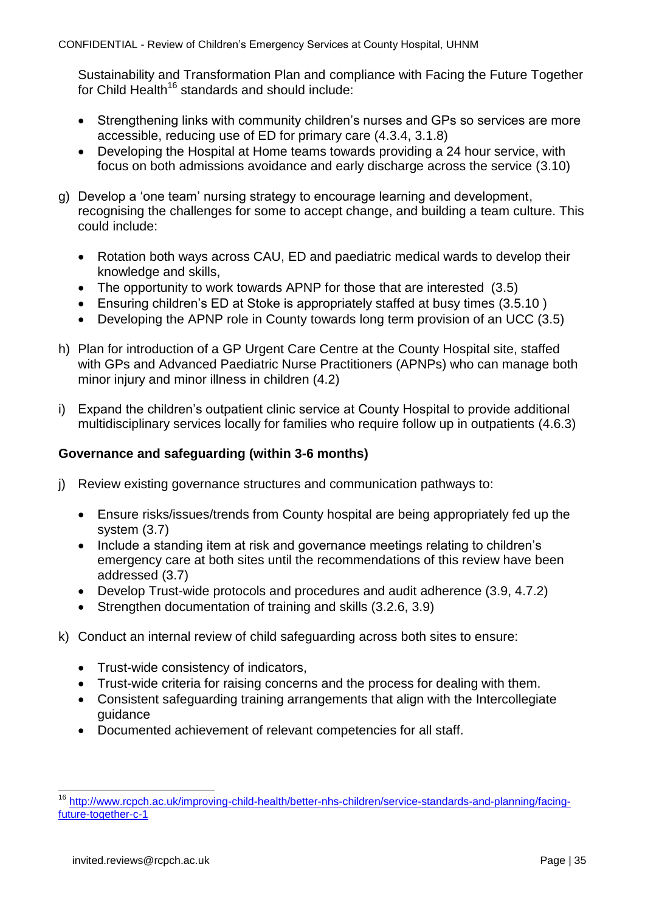Sustainability and Transformation Plan and compliance with Facing the Future Together for Child Health[16] standards and should include:

- Strengthening links with community children's nurses and GPs so services are more accessible, reducing use of ED for primary care (4.3.4, 3.1.8)
- Developing the Hospital at Home teams towards providing a 24 hour service, with focus on both admissions avoidance and early discharge across the service (3.10)

g) Develop a 'one team' nursing strategy to encourage learning and development, recognising the challenges for some to accept change, and building a team culture. This could include:

- Rotation both ways across CAU, ED and paediatric medical wards to develop their knowledge and skills,
- The opportunity to work towards APNP for those that are interested (3.5)
- Ensuring children's ED at Stoke is appropriately staffed at busy times (3.5.10 )
- Developing the APNP role in County towards long term provision of an UCC (3.5)

h) Plan for introduction of a GP Urgent Care Centre at the County Hospital site, staffed with GPs and Advanced Paediatric Nurse Practitioners (APNPs) who can manage both minor injury and minor illness in children (4.2)

i) Expand the children's outpatient clinic service at County Hospital to provide additional multidisciplinary services locally for families who require follow up in outpatients (4.6.3)

**Governance and safeguarding (within 3-6 months)**

j) Review existing governance structures and communication pathways to:

- Ensure risks/issues/trends from County hospital are being appropriately fed up the system (3.7)
- Include a standing item at risk and governance meetings relating to children's emergency care at both sites until the recommendations of this review have been addressed (3.7)
- Develop Trust-wide protocols and procedures and audit adherence (3.9, 4.7.2)
- Strengthen documentation of training and skills (3.2.6, 3.9)

k) Conduct an internal review of child safeguarding across both sites to ensure:

- Trust-wide consistency of indicators,
- Trust-wide criteria for raising concerns and the process for dealing with them.
- Consistent safeguarding training arrangements that align with the Intercollegiate guidance
- Documented achievement of relevant competencies for all staff.

[16] http://www.rcpch.ac.uk/improving-child-health/better-nhs-children/service-standards-and-planning/facing-future-together-c-1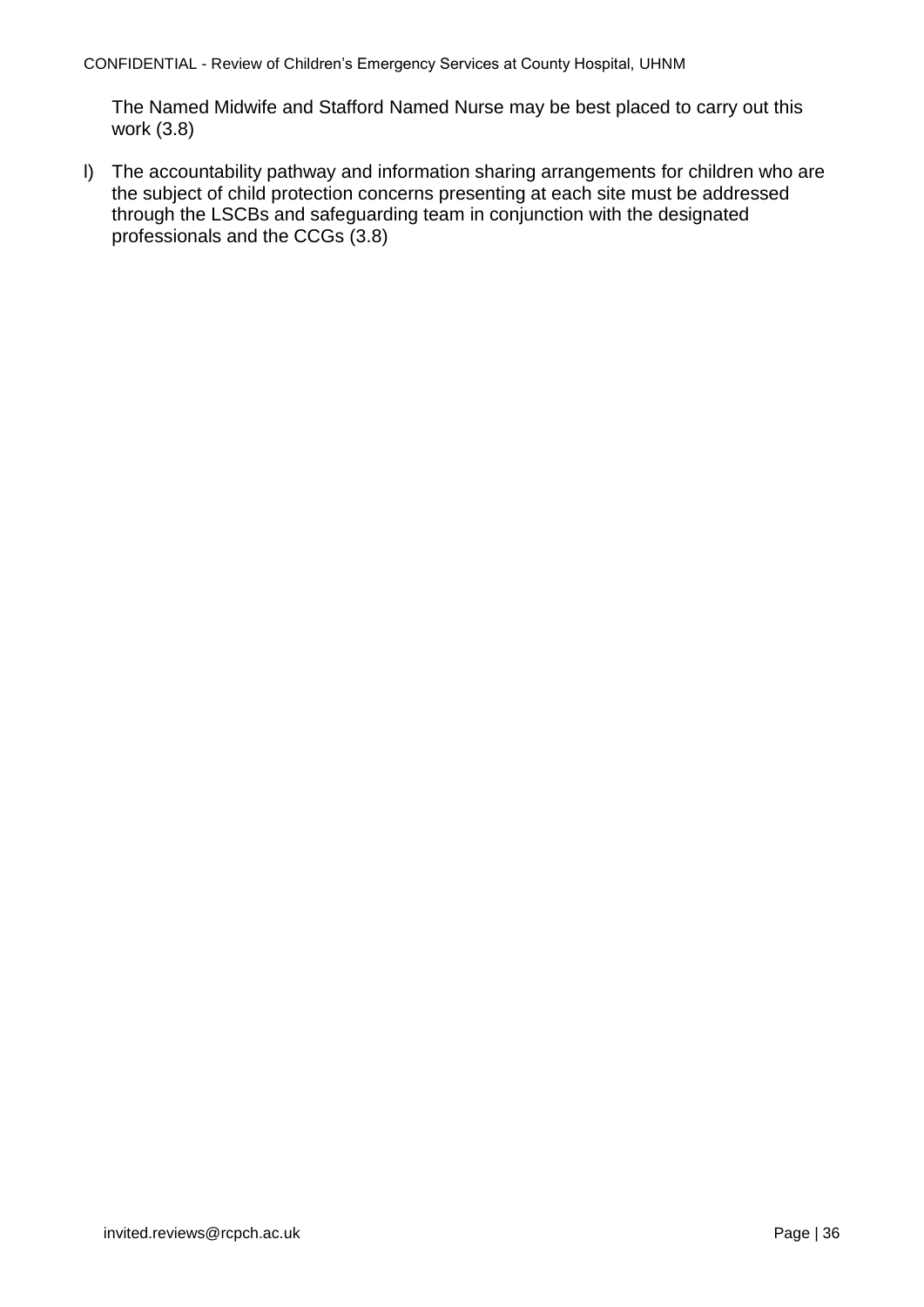The Named Midwife and Stafford Named Nurse may be best placed to carry out this work (3.8)

l) The accountability pathway and information sharing arrangements for children who are the subject of child protection concerns presenting at each site must be addressed through the LSCBs and safeguarding team in conjunction with the designated professionals and the CCGs (3.8)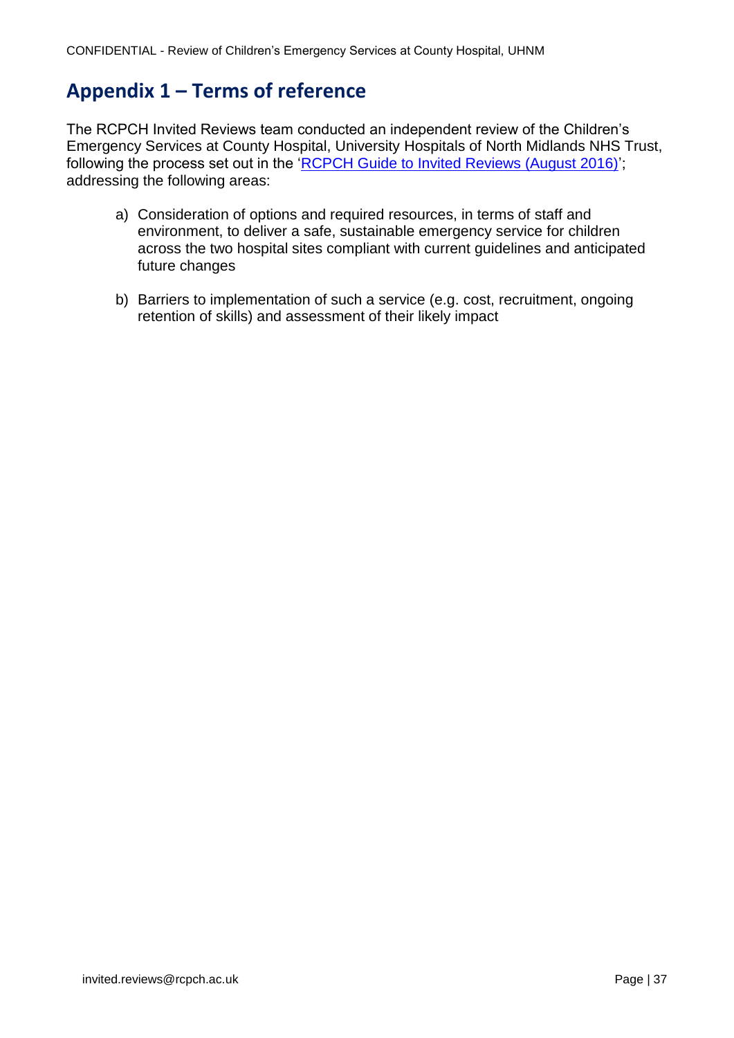## Appendix 1 – Terms of reference

The RCPCH Invited Reviews team conducted an independent review of the Children's Emergency Services at County Hospital, University Hospitals of North Midlands NHS Trust, following the process set out in the 'RCPCH Guide to Invited Reviews (August 2016)'; addressing the following areas:

a) Consideration of options and required resources, in terms of staff and environment, to deliver a safe, sustainable emergency service for children across the two hospital sites compliant with current guidelines and anticipated future changes

b) Barriers to implementation of such a service (e.g. cost, recruitment, ongoing retention of skills) and assessment of their likely impact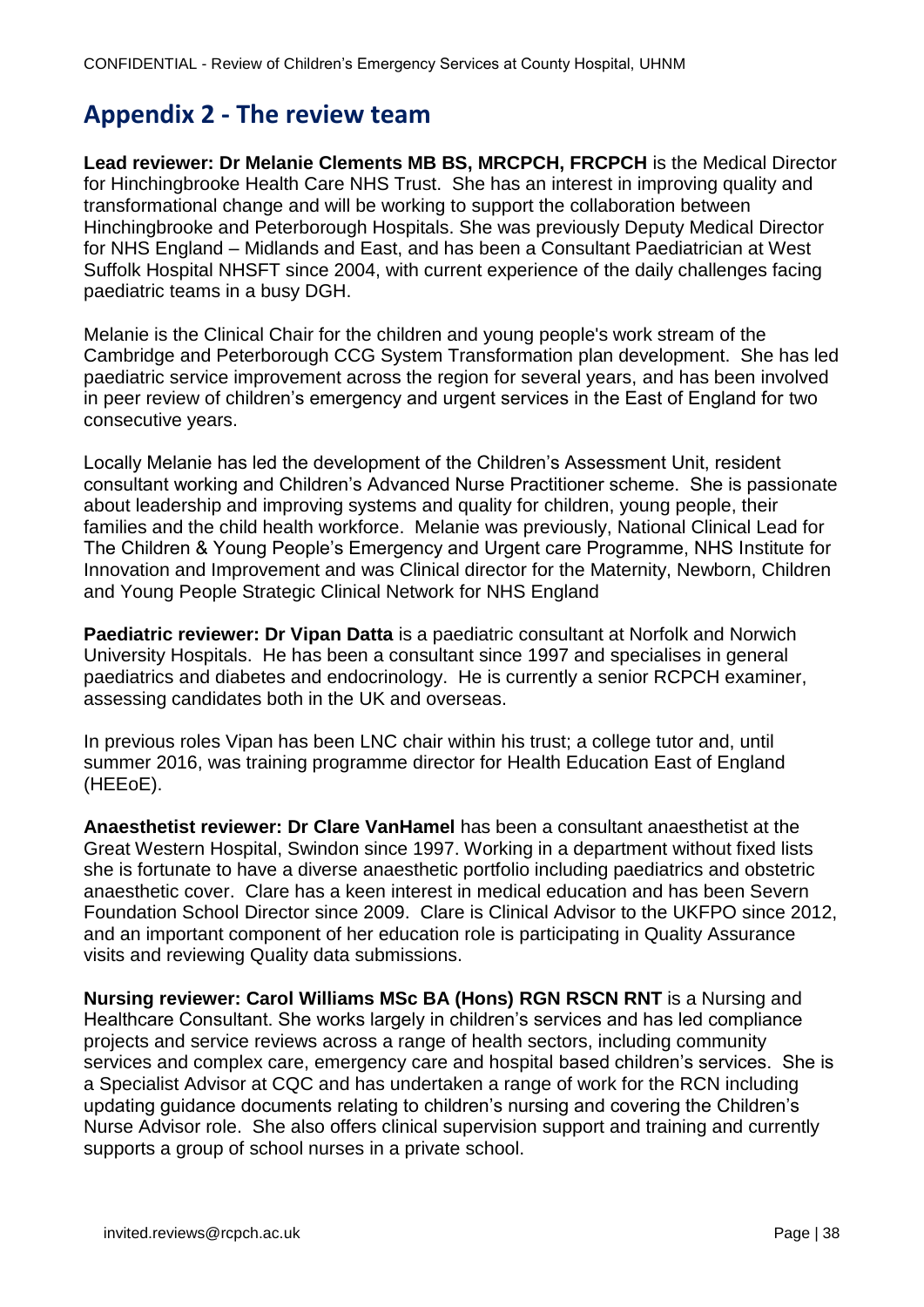## Appendix 2 - The review team

**Lead reviewer: Dr Melanie Clements MB BS, MRCPCH, FRCPCH** is the Medical Director for Hinchingbrooke Health Care NHS Trust. She has an interest in improving quality and transformational change and will be working to support the collaboration between Hinchingbrooke and Peterborough Hospitals. She was previously Deputy Medical Director for NHS England – Midlands and East, and has been a Consultant Paediatrician at West Suffolk Hospital NHSFT since 2004, with current experience of the daily challenges facing paediatric teams in a busy DGH.

Melanie is the Clinical Chair for the children and young people's work stream of the Cambridge and Peterborough CCG System Transformation plan development. She has led paediatric service improvement across the region for several years, and has been involved in peer review of children's emergency and urgent services in the East of England for two consecutive years.

Locally Melanie has led the development of the Children's Assessment Unit, resident consultant working and Children's Advanced Nurse Practitioner scheme. She is passionate about leadership and improving systems and quality for children, young people, their families and the child health workforce. Melanie was previously, National Clinical Lead for The Children & Young People's Emergency and Urgent care Programme, NHS Institute for Innovation and Improvement and was Clinical director for the Maternity, Newborn, Children and Young People Strategic Clinical Network for NHS England

**Paediatric reviewer: Dr Vipan Datta** is a paediatric consultant at Norfolk and Norwich University Hospitals. He has been a consultant since 1997 and specialises in general paediatrics and diabetes and endocrinology. He is currently a senior RCPCH examiner, assessing candidates both in the UK and overseas.

In previous roles Vipan has been LNC chair within his trust; a college tutor and, until summer 2016, was training programme director for Health Education East of England (HEEoE).

**Anaesthetist reviewer: Dr Clare VanHamel** has been a consultant anaesthetist at the Great Western Hospital, Swindon since 1997. Working in a department without fixed lists she is fortunate to have a diverse anaesthetic portfolio including paediatrics and obstetric anaesthetic cover. Clare has a keen interest in medical education and has been Severn Foundation School Director since 2009. Clare is Clinical Advisor to the UKFPO since 2012, and an important component of her education role is participating in Quality Assurance visits and reviewing Quality data submissions.

**Nursing reviewer: Carol Williams MSc BA (Hons) RGN RSCN RNT** is a Nursing and Healthcare Consultant. She works largely in children's services and has led compliance projects and service reviews across a range of health sectors, including community services and complex care, emergency care and hospital based children's services. She is a Specialist Advisor at CQC and has undertaken a range of work for the RCN including updating guidance documents relating to children's nursing and covering the Children's Nurse Advisor role. She also offers clinical supervision support and training and currently supports a group of school nurses in a private school.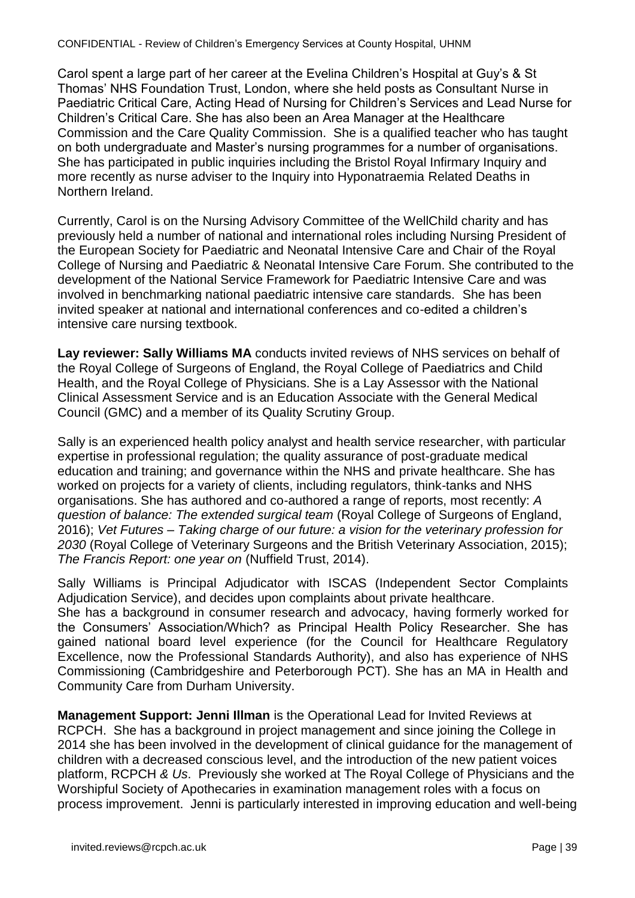Carol spent a large part of her career at the Evelina Children's Hospital at Guy's & St Thomas' NHS Foundation Trust, London, where she held posts as Consultant Nurse in Paediatric Critical Care, Acting Head of Nursing for Children's Services and Lead Nurse for Children's Critical Care. She has also been an Area Manager at the Healthcare Commission and the Care Quality Commission. She is a qualified teacher who has taught on both undergraduate and Master's nursing programmes for a number of organisations. She has participated in public inquiries including the Bristol Royal Infirmary Inquiry and more recently as nurse adviser to the Inquiry into Hyponatraemia Related Deaths in Northern Ireland.

Currently, Carol is on the Nursing Advisory Committee of the WellChild charity and has previously held a number of national and international roles including Nursing President of the European Society for Paediatric and Neonatal Intensive Care and Chair of the Royal College of Nursing and Paediatric & Neonatal Intensive Care Forum. She contributed to the development of the National Service Framework for Paediatric Intensive Care and was involved in benchmarking national paediatric intensive care standards. She has been invited speaker at national and international conferences and co-edited a children's intensive care nursing textbook.

**Lay reviewer: Sally Williams MA** conducts invited reviews of NHS services on behalf of the Royal College of Surgeons of England, the Royal College of Paediatrics and Child Health, and the Royal College of Physicians. She is a Lay Assessor with the National Clinical Assessment Service and is an Education Associate with the General Medical Council (GMC) and a member of its Quality Scrutiny Group.

Sally is an experienced health policy analyst and health service researcher, with particular expertise in professional regulation; the quality assurance of post-graduate medical education and training; and governance within the NHS and private healthcare. She has worked on projects for a variety of clients, including regulators, think-tanks and NHS organisations. She has authored and co-authored a range of reports, most recently: *A question of balance: The extended surgical team* (Royal College of Surgeons of England, 2016); *Vet Futures – Taking charge of our future: a vision for the veterinary profession for 2030* (Royal College of Veterinary Surgeons and the British Veterinary Association, 2015); *The Francis Report: one year on* (Nuffield Trust, 2014).

Sally Williams is Principal Adjudicator with ISCAS (Independent Sector Complaints Adjudication Service), and decides upon complaints about private healthcare. She has a background in consumer research and advocacy, having formerly worked for the Consumers' Association/Which? as Principal Health Policy Researcher. She has gained national board level experience (for the Council for Healthcare Regulatory Excellence, now the Professional Standards Authority), and also has experience of NHS Commissioning (Cambridgeshire and Peterborough PCT). She has an MA in Health and Community Care from Durham University.

**Management Support: Jenni Illman** is the Operational Lead for Invited Reviews at RCPCH. She has a background in project management and since joining the College in 2014 she has been involved in the development of clinical guidance for the management of children with a decreased conscious level, and the introduction of the new patient voices platform, RCPCH *& Us*. Previously she worked at The Royal College of Physicians and the Worshipful Society of Apothecaries in examination management roles with a focus on process improvement. Jenni is particularly interested in improving education and well-being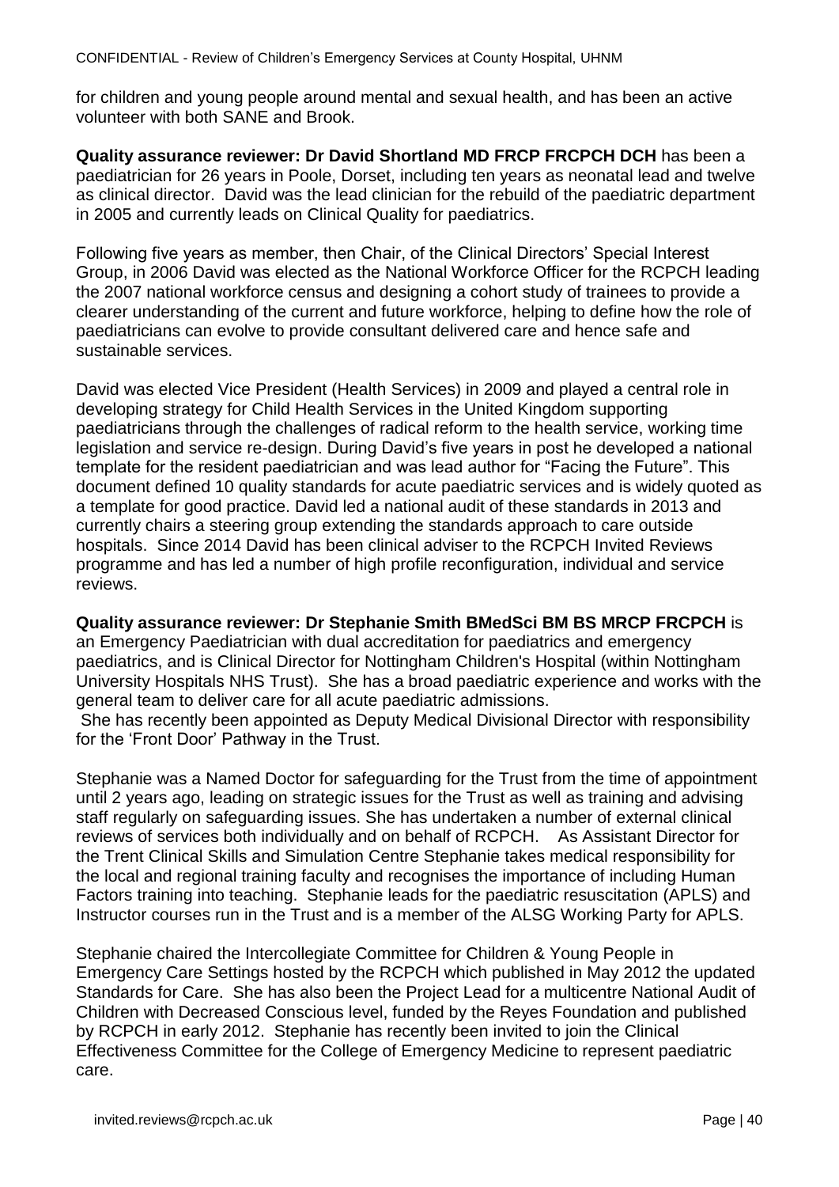for children and young people around mental and sexual health, and has been an active volunteer with both SANE and Brook.

**Quality assurance reviewer: Dr David Shortland MD FRCP FRCPCH DCH** has been a paediatrician for 26 years in Poole, Dorset, including ten years as neonatal lead and twelve as clinical director. David was the lead clinician for the rebuild of the paediatric department in 2005 and currently leads on Clinical Quality for paediatrics.

Following five years as member, then Chair, of the Clinical Directors' Special Interest Group, in 2006 David was elected as the National Workforce Officer for the RCPCH leading the 2007 national workforce census and designing a cohort study of trainees to provide a clearer understanding of the current and future workforce, helping to define how the role of paediatricians can evolve to provide consultant delivered care and hence safe and sustainable services.

David was elected Vice President (Health Services) in 2009 and played a central role in developing strategy for Child Health Services in the United Kingdom supporting paediatricians through the challenges of radical reform to the health service, working time legislation and service re-design. During David's five years in post he developed a national template for the resident paediatrician and was lead author for "Facing the Future". This document defined 10 quality standards for acute paediatric services and is widely quoted as a template for good practice. David led a national audit of these standards in 2013 and currently chairs a steering group extending the standards approach to care outside hospitals. Since 2014 David has been clinical adviser to the RCPCH Invited Reviews programme and has led a number of high profile reconfiguration, individual and service reviews.

**Quality assurance reviewer: Dr Stephanie Smith BMedSci BM BS MRCP FRCPCH** is an Emergency Paediatrician with dual accreditation for paediatrics and emergency paediatrics, and is Clinical Director for Nottingham Children's Hospital (within Nottingham University Hospitals NHS Trust). She has a broad paediatric experience and works with the general team to deliver care for all acute paediatric admissions.
She has recently been appointed as Deputy Medical Divisional Director with responsibility for the 'Front Door' Pathway in the Trust.

Stephanie was a Named Doctor for safeguarding for the Trust from the time of appointment until 2 years ago, leading on strategic issues for the Trust as well as training and advising staff regularly on safeguarding issues. She has undertaken a number of external clinical reviews of services both individually and on behalf of RCPCH. As Assistant Director for the Trent Clinical Skills and Simulation Centre Stephanie takes medical responsibility for the local and regional training faculty and recognises the importance of including Human Factors training into teaching. Stephanie leads for the paediatric resuscitation (APLS) and Instructor courses run in the Trust and is a member of the ALSG Working Party for APLS.

Stephanie chaired the Intercollegiate Committee for Children & Young People in Emergency Care Settings hosted by the RCPCH which published in May 2012 the updated Standards for Care. She has also been the Project Lead for a multicentre National Audit of Children with Decreased Conscious level, funded by the Reyes Foundation and published by RCPCH in early 2012. Stephanie has recently been invited to join the Clinical Effectiveness Committee for the College of Emergency Medicine to represent paediatric care.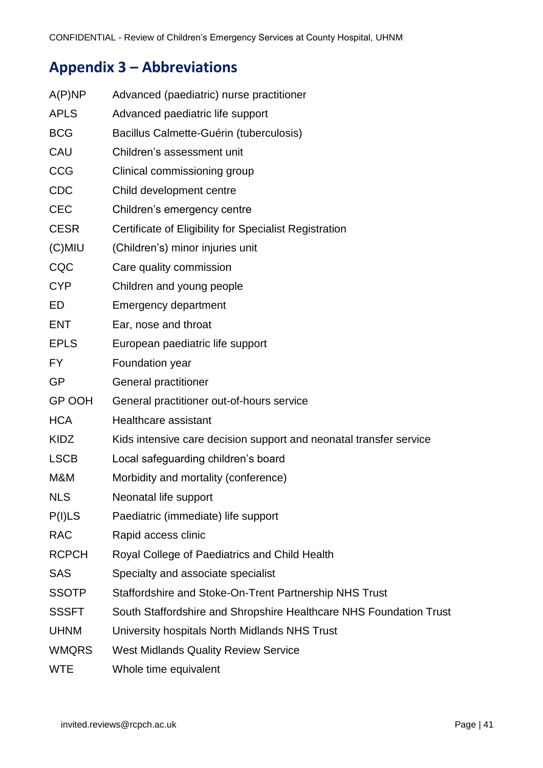## Appendix 3 – Abbreviations

| | |
|---|---|
| A(P)NP | Advanced (paediatric) nurse practitioner |
| APLS | Advanced paediatric life support |
| BCG | Bacillus Calmette-Guérin (tuberculosis) |
| CAU | Children's assessment unit |
| CCG | Clinical commissioning group |
| CDC | Child development centre |
| CEC | Children's emergency centre |
| CESR | Certificate of Eligibility for Specialist Registration |
| (C)MIU | (Children's) minor injuries unit |
| CQC | Care quality commission |
| CYP | Children and young people |
| ED | Emergency department |
| ENT | Ear, nose and throat |
| EPLS | European paediatric life support |
| FY | Foundation year |
| GP | General practitioner |
| GP OOH | General practitioner out-of-hours service |
| HCA | Healthcare assistant |
| KIDZ | Kids intensive care decision support and neonatal transfer service |
| LSCB | Local safeguarding children's board |
| M&M | Morbidity and mortality (conference) |
| NLS | Neonatal life support |
| P(I)LS | Paediatric (immediate) life support |
| RAC | Rapid access clinic |
| RCPCH | Royal College of Paediatrics and Child Health |
| SAS | Specialty and associate specialist |
| SSOTP | Staffordshire and Stoke-On-Trent Partnership NHS Trust |
| SSSFT | South Staffordshire and Shropshire Healthcare NHS Foundation Trust |
| UHNM | University hospitals North Midlands NHS Trust |
| WMQRS | West Midlands Quality Review Service |
| WTE | Whole time equivalent |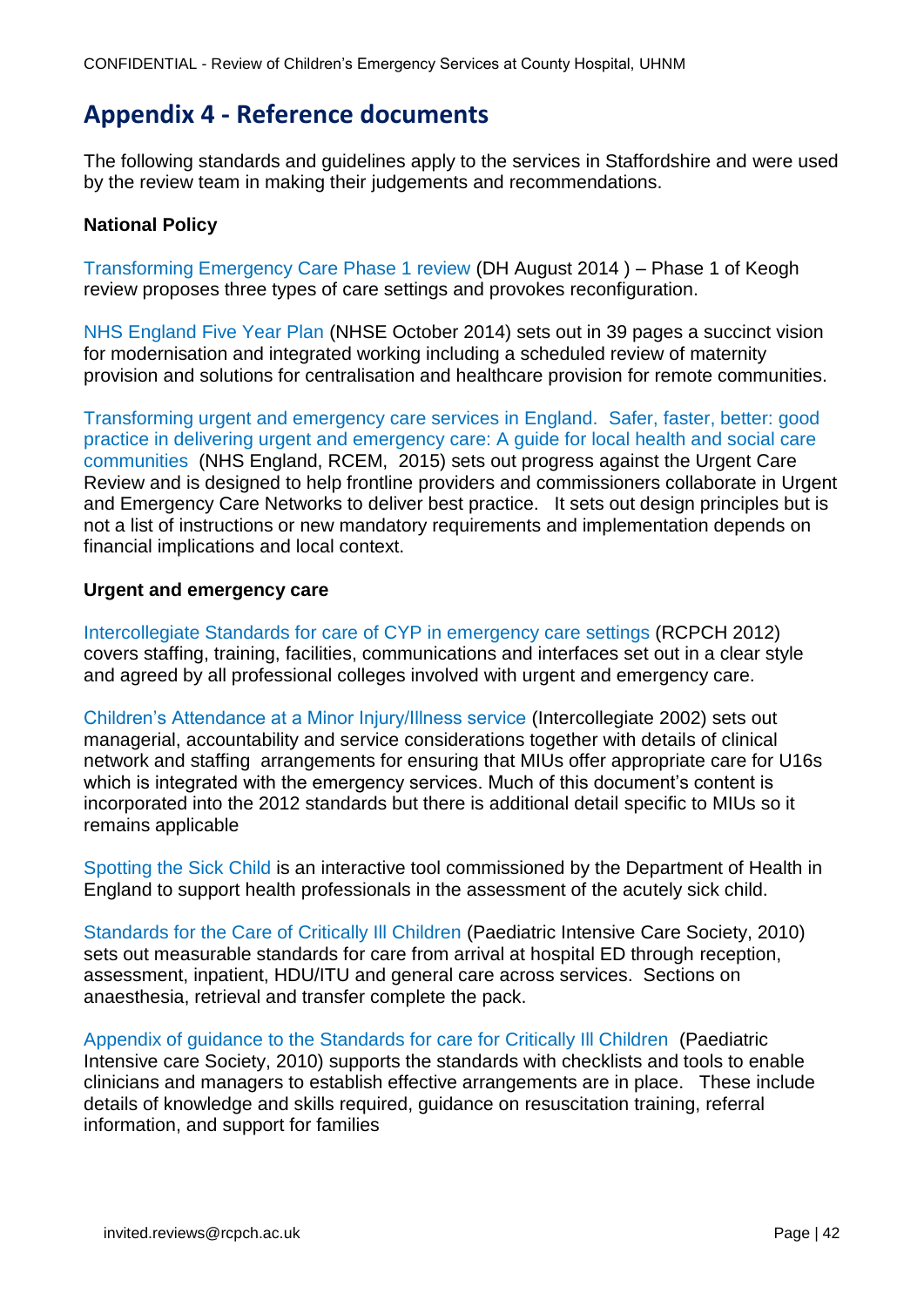# Appendix 4 - Reference documents

The following standards and guidelines apply to the services in Staffordshire and were used by the review team in making their judgements and recommendations.

**National Policy**

Transforming Emergency Care Phase 1 review (DH August 2014 ) – Phase 1 of Keogh review proposes three types of care settings and provokes reconfiguration.

NHS England Five Year Plan (NHSE October 2014) sets out in 39 pages a succinct vision for modernisation and integrated working including a scheduled review of maternity provision and solutions for centralisation and healthcare provision for remote communities.

Transforming urgent and emergency care services in England. Safer, faster, better: good practice in delivering urgent and emergency care: A guide for local health and social care communities (NHS England, RCEM, 2015) sets out progress against the Urgent Care Review and is designed to help frontline providers and commissioners collaborate in Urgent and Emergency Care Networks to deliver best practice. It sets out design principles but is not a list of instructions or new mandatory requirements and implementation depends on financial implications and local context.

**Urgent and emergency care**

Intercollegiate Standards for care of CYP in emergency care settings (RCPCH 2012) covers staffing, training, facilities, communications and interfaces set out in a clear style and agreed by all professional colleges involved with urgent and emergency care.

Children's Attendance at a Minor Injury/Illness service (Intercollegiate 2002) sets out managerial, accountability and service considerations together with details of clinical network and staffing arrangements for ensuring that MIUs offer appropriate care for U16s which is integrated with the emergency services. Much of this document's content is incorporated into the 2012 standards but there is additional detail specific to MIUs so it remains applicable

Spotting the Sick Child is an interactive tool commissioned by the Department of Health in England to support health professionals in the assessment of the acutely sick child.

Standards for the Care of Critically Ill Children (Paediatric Intensive Care Society, 2010) sets out measurable standards for care from arrival at hospital ED through reception, assessment, inpatient, HDU/ITU and general care across services. Sections on anaesthesia, retrieval and transfer complete the pack.

Appendix of guidance to the Standards for care for Critically Ill Children (Paediatric Intensive care Society, 2010) supports the standards with checklists and tools to enable clinicians and managers to establish effective arrangements are in place. These include details of knowledge and skills required, guidance on resuscitation training, referral information, and support for families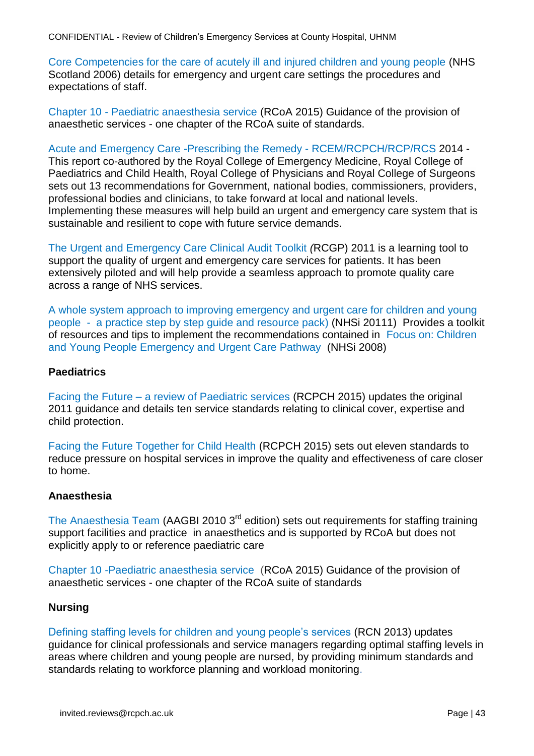Core Competencies for the care of acutely ill and injured children and young people (NHS Scotland 2006) details for emergency and urgent care settings the procedures and expectations of staff.

Chapter 10 - Paediatric anaesthesia service (RCoA 2015) Guidance of the provision of anaesthetic services - one chapter of the RCoA suite of standards.

Acute and Emergency Care -Prescribing the Remedy - RCEM/RCPCH/RCP/RCS 2014 - This report co-authored by the Royal College of Emergency Medicine, Royal College of Paediatrics and Child Health, Royal College of Physicians and Royal College of Surgeons sets out 13 recommendations for Government, national bodies, commissioners, providers, professional bodies and clinicians, to take forward at local and national levels. Implementing these measures will help build an urgent and emergency care system that is sustainable and resilient to cope with future service demands.

The Urgent and Emergency Care Clinical Audit Toolkit *(*RCGP) 2011 is a learning tool to support the quality of urgent and emergency care services for patients. It has been extensively piloted and will help provide a seamless approach to promote quality care across a range of NHS services.

A whole system approach to improving emergency and urgent care for children and young people - a practice step by step guide and resource pack) (NHSi 20111) Provides a toolkit of resources and tips to implement the recommendations contained in Focus on: Children and Young People Emergency and Urgent Care Pathway (NHSi 2008)

**Paediatrics**

Facing the Future – a review of Paediatric services (RCPCH 2015) updates the original 2011 guidance and details ten service standards relating to clinical cover, expertise and child protection.

Facing the Future Together for Child Health (RCPCH 2015) sets out eleven standards to reduce pressure on hospital services in improve the quality and effectiveness of care closer to home.

**Anaesthesia**

The Anaesthesia Team (AAGBI 2010 3rd edition) sets out requirements for staffing training support facilities and practice in anaesthetics and is supported by RCoA but does not explicitly apply to or reference paediatric care

Chapter 10 -Paediatric anaesthesia service (RCoA 2015) Guidance of the provision of anaesthetic services - one chapter of the RCoA suite of standards

**Nursing**

Defining staffing levels for children and young people's services (RCN 2013) updates guidance for clinical professionals and service managers regarding optimal staffing levels in areas where children and young people are nursed, by providing minimum standards and standards relating to workforce planning and workload monitoring.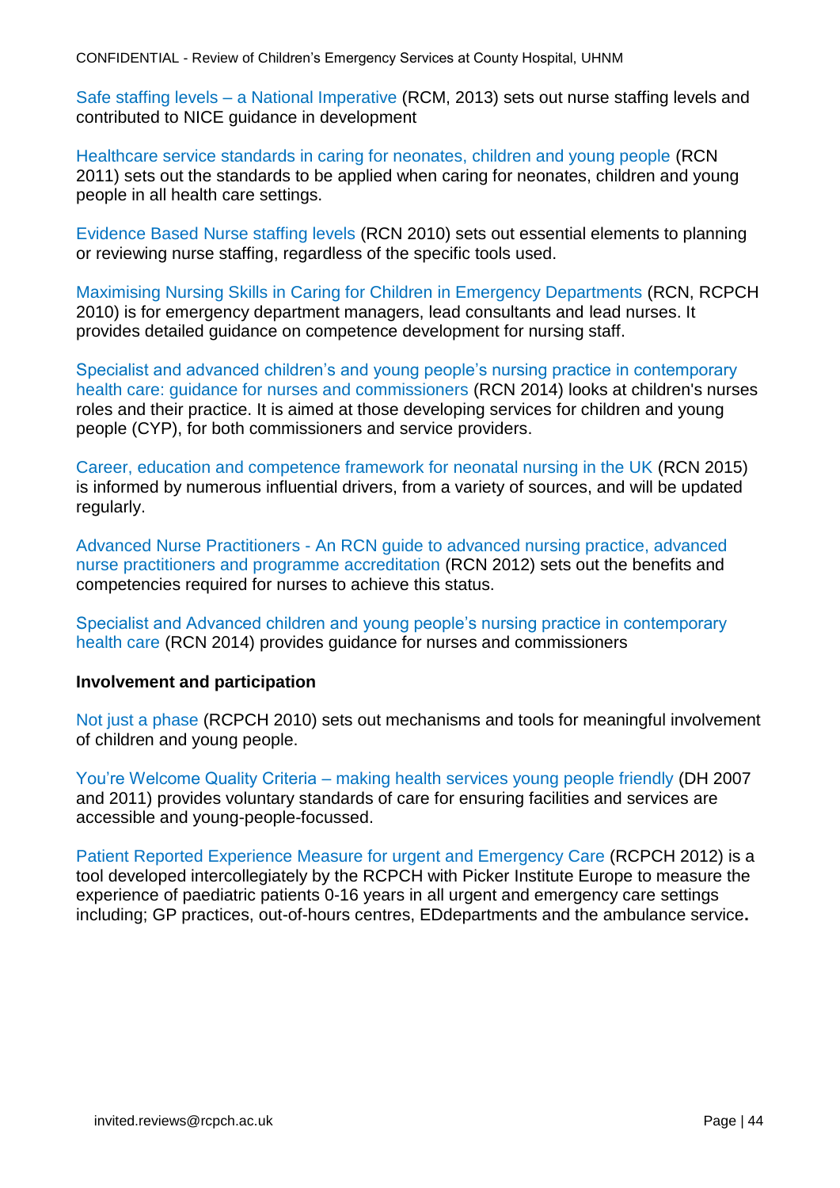Safe staffing levels – a National Imperative (RCM, 2013) sets out nurse staffing levels and contributed to NICE guidance in development

Healthcare service standards in caring for neonates, children and young people (RCN 2011) sets out the standards to be applied when caring for neonates, children and young people in all health care settings.

Evidence Based Nurse staffing levels (RCN 2010) sets out essential elements to planning or reviewing nurse staffing, regardless of the specific tools used.

Maximising Nursing Skills in Caring for Children in Emergency Departments (RCN, RCPCH 2010) is for emergency department managers, lead consultants and lead nurses. It provides detailed guidance on competence development for nursing staff.

Specialist and advanced children's and young people's nursing practice in contemporary health care: guidance for nurses and commissioners (RCN 2014) looks at children's nurses roles and their practice. It is aimed at those developing services for children and young people (CYP), for both commissioners and service providers.

Career, education and competence framework for neonatal nursing in the UK (RCN 2015) is informed by numerous influential drivers, from a variety of sources, and will be updated regularly.

Advanced Nurse Practitioners - An RCN guide to advanced nursing practice, advanced nurse practitioners and programme accreditation (RCN 2012) sets out the benefits and competencies required for nurses to achieve this status.

Specialist and Advanced children and young people's nursing practice in contemporary health care (RCN 2014) provides guidance for nurses and commissioners

**Involvement and participation**

Not just a phase (RCPCH 2010) sets out mechanisms and tools for meaningful involvement of children and young people.

You're Welcome Quality Criteria – making health services young people friendly (DH 2007 and 2011) provides voluntary standards of care for ensuring facilities and services are accessible and young-people-focussed.

Patient Reported Experience Measure for urgent and Emergency Care (RCPCH 2012) is a tool developed intercollegiately by the RCPCH with Picker Institute Europe to measure the experience of paediatric patients 0-16 years in all urgent and emergency care settings including; GP practices, out-of-hours centres, EDdepartments and the ambulance service.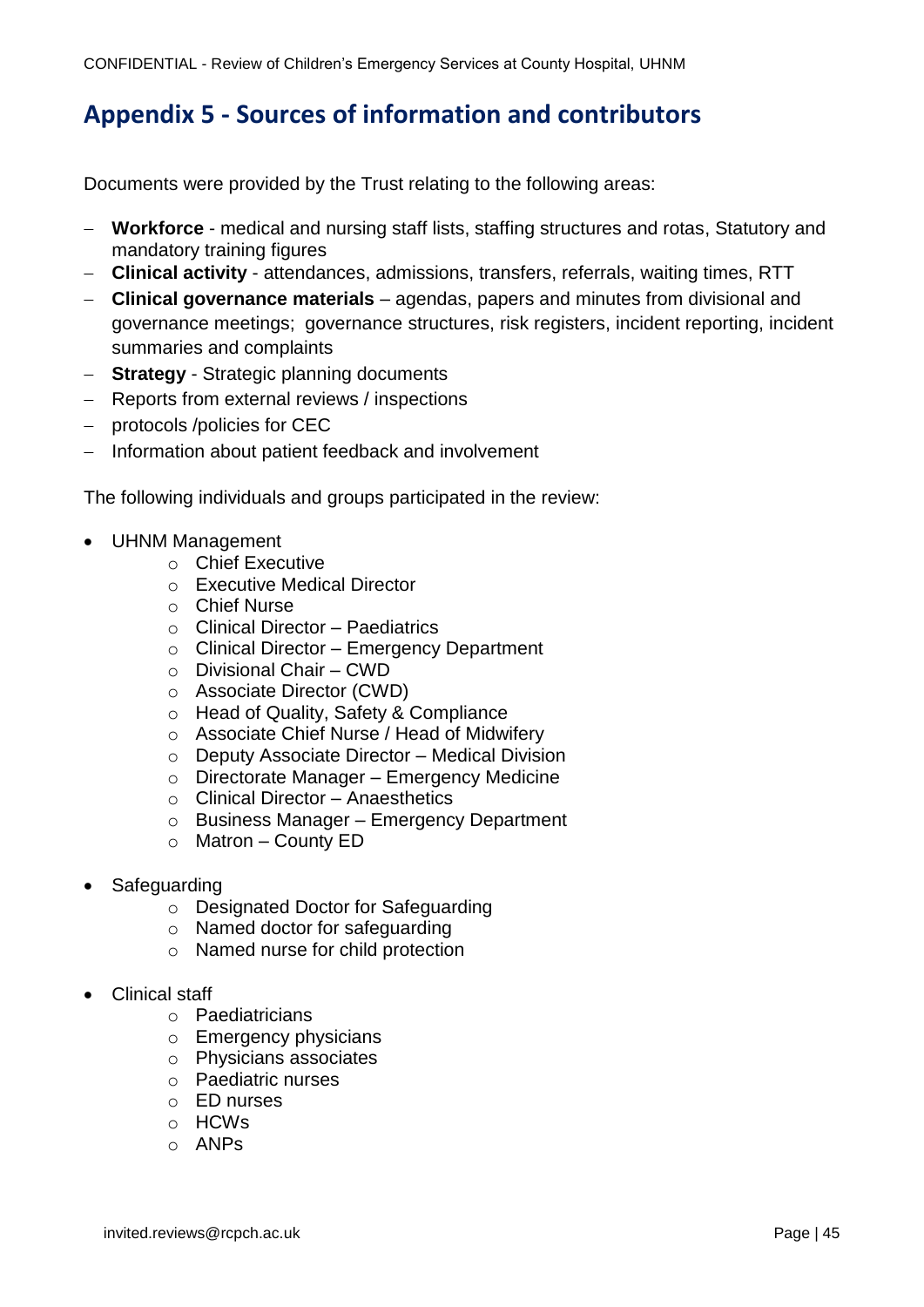## Appendix 5 - Sources of information and contributors

Documents were provided by the Trust relating to the following areas:

- **Workforce** - medical and nursing staff lists, staffing structures and rotas, Statutory and mandatory training figures
- **Clinical activity** - attendances, admissions, transfers, referrals, waiting times, RTT
- **Clinical governance materials** – agendas, papers and minutes from divisional and governance meetings; governance structures, risk registers, incident reporting, incident summaries and complaints
- **Strategy** - Strategic planning documents
- Reports from external reviews / inspections
- protocols /policies for CEC
- Information about patient feedback and involvement

The following individuals and groups participated in the review:

- UHNM Management
  - Chief Executive
  - Executive Medical Director
  - Chief Nurse
  - Clinical Director – Paediatrics
  - Clinical Director – Emergency Department
  - Divisional Chair – CWD
  - Associate Director (CWD)
  - Head of Quality, Safety & Compliance
  - Associate Chief Nurse / Head of Midwifery
  - Deputy Associate Director – Medical Division
  - Directorate Manager – Emergency Medicine
  - Clinical Director – Anaesthetics
  - Business Manager – Emergency Department
  - Matron – County ED
- Safeguarding
  - Designated Doctor for Safeguarding
  - Named doctor for safeguarding
  - Named nurse for child protection
- Clinical staff
  - Paediatricians
  - Emergency physicians
  - Physicians associates
  - Paediatric nurses
  - ED nurses
  - HCWs
  - ANPs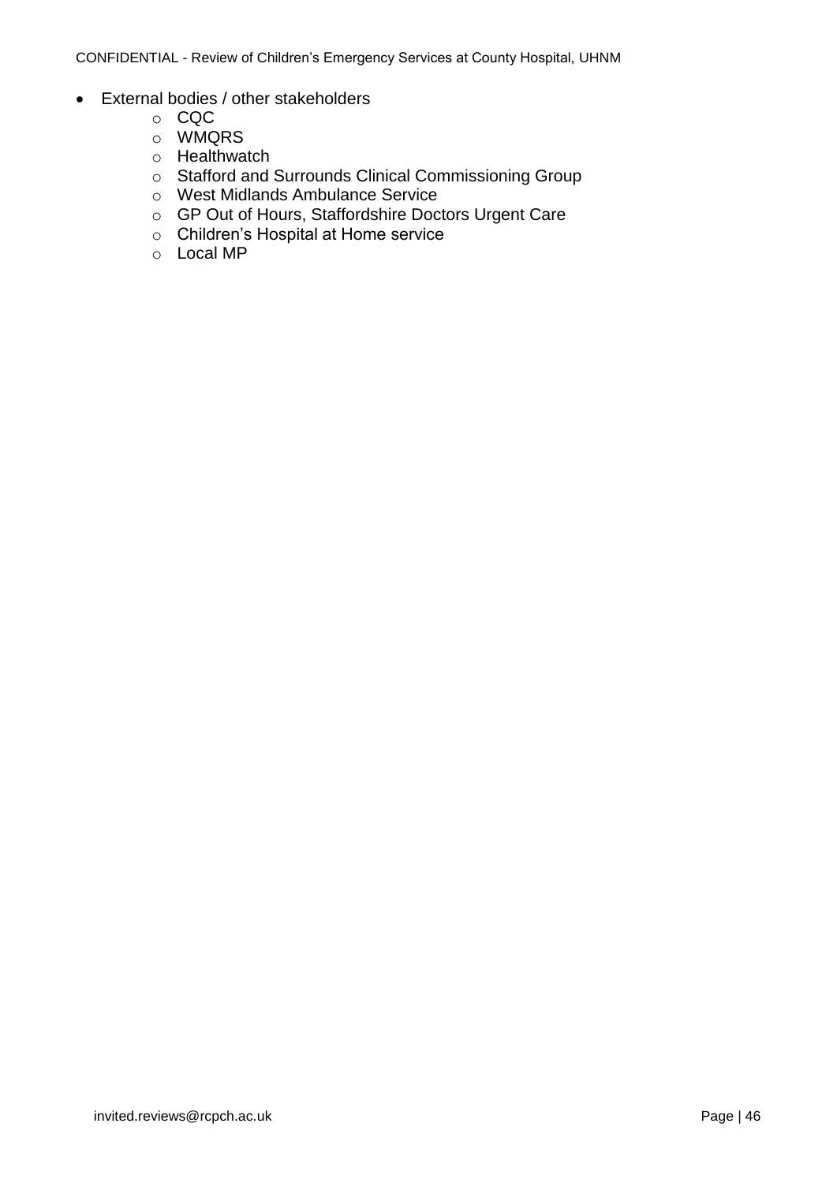- External bodies / other stakeholders
    - CQC
    - WMQRS
    - Healthwatch
    - Stafford and Surrounds Clinical Commissioning Group
    - West Midlands Ambulance Service
    - GP Out of Hours, Staffordshire Doctors Urgent Care
    - Children's Hospital at Home service
    - Local MP